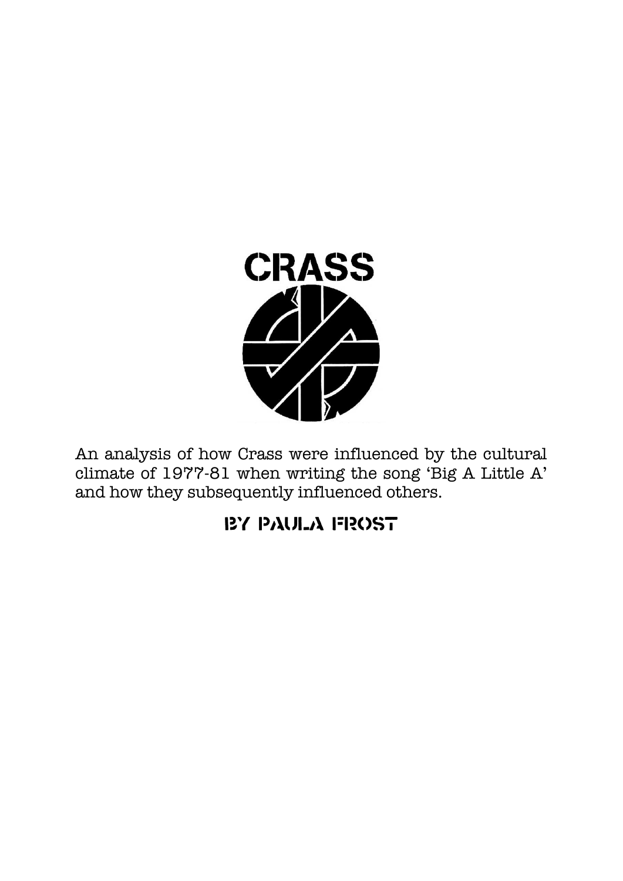CRASS

An analysis of how Crass were influenced by the cultural climate of 1977-81 when writing the song 'Big A Little A' and how they subsequently influenced others.

**BY PAULA FROST**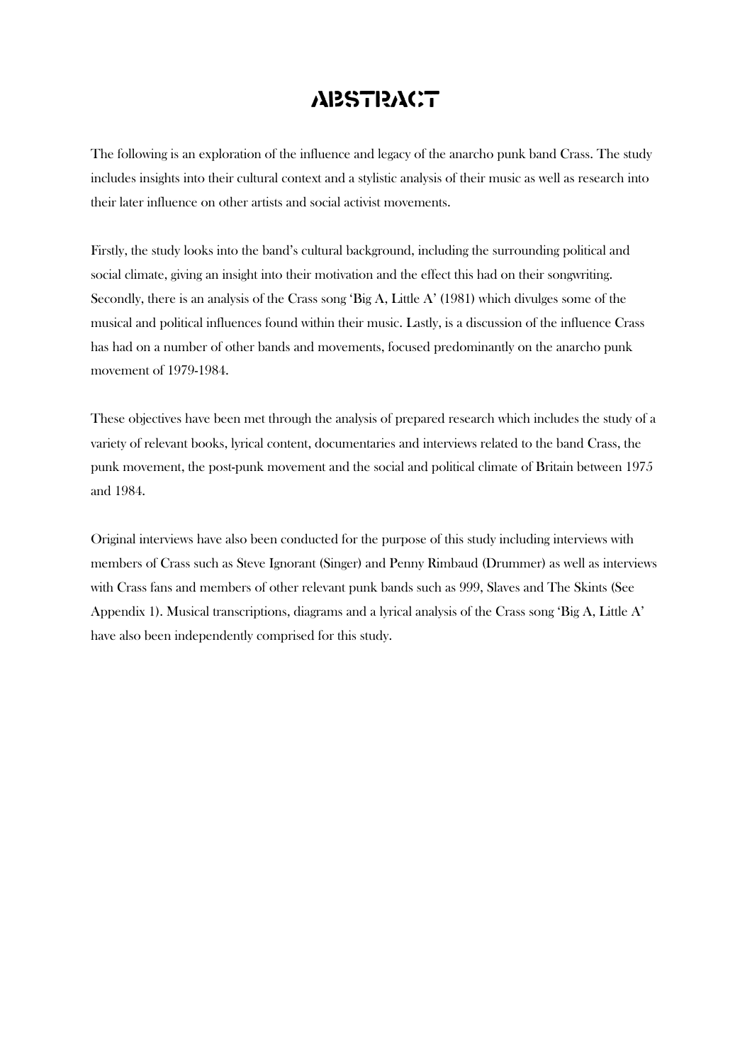# ABSTRACT

The following is an exploration of the influence and legacy of the anarcho punk band Crass. The study includes insights into their cultural context and a stylistic analysis of their music as well as research into their later influence on other artists and social activist movements.

Firstly, the study looks into the band's cultural background, including the surrounding political and social climate, giving an insight into their motivation and the effect this had on their songwriting. Secondly, there is an analysis of the Crass song 'Big A, Little A' (1981) which divulges some of the musical and political influences found within their music. Lastly, is a discussion of the influence Crass has had on a number of other bands and movements, focused predominantly on the anarcho punk movement of 1979-1984.

These objectives have been met through the analysis of prepared research which includes the study of a variety of relevant books, lyrical content, documentaries and interviews related to the band Crass, the punk movement, the post-punk movement and the social and political climate of Britain between 1975 and 1984.

Original interviews have also been conducted for the purpose of this study including interviews with members of Crass such as Steve Ignorant (Singer) and Penny Rimbaud (Drummer) as well as interviews with Crass fans and members of other relevant punk bands such as 999, Slaves and The Skints (See Appendix 1). Musical transcriptions, diagrams and a lyrical analysis of the Crass song 'Big A, Little A' have also been independently comprised for this study.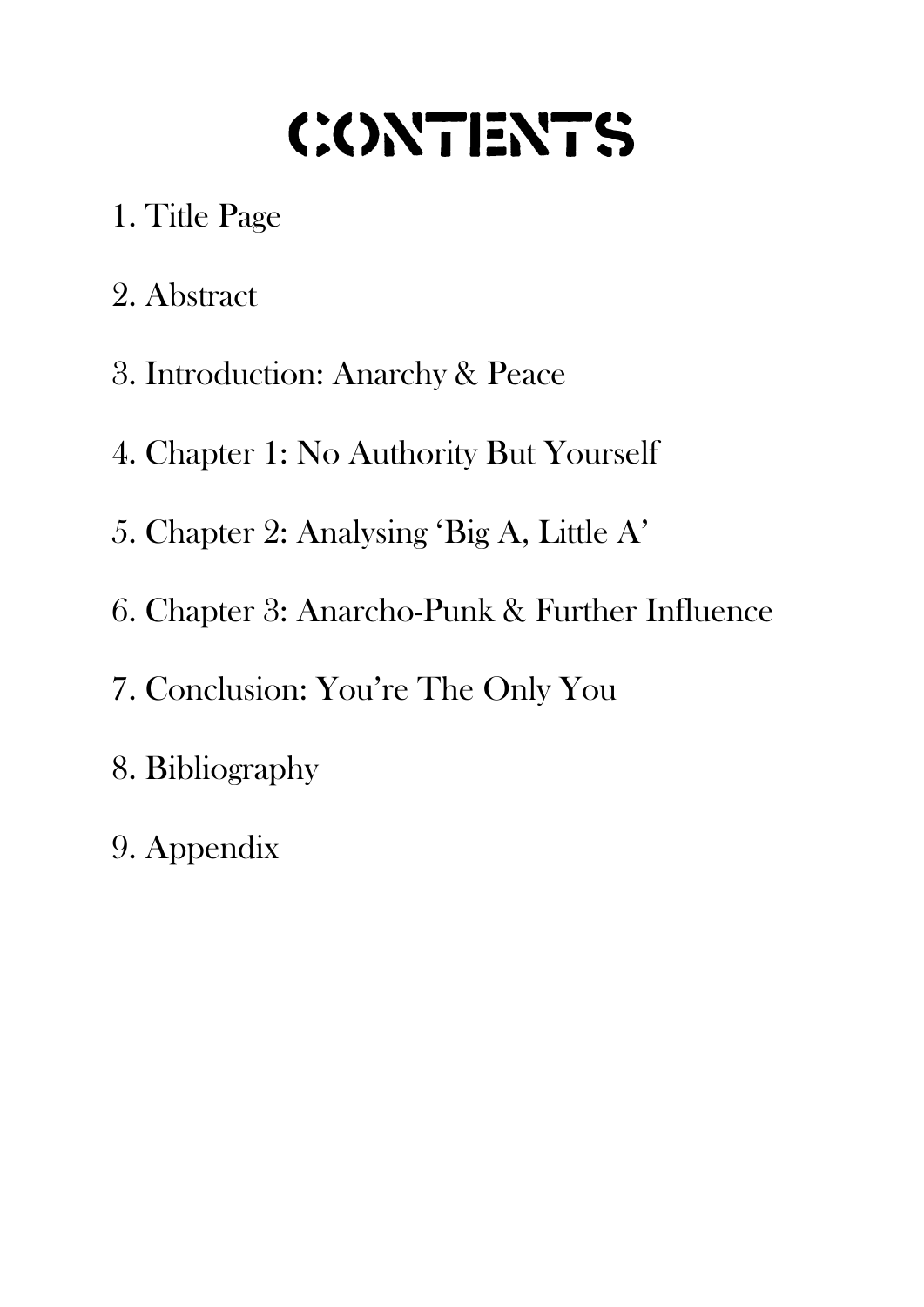# CONTENTS

1. Title Page
2. Abstract
3. Introduction: Anarchy & Peace
4. Chapter 1: No Authority But Yourself
5. Chapter 2: Analysing 'Big A, Little A'
6. Chapter 3: Anarcho-Punk & Further Influence
7. Conclusion: You're The Only You
8. Bibliography
9. Appendix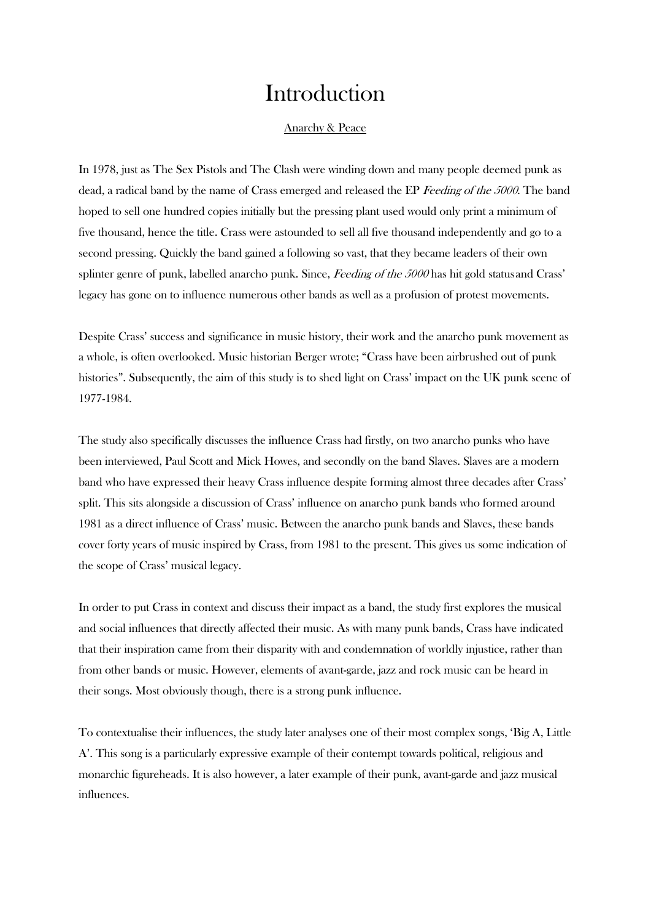# Introduction

## Anarchy & Peace

In 1978, just as The Sex Pistols and The Clash were winding down and many people deemed punk as dead, a radical band by the name of Crass emerged and released the EP *Feeding of the 5000*. The band hoped to sell one hundred copies initially but the pressing plant used would only print a minimum of five thousand, hence the title. Crass were astounded to sell all five thousand independently and go to a second pressing. Quickly the band gained a following so vast, that they became leaders of their own splinter genre of punk, labelled anarcho punk. Since, *Feeding of the 5000* has hit gold status and Crass' legacy has gone on to influence numerous other bands as well as a profusion of protest movements.

Despite Crass' success and significance in music history, their work and the anarcho punk movement as a whole, is often overlooked. Music historian Berger wrote; "Crass have been airbrushed out of punk histories". Subsequently, the aim of this study is to shed light on Crass' impact on the UK punk scene of 1977-1984.

The study also specifically discusses the influence Crass had firstly, on two anarcho punks who have been interviewed, Paul Scott and Mick Howes, and secondly on the band Slaves. Slaves are a modern band who have expressed their heavy Crass influence despite forming almost three decades after Crass' split. This sits alongside a discussion of Crass' influence on anarcho punk bands who formed around 1981 as a direct influence of Crass' music. Between the anarcho punk bands and Slaves, these bands cover forty years of music inspired by Crass, from 1981 to the present. This gives us some indication of the scope of Crass' musical legacy.

In order to put Crass in context and discuss their impact as a band, the study first explores the musical and social influences that directly affected their music. As with many punk bands, Crass have indicated that their inspiration came from their disparity with and condemnation of worldly injustice, rather than from other bands or music. However, elements of avant-garde, jazz and rock music can be heard in their songs. Most obviously though, there is a strong punk influence.

To contextualise their influences, the study later analyses one of their most complex songs, 'Big A, Little A'. This song is a particularly expressive example of their contempt towards political, religious and monarchic figureheads. It is also however, a later example of their punk, avant-garde and jazz musical influences.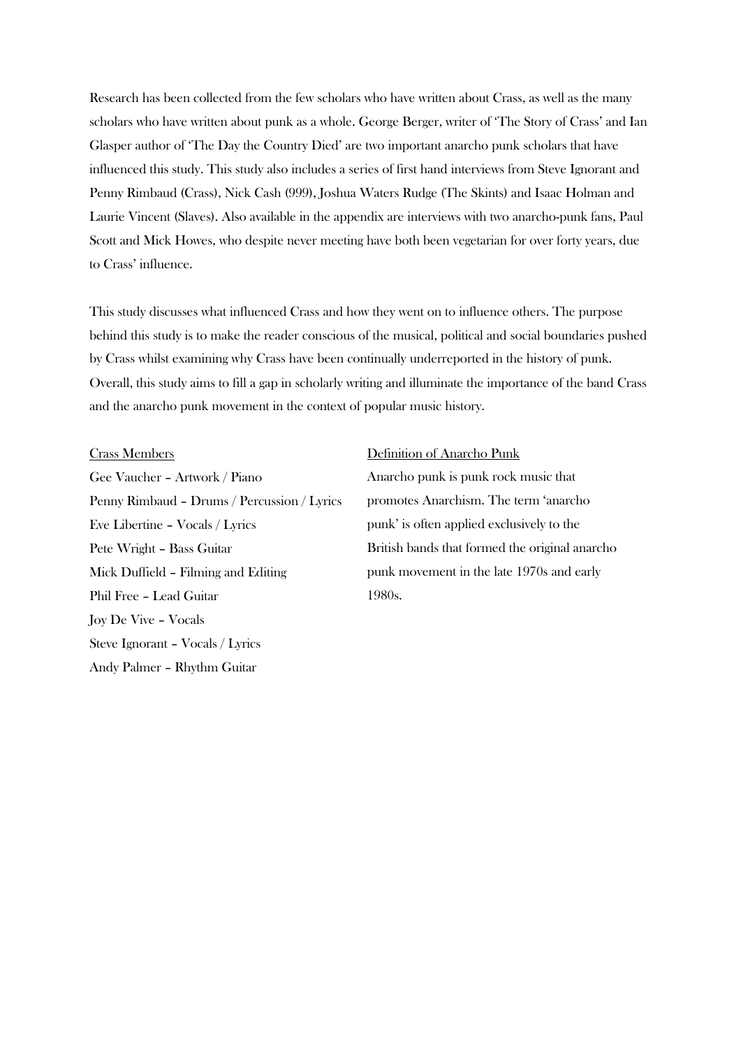Research has been collected from the few scholars who have written about Crass, as well as the many scholars who have written about punk as a whole. George Berger, writer of 'The Story of Crass' and Ian Glasper author of 'The Day the Country Died' are two important anarcho punk scholars that have influenced this study. This study also includes a series of first hand interviews from Steve Ignorant and Penny Rimbaud (Crass), Nick Cash (999), Joshua Waters Rudge (The Skints) and Isaac Holman and Laurie Vincent (Slaves). Also available in the appendix are interviews with two anarcho-punk fans, Paul Scott and Mick Howes, who despite never meeting have both been vegetarian for over forty years, due to Crass' influence.

This study discusses what influenced Crass and how they went on to influence others. The purpose behind this study is to make the reader conscious of the musical, political and social boundaries pushed by Crass whilst examining why Crass have been continually underreported in the history of punk. Overall, this study aims to fill a gap in scholarly writing and illuminate the importance of the band Crass and the anarcho punk movement in the context of popular music history.

<u>Crass Members</u>

Gee Vaucher – Artwork / Piano
Penny Rimbaud – Drums / Percussion / Lyrics
Eve Libertine – Vocals / Lyrics
Pete Wright – Bass Guitar
Mick Duffield – Filming and Editing
Phil Free – Lead Guitar
Joy De Vive – Vocals
Steve Ignorant – Vocals / Lyrics
Andy Palmer – Rhythm Guitar

<u>Definition of Anarcho Punk</u>

Anarcho punk is punk rock music that promotes Anarchism. The term 'anarcho punk' is often applied exclusively to the British bands that formed the original anarcho punk movement in the late 1970s and early 1980s.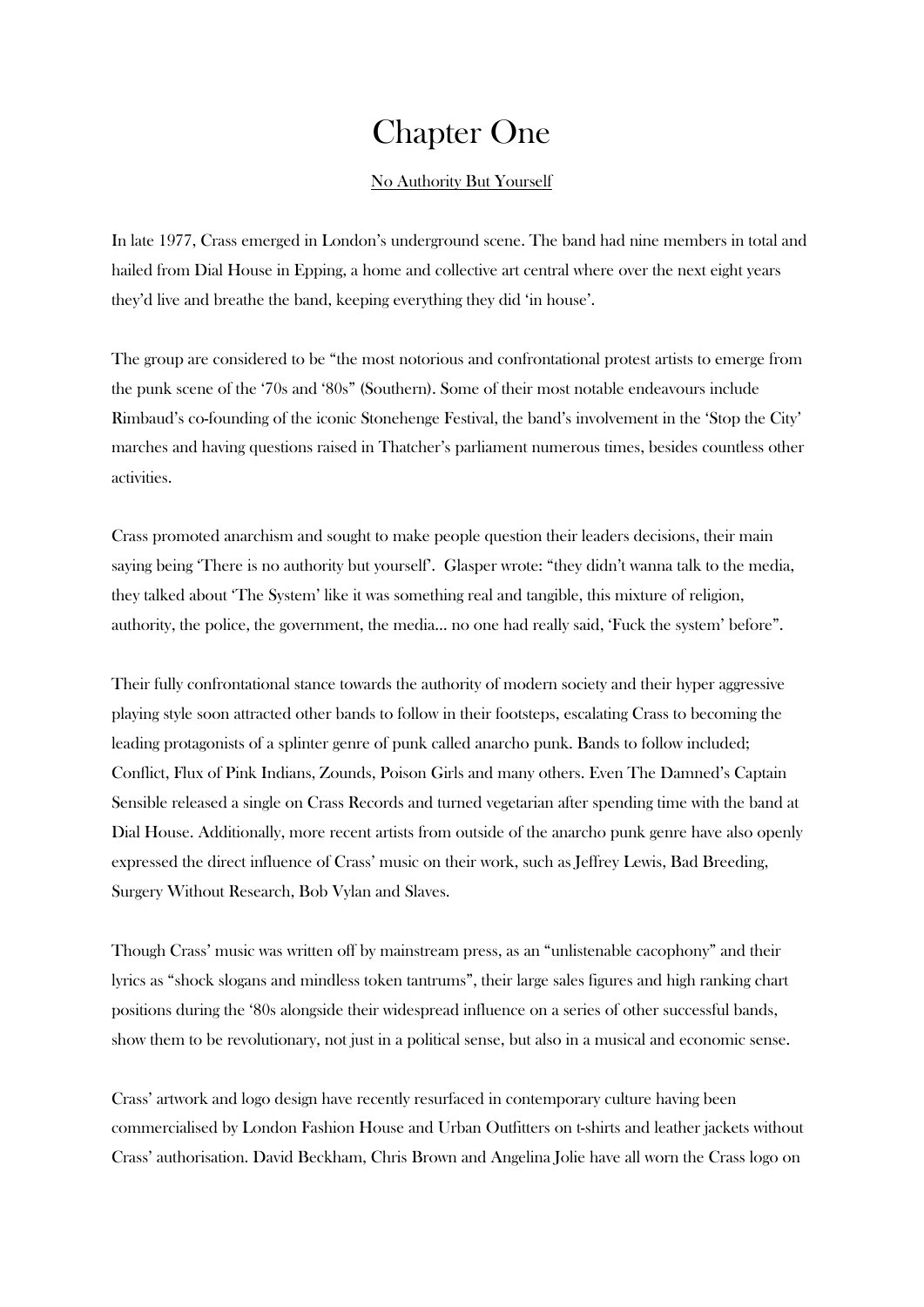# Chapter One

## No Authority But Yourself

In late 1977, Crass emerged in London's underground scene. The band had nine members in total and hailed from Dial House in Epping, a home and collective art central where over the next eight years they'd live and breathe the band, keeping everything they did 'in house'.

The group are considered to be "the most notorious and confrontational protest artists to emerge from the punk scene of the '70s and '80s" (Southern). Some of their most notable endeavours include Rimbaud's co-founding of the iconic Stonehenge Festival, the band's involvement in the 'Stop the City' marches and having questions raised in Thatcher's parliament numerous times, besides countless other activities.

Crass promoted anarchism and sought to make people question their leaders decisions, their main saying being 'There is no authority but yourself'. Glasper wrote: "they didn't wanna talk to the media, they talked about 'The System' like it was something real and tangible, this mixture of religion, authority, the police, the government, the media… no one had really said, 'Fuck the system' before".

Their fully confrontational stance towards the authority of modern society and their hyper aggressive playing style soon attracted other bands to follow in their footsteps, escalating Crass to becoming the leading protagonists of a splinter genre of punk called anarcho punk. Bands to follow included; Conflict, Flux of Pink Indians, Zounds, Poison Girls and many others. Even The Damned's Captain Sensible released a single on Crass Records and turned vegetarian after spending time with the band at Dial House. Additionally, more recent artists from outside of the anarcho punk genre have also openly expressed the direct influence of Crass' music on their work, such as Jeffrey Lewis, Bad Breeding, Surgery Without Research, Bob Vylan and Slaves.

Though Crass' music was written off by mainstream press, as an "unlistenable cacophony" and their lyrics as "shock slogans and mindless token tantrums", their large sales figures and high ranking chart positions during the '80s alongside their widespread influence on a series of other successful bands, show them to be revolutionary, not just in a political sense, but also in a musical and economic sense.

Crass' artwork and logo design have recently resurfaced in contemporary culture having been commercialised by London Fashion House and Urban Outfitters on t-shirts and leather jackets without Crass' authorisation. David Beckham, Chris Brown and Angelina Jolie have all worn the Crass logo on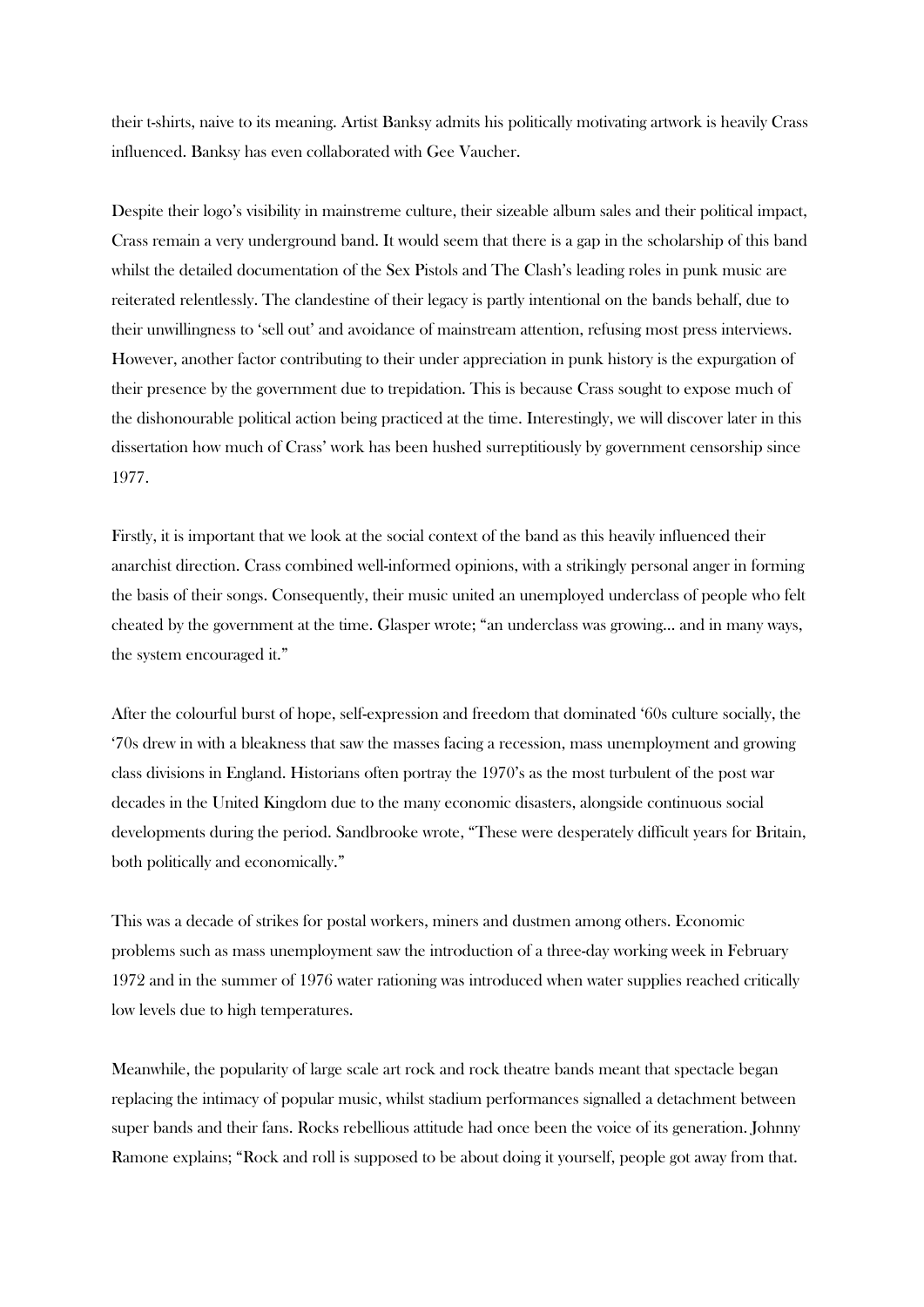their t-shirts, naive to its meaning. Artist Banksy admits his politically motivating artwork is heavily Crass influenced. Banksy has even collaborated with Gee Vaucher.

Despite their logo's visibility in mainstreme culture, their sizeable album sales and their political impact, Crass remain a very underground band. It would seem that there is a gap in the scholarship of this band whilst the detailed documentation of the Sex Pistols and The Clash's leading roles in punk music are reiterated relentlessly. The clandestine of their legacy is partly intentional on the bands behalf, due to their unwillingness to 'sell out' and avoidance of mainstream attention, refusing most press interviews. However, another factor contributing to their under appreciation in punk history is the expurgation of their presence by the government due to trepidation. This is because Crass sought to expose much of the dishonourable political action being practiced at the time. Interestingly, we will discover later in this dissertation how much of Crass' work has been hushed surreptitiously by government censorship since 1977.

Firstly, it is important that we look at the social context of the band as this heavily influenced their anarchist direction. Crass combined well-informed opinions, with a strikingly personal anger in forming the basis of their songs. Consequently, their music united an unemployed underclass of people who felt cheated by the government at the time. Glasper wrote; "an underclass was growing… and in many ways, the system encouraged it."

After the colourful burst of hope, self-expression and freedom that dominated '60s culture socially, the '70s drew in with a bleakness that saw the masses facing a recession, mass unemployment and growing class divisions in England. Historians often portray the 1970's as the most turbulent of the post war decades in the United Kingdom due to the many economic disasters, alongside continuous social developments during the period. Sandbrooke wrote, "These were desperately difficult years for Britain, both politically and economically."

This was a decade of strikes for postal workers, miners and dustmen among others. Economic problems such as mass unemployment saw the introduction of a three-day working week in February 1972 and in the summer of 1976 water rationing was introduced when water supplies reached critically low levels due to high temperatures.

Meanwhile, the popularity of large scale art rock and rock theatre bands meant that spectacle began replacing the intimacy of popular music, whilst stadium performances signalled a detachment between super bands and their fans. Rocks rebellious attitude had once been the voice of its generation. Johnny Ramone explains; "Rock and roll is supposed to be about doing it yourself, people got away from that.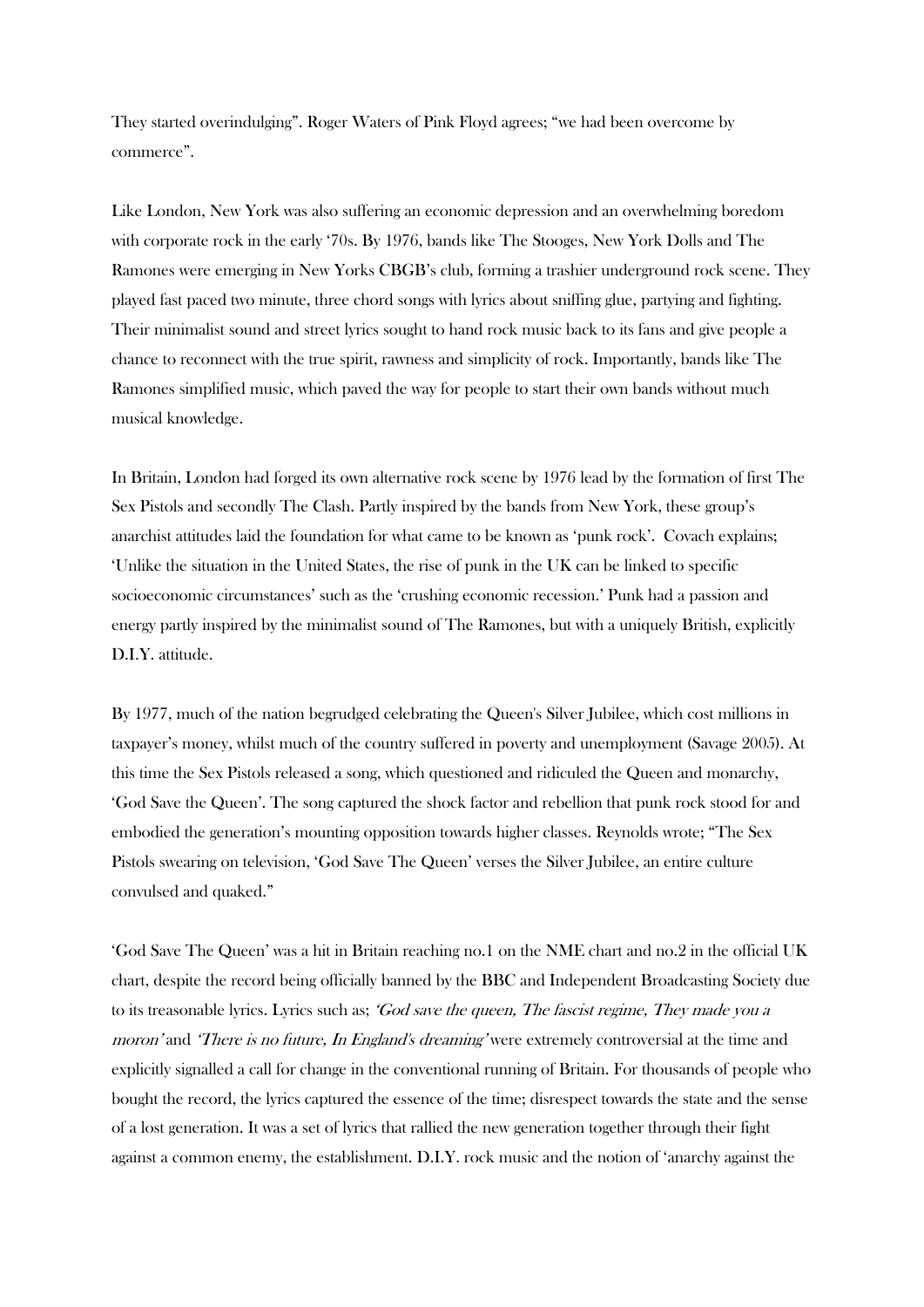They started overindulging". Roger Waters of Pink Floyd agrees; "we had been overcome by commerce".

Like London, New York was also suffering an economic depression and an overwhelming boredom with corporate rock in the early '70s. By 1976, bands like The Stooges, New York Dolls and The Ramones were emerging in New Yorks CBGB's club, forming a trashier underground rock scene. They played fast paced two minute, three chord songs with lyrics about sniffing glue, partying and fighting. Their minimalist sound and street lyrics sought to hand rock music back to its fans and give people a chance to reconnect with the true spirit, rawness and simplicity of rock. Importantly, bands like The Ramones simplified music, which paved the way for people to start their own bands without much musical knowledge.

In Britain, London had forged its own alternative rock scene by 1976 lead by the formation of first The Sex Pistols and secondly The Clash. Partly inspired by the bands from New York, these group's anarchist attitudes laid the foundation for what came to be known as 'punk rock'. Covach explains; 'Unlike the situation in the United States, the rise of punk in the UK can be linked to specific socioeconomic circumstances' such as the 'crushing economic recession.' Punk had a passion and energy partly inspired by the minimalist sound of The Ramones, but with a uniquely British, explicitly D.I.Y. attitude.

By 1977, much of the nation begrudged celebrating the Queen's Silver Jubilee, which cost millions in taxpayer's money, whilst much of the country suffered in poverty and unemployment (Savage 2005). At this time the Sex Pistols released a song, which questioned and ridiculed the Queen and monarchy, 'God Save the Queen'. The song captured the shock factor and rebellion that punk rock stood for and embodied the generation's mounting opposition towards higher classes. Reynolds wrote; "The Sex Pistols swearing on television, 'God Save The Queen' verses the Silver Jubilee, an entire culture convulsed and quaked."

'God Save The Queen' was a hit in Britain reaching no.1 on the NME chart and no.2 in the official UK chart, despite the record being officially banned by the BBC and Independent Broadcasting Society due to its treasonable lyrics. Lyrics such as; *'God save the queen, The fascist regime, They made you a moron'* and *'There is no future, In England's dreaming'* were extremely controversial at the time and explicitly signalled a call for change in the conventional running of Britain. For thousands of people who bought the record, the lyrics captured the essence of the time; disrespect towards the state and the sense of a lost generation. It was a set of lyrics that rallied the new generation together through their fight against a common enemy, the establishment. D.I.Y. rock music and the notion of 'anarchy against the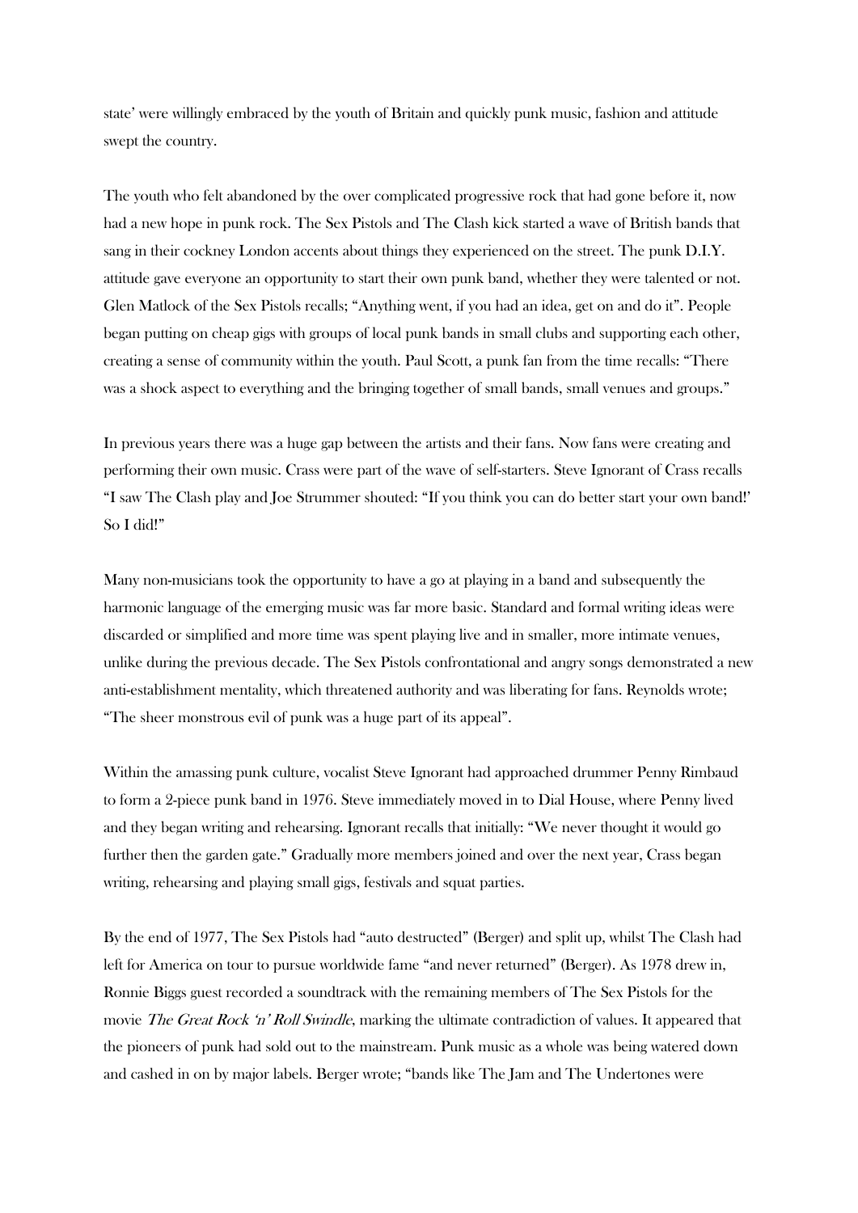state' were willingly embraced by the youth of Britain and quickly punk music, fashion and attitude swept the country.

The youth who felt abandoned by the over complicated progressive rock that had gone before it, now had a new hope in punk rock. The Sex Pistols and The Clash kick started a wave of British bands that sang in their cockney London accents about things they experienced on the street. The punk D.I.Y. attitude gave everyone an opportunity to start their own punk band, whether they were talented or not. Glen Matlock of the Sex Pistols recalls; "Anything went, if you had an idea, get on and do it". People began putting on cheap gigs with groups of local punk bands in small clubs and supporting each other, creating a sense of community within the youth. Paul Scott, a punk fan from the time recalls: "There was a shock aspect to everything and the bringing together of small bands, small venues and groups."

In previous years there was a huge gap between the artists and their fans. Now fans were creating and performing their own music. Crass were part of the wave of self-starters. Steve Ignorant of Crass recalls "I saw The Clash play and Joe Strummer shouted: "If you think you can do better start your own band!' So I did!"

Many non-musicians took the opportunity to have a go at playing in a band and subsequently the harmonic language of the emerging music was far more basic. Standard and formal writing ideas were discarded or simplified and more time was spent playing live and in smaller, more intimate venues, unlike during the previous decade. The Sex Pistols confrontational and angry songs demonstrated a new anti-establishment mentality, which threatened authority and was liberating for fans. Reynolds wrote; "The sheer monstrous evil of punk was a huge part of its appeal".

Within the amassing punk culture, vocalist Steve Ignorant had approached drummer Penny Rimbaud to form a 2-piece punk band in 1976. Steve immediately moved in to Dial House, where Penny lived and they began writing and rehearsing. Ignorant recalls that initially: "We never thought it would go further then the garden gate." Gradually more members joined and over the next year, Crass began writing, rehearsing and playing small gigs, festivals and squat parties.

By the end of 1977, The Sex Pistols had "auto destructed" (Berger) and split up, whilst The Clash had left for America on tour to pursue worldwide fame "and never returned" (Berger). As 1978 drew in, Ronnie Biggs guest recorded a soundtrack with the remaining members of The Sex Pistols for the movie *The Great Rock 'n' Roll Swindle*, marking the ultimate contradiction of values. It appeared that the pioneers of punk had sold out to the mainstream. Punk music as a whole was being watered down and cashed in on by major labels. Berger wrote; "bands like The Jam and The Undertones were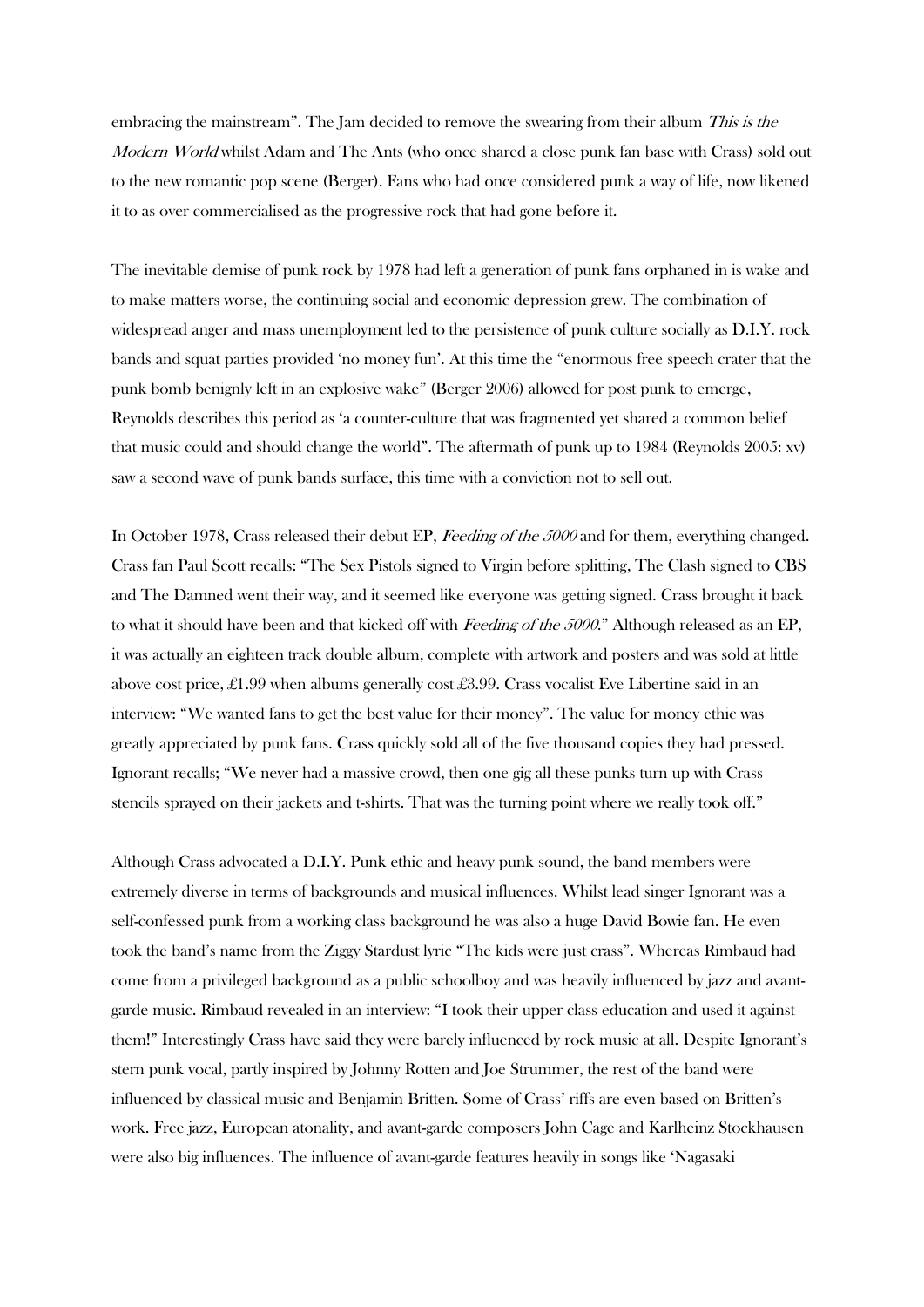embracing the mainstream". The Jam decided to remove the swearing from their album *This is the Modern World* whilst Adam and The Ants (who once shared a close punk fan base with Crass) sold out to the new romantic pop scene (Berger). Fans who had once considered punk a way of life, now likened it to as over commercialised as the progressive rock that had gone before it.

The inevitable demise of punk rock by 1978 had left a generation of punk fans orphaned in is wake and to make matters worse, the continuing social and economic depression grew. The combination of widespread anger and mass unemployment led to the persistence of punk culture socially as D.I.Y. rock bands and squat parties provided 'no money fun'. At this time the "enormous free speech crater that the punk bomb benignly left in an explosive wake" (Berger 2006) allowed for post punk to emerge, Reynolds describes this period as 'a counter-culture that was fragmented yet shared a common belief that music could and should change the world". The aftermath of punk up to 1984 (Reynolds 2005: xv) saw a second wave of punk bands surface, this time with a conviction not to sell out.

In October 1978, Crass released their debut EP, *Feeding of the 5000* and for them, everything changed. Crass fan Paul Scott recalls: "The Sex Pistols signed to Virgin before splitting, The Clash signed to CBS and The Damned went their way, and it seemed like everyone was getting signed. Crass brought it back to what it should have been and that kicked off with *Feeding of the 5000*." Although released as an EP, it was actually an eighteen track double album, complete with artwork and posters and was sold at little above cost price, £1.99 when albums generally cost £3.99. Crass vocalist Eve Libertine said in an interview: "We wanted fans to get the best value for their money". The value for money ethic was greatly appreciated by punk fans. Crass quickly sold all of the five thousand copies they had pressed. Ignorant recalls; "We never had a massive crowd, then one gig all these punks turn up with Crass stencils sprayed on their jackets and t-shirts. That was the turning point where we really took off."

Although Crass advocated a D.I.Y. Punk ethic and heavy punk sound, the band members were extremely diverse in terms of backgrounds and musical influences. Whilst lead singer Ignorant was a self-confessed punk from a working class background he was also a huge David Bowie fan. He even took the band's name from the Ziggy Stardust lyric "The kids were just crass". Whereas Rimbaud had come from a privileged background as a public schoolboy and was heavily influenced by jazz and avant-garde music. Rimbaud revealed in an interview: "I took their upper class education and used it against them!" Interestingly Crass have said they were barely influenced by rock music at all. Despite Ignorant's stern punk vocal, partly inspired by Johnny Rotten and Joe Strummer, the rest of the band were influenced by classical music and Benjamin Britten. Some of Crass' riffs are even based on Britten's work. Free jazz, European atonality, and avant-garde composers John Cage and Karlheinz Stockhausen were also big influences. The influence of avant-garde features heavily in songs like 'Nagasaki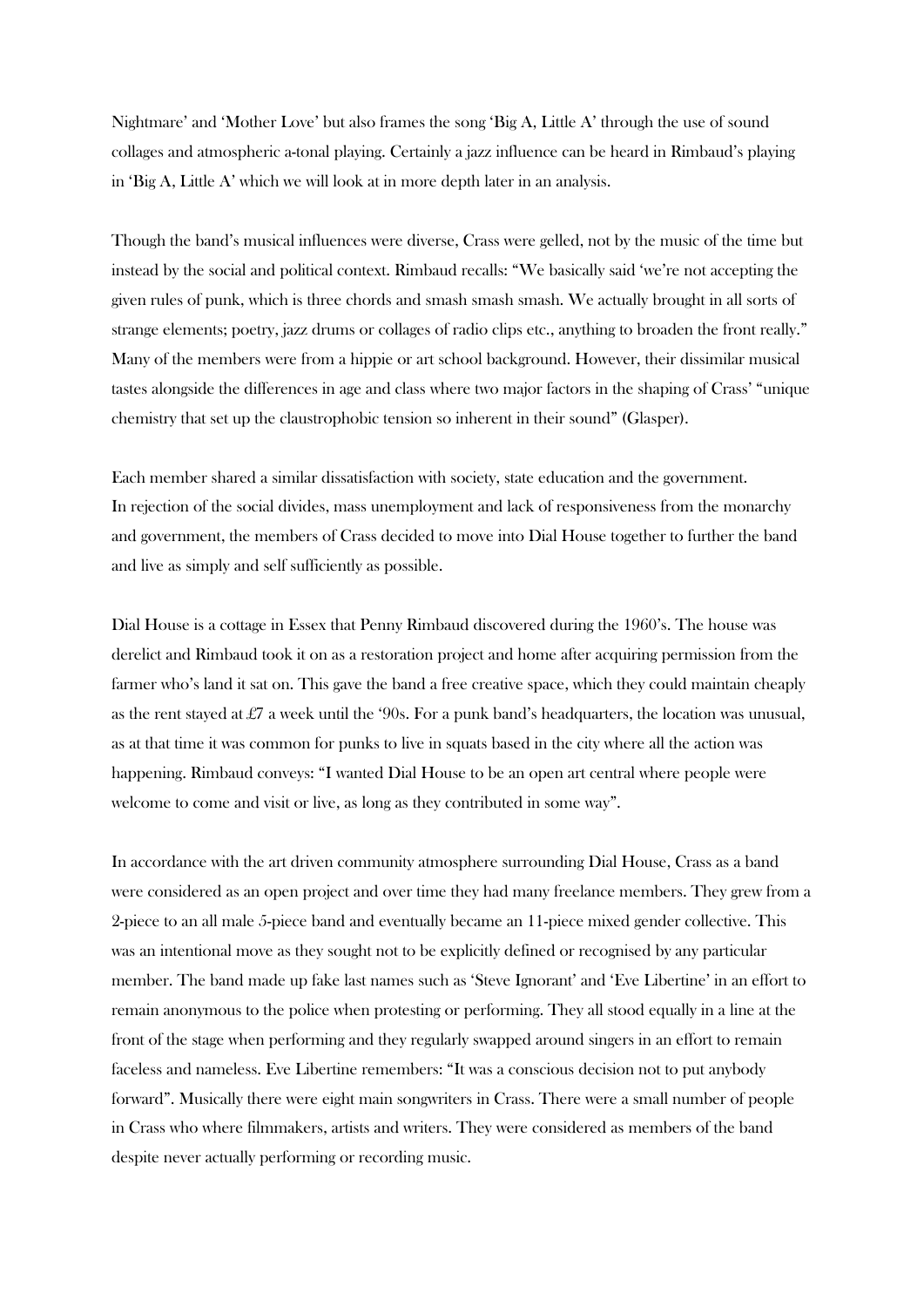Nightmare' and 'Mother Love' but also frames the song 'Big A, Little A' through the use of sound collages and atmospheric a-tonal playing. Certainly a jazz influence can be heard in Rimbaud's playing in 'Big A, Little A' which we will look at in more depth later in an analysis.

Though the band's musical influences were diverse, Crass were gelled, not by the music of the time but instead by the social and political context. Rimbaud recalls: "We basically said 'we're not accepting the given rules of punk, which is three chords and smash smash smash. We actually brought in all sorts of strange elements; poetry, jazz drums or collages of radio clips etc., anything to broaden the front really." Many of the members were from a hippie or art school background. However, their dissimilar musical tastes alongside the differences in age and class where two major factors in the shaping of Crass' "unique chemistry that set up the claustrophobic tension so inherent in their sound" (Glasper).

Each member shared a similar dissatisfaction with society, state education and the government. In rejection of the social divides, mass unemployment and lack of responsiveness from the monarchy and government, the members of Crass decided to move into Dial House together to further the band and live as simply and self sufficiently as possible.

Dial House is a cottage in Essex that Penny Rimbaud discovered during the 1960's. The house was derelict and Rimbaud took it on as a restoration project and home after acquiring permission from the farmer who's land it sat on. This gave the band a free creative space, which they could maintain cheaply as the rent stayed at £7 a week until the '90s. For a punk band's headquarters, the location was unusual, as at that time it was common for punks to live in squats based in the city where all the action was happening. Rimbaud conveys: "I wanted Dial House to be an open art central where people were welcome to come and visit or live, as long as they contributed in some way".

In accordance with the art driven community atmosphere surrounding Dial House, Crass as a band were considered as an open project and over time they had many freelance members. They grew from a 2-piece to an all male 5-piece band and eventually became an 11-piece mixed gender collective. This was an intentional move as they sought not to be explicitly defined or recognised by any particular member. The band made up fake last names such as 'Steve Ignorant' and 'Eve Libertine' in an effort to remain anonymous to the police when protesting or performing. They all stood equally in a line at the front of the stage when performing and they regularly swapped around singers in an effort to remain faceless and nameless. Eve Libertine remembers: "It was a conscious decision not to put anybody forward". Musically there were eight main songwriters in Crass. There were a small number of people in Crass who where filmmakers, artists and writers. They were considered as members of the band despite never actually performing or recording music.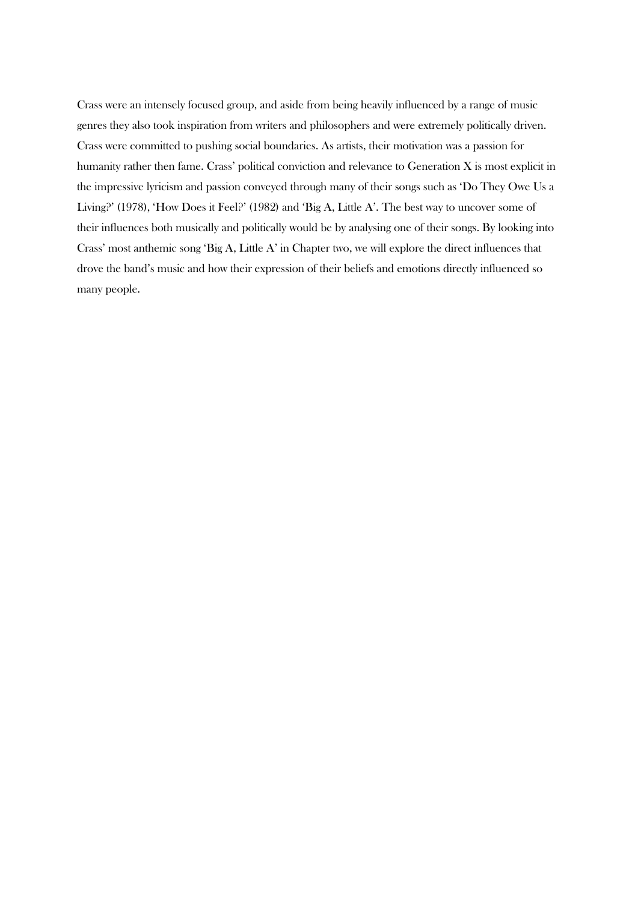Crass were an intensely focused group, and aside from being heavily influenced by a range of music genres they also took inspiration from writers and philosophers and were extremely politically driven. Crass were committed to pushing social boundaries. As artists, their motivation was a passion for humanity rather then fame. Crass' political conviction and relevance to Generation X is most explicit in the impressive lyricism and passion conveyed through many of their songs such as 'Do They Owe Us a Living?' (1978), 'How Does it Feel?' (1982) and 'Big A, Little A'. The best way to uncover some of their influences both musically and politically would be by analysing one of their songs. By looking into Crass' most anthemic song 'Big A, Little A' in Chapter two, we will explore the direct influences that drove the band's music and how their expression of their beliefs and emotions directly influenced so many people.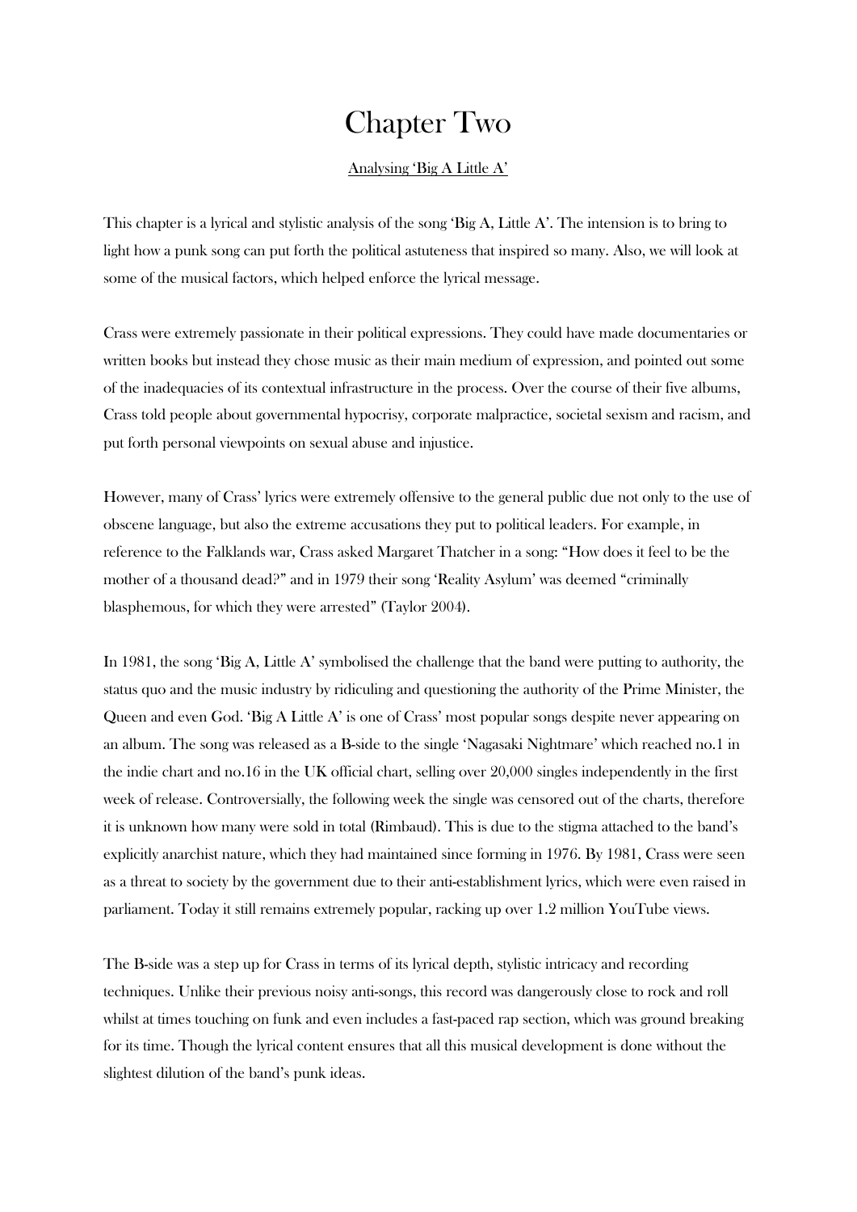# Chapter Two

<u>Analysing 'Big A Little A'</u>

This chapter is a lyrical and stylistic analysis of the song 'Big A, Little A'. The intension is to bring to light how a punk song can put forth the political astuteness that inspired so many. Also, we will look at some of the musical factors, which helped enforce the lyrical message.

Crass were extremely passionate in their political expressions. They could have made documentaries or written books but instead they chose music as their main medium of expression, and pointed out some of the inadequacies of its contextual infrastructure in the process. Over the course of their five albums, Crass told people about governmental hypocrisy, corporate malpractice, societal sexism and racism, and put forth personal viewpoints on sexual abuse and injustice.

However, many of Crass' lyrics were extremely offensive to the general public due not only to the use of obscene language, but also the extreme accusations they put to political leaders. For example, in reference to the Falklands war, Crass asked Margaret Thatcher in a song: "How does it feel to be the mother of a thousand dead?" and in 1979 their song 'Reality Asylum' was deemed "criminally blasphemous, for which they were arrested" (Taylor 2004).

In 1981, the song 'Big A, Little A' symbolised the challenge that the band were putting to authority, the status quo and the music industry by ridiculing and questioning the authority of the Prime Minister, the Queen and even God. 'Big A Little A' is one of Crass' most popular songs despite never appearing on an album. The song was released as a B-side to the single 'Nagasaki Nightmare' which reached no.1 in the indie chart and no.16 in the UK official chart, selling over 20,000 singles independently in the first week of release. Controversially, the following week the single was censored out of the charts, therefore it is unknown how many were sold in total (Rimbaud). This is due to the stigma attached to the band's explicitly anarchist nature, which they had maintained since forming in 1976. By 1981, Crass were seen as a threat to society by the government due to their anti-establishment lyrics, which were even raised in parliament. Today it still remains extremely popular, racking up over 1.2 million YouTube views.

The B-side was a step up for Crass in terms of its lyrical depth, stylistic intricacy and recording techniques. Unlike their previous noisy anti-songs, this record was dangerously close to rock and roll whilst at times touching on funk and even includes a fast-paced rap section, which was ground breaking for its time. Though the lyrical content ensures that all this musical development is done without the slightest dilution of the band's punk ideas.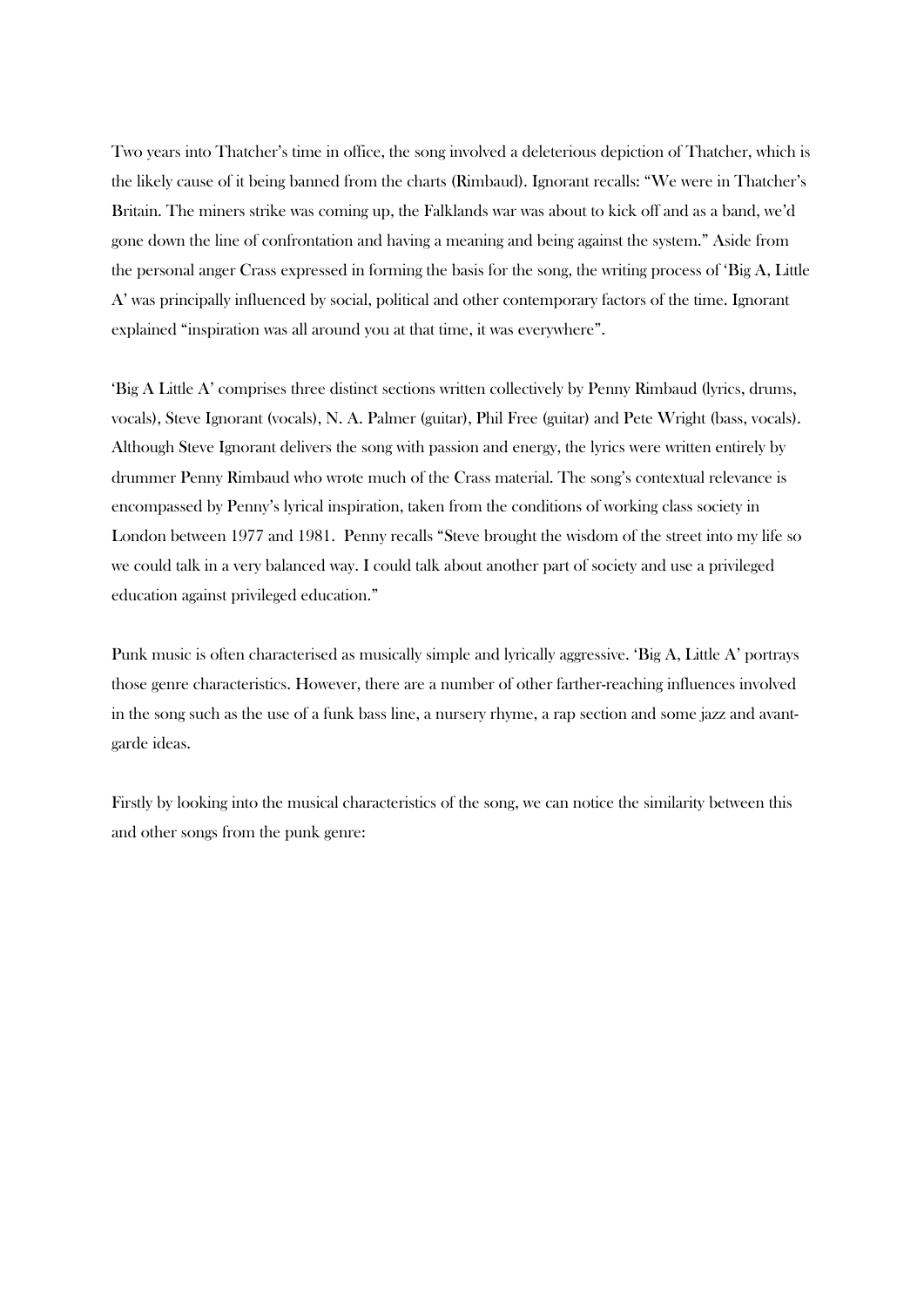Two years into Thatcher's time in office, the song involved a deleterious depiction of Thatcher, which is the likely cause of it being banned from the charts (Rimbaud). Ignorant recalls: "We were in Thatcher's Britain. The miners strike was coming up, the Falklands war was about to kick off and as a band, we'd gone down the line of confrontation and having a meaning and being against the system." Aside from the personal anger Crass expressed in forming the basis for the song, the writing process of 'Big A, Little A' was principally influenced by social, political and other contemporary factors of the time. Ignorant explained "inspiration was all around you at that time, it was everywhere".

'Big A Little A' comprises three distinct sections written collectively by Penny Rimbaud (lyrics, drums, vocals), Steve Ignorant (vocals), N. A. Palmer (guitar), Phil Free (guitar) and Pete Wright (bass, vocals). Although Steve Ignorant delivers the song with passion and energy, the lyrics were written entirely by drummer Penny Rimbaud who wrote much of the Crass material. The song's contextual relevance is encompassed by Penny's lyrical inspiration, taken from the conditions of working class society in London between 1977 and 1981. Penny recalls "Steve brought the wisdom of the street into my life so we could talk in a very balanced way. I could talk about another part of society and use a privileged education against privileged education."

Punk music is often characterised as musically simple and lyrically aggressive. 'Big A, Little A' portrays those genre characteristics. However, there are a number of other farther-reaching influences involved in the song such as the use of a funk bass line, a nursery rhyme, a rap section and some jazz and avant-garde ideas.

Firstly by looking into the musical characteristics of the song, we can notice the similarity between this and other songs from the punk genre: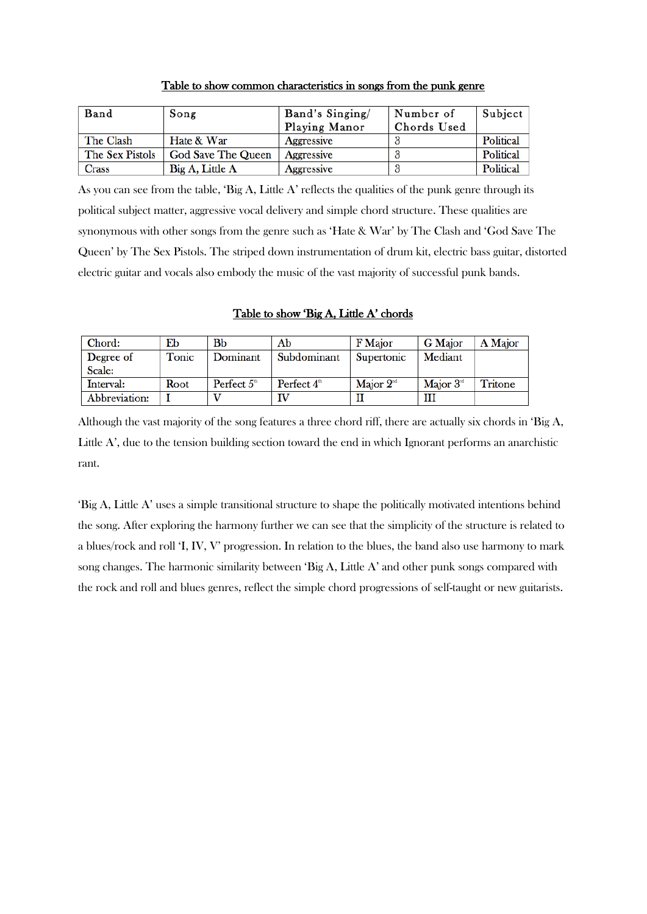**<u>Table to show common characteristics in songs from the punk genre</u>**

| Band | Song | Band's Singing/ Playing Manor | Number of Chords Used | Subject |
|---|---|---|---|---|
| The Clash | Hate & War | Aggressive | 3 | Political |
| The Sex Pistols | God Save The Queen | Aggressive | 3 | Political |
| Crass | Big A, Little A | Aggressive | 3 | Political |

As you can see from the table, 'Big A, Little A' reflects the qualities of the punk genre through its political subject matter, aggressive vocal delivery and simple chord structure. These qualities are synonymous with other songs from the genre such as 'Hate & War' by The Clash and 'God Save The Queen' by The Sex Pistols. The striped down instrumentation of drum kit, electric bass guitar, distorted electric guitar and vocals also embody the music of the vast majority of successful punk bands.

**<u>Table to show 'Big A, Little A' chords</u>**

| Chord: | Eb | Bb | Ab | F Major | G Major | A Major |
|---|---|---|---|---|---|---|
| Degree of Scale: | Tonic | Dominant | Subdominant | Supertonic | Mediant | |
| Interval: | Root | Perfect 5th | Perfect 4th | Major 2nd | Major 3rd | Tritone |
| Abbreviation: | I | V | IV | II | III | |

Although the vast majority of the song features a three chord riff, there are actually six chords in 'Big A, Little A', due to the tension building section toward the end in which Ignorant performs an anarchistic rant.

'Big A, Little A' uses a simple transitional structure to shape the politically motivated intentions behind the song. After exploring the harmony further we can see that the simplicity of the structure is related to a blues/rock and roll 'I, IV, V' progression. In relation to the blues, the band also use harmony to mark song changes. The harmonic similarity between 'Big A, Little A' and other punk songs compared with the rock and roll and blues genres, reflect the simple chord progressions of self-taught or new guitarists.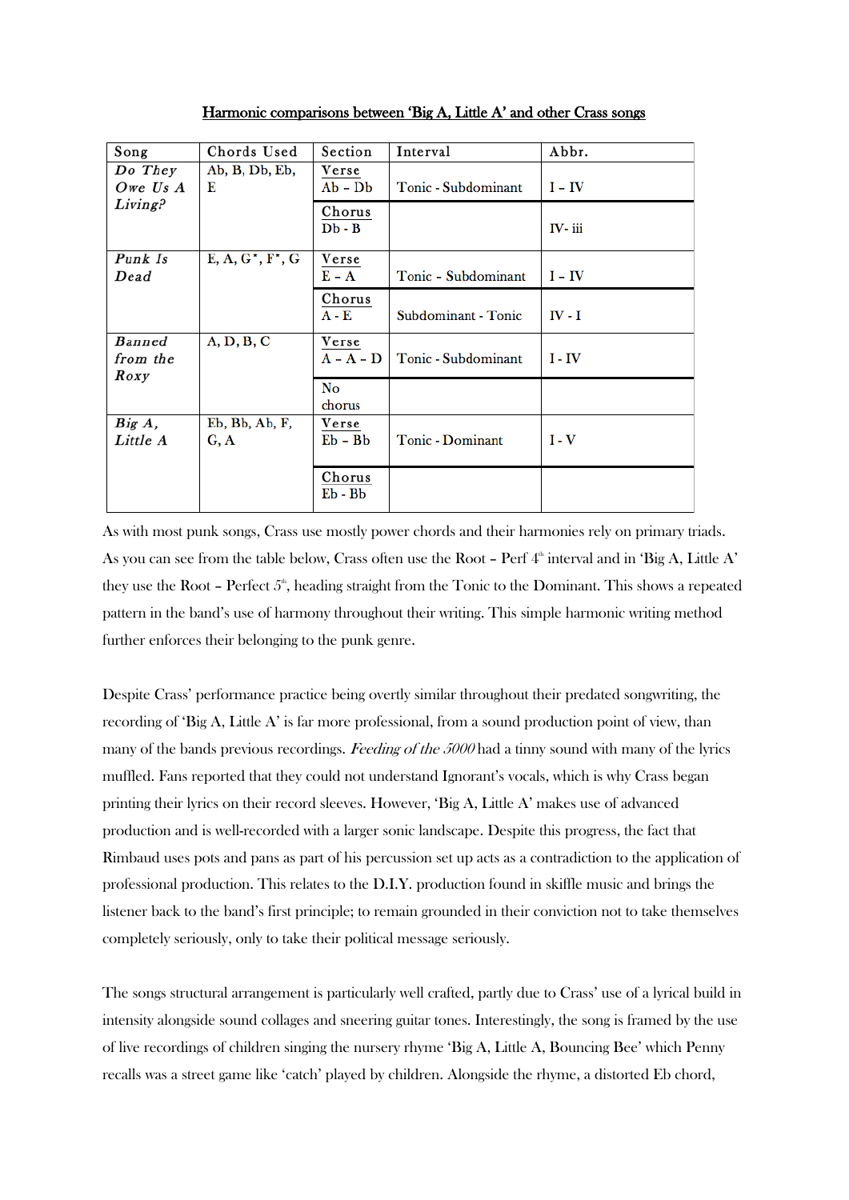## Harmonic comparisons between 'Big A, Little A' and other Crass songs

| Song | Chords Used | Section | Interval | Abbr. |
|---|---|---|---|---|
| *Do They Owe Us A Living?* | Ab, B, Db, Eb, E | Verse<br>Ab – Db | Tonic - Subdominant | I – IV |
| | | Chorus<br>Db - B | | IV- iii |
| *Punk Is Dead* | E, A, G*, F*, G | Verse<br>E – A | Tonic - Subdominant | I – IV |
| | | Chorus<br>A - E | Subdominant - Tonic | IV - I |
| *Banned from the Roxy* | A, D, B, C | Verse<br>A – A – D | Tonic - Subdominant | I - IV |
| | | No chorus | | |
| *Big A, Little A* | Eb, Bb, Ab, F, G, A | Verse<br>Eb – Bb | Tonic - Dominant | I - V |
| | | Chorus<br>Eb - Bb | | |

As with most punk songs, Crass use mostly power chords and their harmonies rely on primary triads. As you can see from the table below, Crass often use the Root – Perf 4th interval and in 'Big A, Little A' they use the Root – Perfect 5th, heading straight from the Tonic to the Dominant. This shows a repeated pattern in the band's use of harmony throughout their writing. This simple harmonic writing method further enforces their belonging to the punk genre.

Despite Crass' performance practice being overtly similar throughout their predated songwriting, the recording of 'Big A, Little A' is far more professional, from a sound production point of view, than many of the bands previous recordings. *Feeding of the 5000* had a tinny sound with many of the lyrics muffled. Fans reported that they could not understand Ignorant's vocals, which is why Crass began printing their lyrics on their record sleeves. However, 'Big A, Little A' makes use of advanced production and is well-recorded with a larger sonic landscape. Despite this progress, the fact that Rimbaud uses pots and pans as part of his percussion set up acts as a contradiction to the application of professional production. This relates to the D.I.Y. production found in skiffle music and brings the listener back to the band's first principle; to remain grounded in their conviction not to take themselves completely seriously, only to take their political message seriously.

The songs structural arrangement is particularly well crafted, partly due to Crass' use of a lyrical build in intensity alongside sound collages and sneering guitar tones. Interestingly, the song is framed by the use of live recordings of children singing the nursery rhyme 'Big A, Little A, Bouncing Bee' which Penny recalls was a street game like 'catch' played by children. Alongside the rhyme, a distorted Eb chord,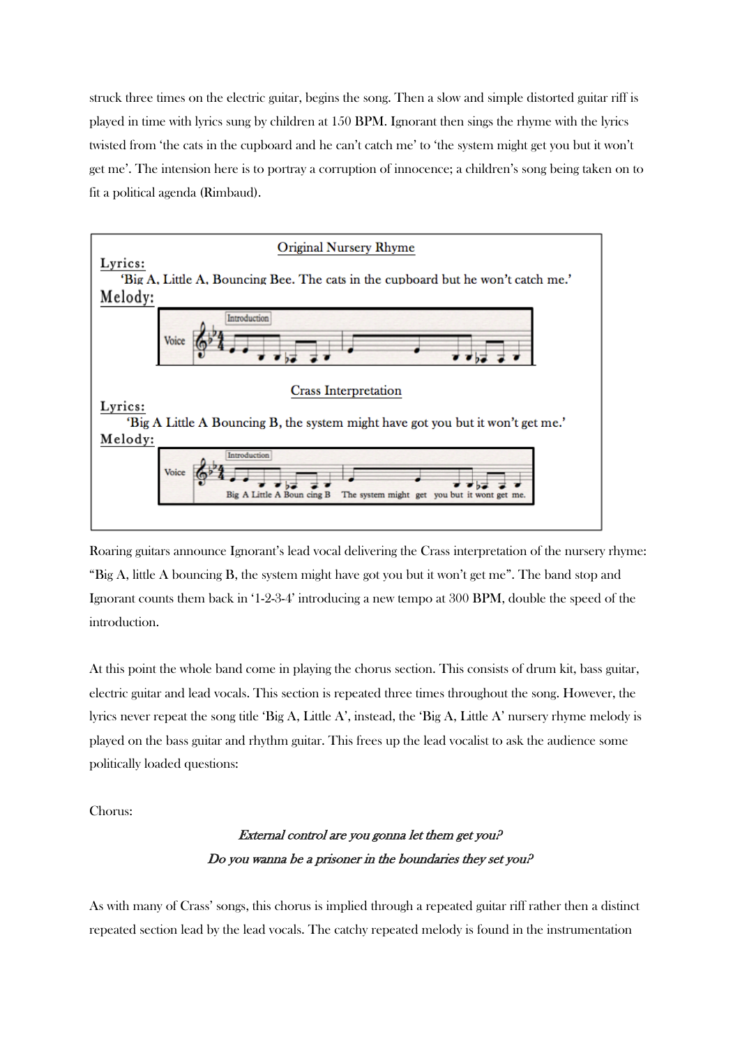struck three times on the electric guitar, begins the song. Then a slow and simple distorted guitar riff is played in time with lyrics sung by children at 150 BPM. Ignorant then sings the rhyme with the lyrics twisted from 'the cats in the cupboard and he can't catch me' to 'the system might get you but it won't get me'. The intension here is to portray a corruption of innocence; a children's song being taken on to fit a political agenda (Rimbaud).

Original Nursery Rhyme

Lyrics:
'Big A, Little A, Bouncing Bee. The cats in the cupboard but he won't catch me.'

Melody:

Voice

Introduction

Crass Interpretation

Lyrics:
'Big A Little A Bouncing B, the system might have got you but it won't get me.'

Melody:

Voice

Introduction

Big A Little A Boun cing B The system might get you but it wont get me.

Roaring guitars announce Ignorant's lead vocal delivering the Crass interpretation of the nursery rhyme: "Big A, little A bouncing B, the system might have got you but it won't get me". The band stop and Ignorant counts them back in '1-2-3-4' introducing a new tempo at 300 BPM, double the speed of the introduction.

At this point the whole band come in playing the chorus section. This consists of drum kit, bass guitar, electric guitar and lead vocals. This section is repeated three times throughout the song. However, the lyrics never repeat the song title 'Big A, Little A', instead, the 'Big A, Little A' nursery rhyme melody is played on the bass guitar and rhythm guitar. This frees up the lead vocalist to ask the audience some politically loaded questions:

Chorus:

*External control are you gonna let them get you?*
*Do you wanna be a prisoner in the boundaries they set you?*

As with many of Crass' songs, this chorus is implied through a repeated guitar riff rather then a distinct repeated section lead by the lead vocals. The catchy repeated melody is found in the instrumentation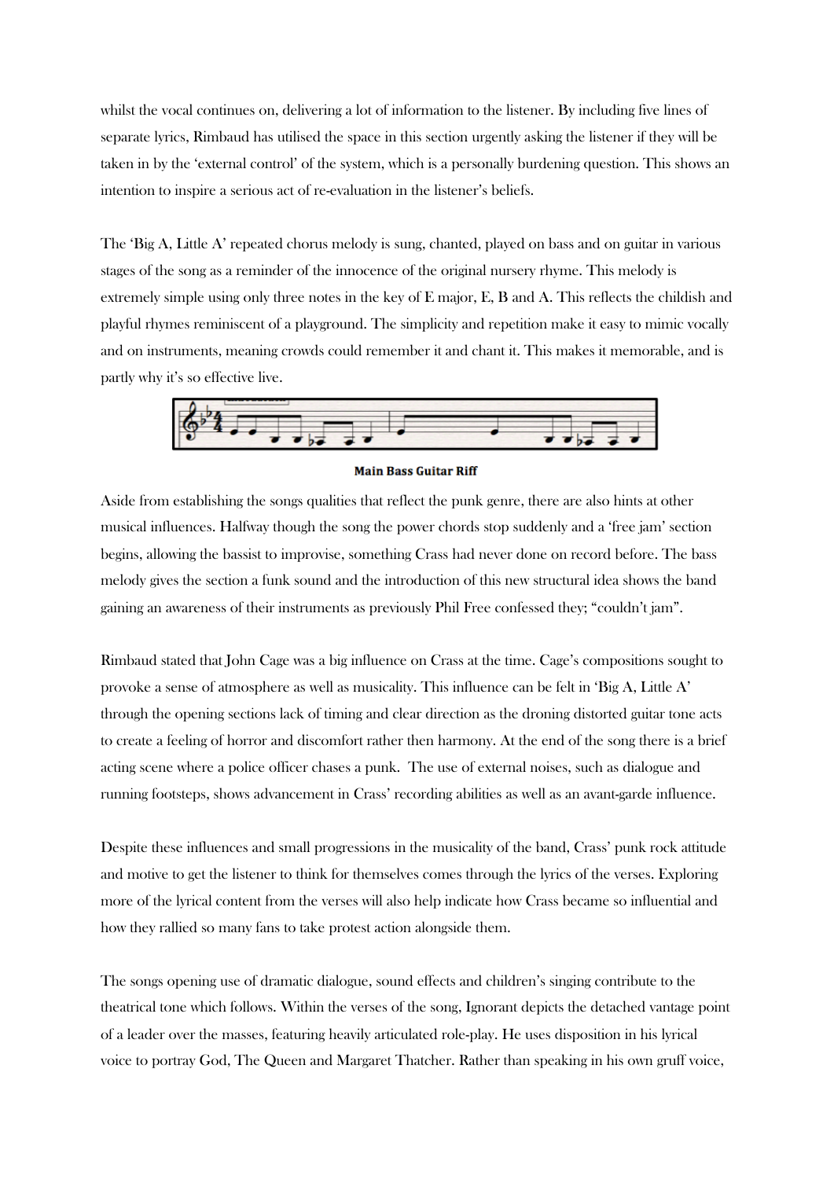whilst the vocal continues on, delivering a lot of information to the listener. By including five lines of separate lyrics, Rimbaud has utilised the space in this section urgently asking the listener if they will be taken in by the 'external control' of the system, which is a personally burdening question. This shows an intention to inspire a serious act of re-evaluation in the listener's beliefs.

The 'Big A, Little A' repeated chorus melody is sung, chanted, played on bass and on guitar in various stages of the song as a reminder of the innocence of the original nursery rhyme. This melody is extremely simple using only three notes in the key of E major, E, B and A. This reflects the childish and playful rhymes reminiscent of a playground. The simplicity and repetition make it easy to mimic vocally and on instruments, meaning crowds could remember it and chant it. This makes it memorable, and is partly why it's so effective live.

**Main Bass Guitar Riff**

Aside from establishing the songs qualities that reflect the punk genre, there are also hints at other musical influences. Halfway though the song the power chords stop suddenly and a 'free jam' section begins, allowing the bassist to improvise, something Crass had never done on record before. The bass melody gives the section a funk sound and the introduction of this new structural idea shows the band gaining an awareness of their instruments as previously Phil Free confessed they; "couldn't jam".

Rimbaud stated that John Cage was a big influence on Crass at the time. Cage's compositions sought to provoke a sense of atmosphere as well as musicality. This influence can be felt in 'Big A, Little A' through the opening sections lack of timing and clear direction as the droning distorted guitar tone acts to create a feeling of horror and discomfort rather then harmony. At the end of the song there is a brief acting scene where a police officer chases a punk. The use of external noises, such as dialogue and running footsteps, shows advancement in Crass' recording abilities as well as an avant-garde influence.

Despite these influences and small progressions in the musicality of the band, Crass' punk rock attitude and motive to get the listener to think for themselves comes through the lyrics of the verses. Exploring more of the lyrical content from the verses will also help indicate how Crass became so influential and how they rallied so many fans to take protest action alongside them.

The songs opening use of dramatic dialogue, sound effects and children's singing contribute to the theatrical tone which follows. Within the verses of the song, Ignorant depicts the detached vantage point of a leader over the masses, featuring heavily articulated role-play. He uses disposition in his lyrical voice to portray God, The Queen and Margaret Thatcher. Rather than speaking in his own gruff voice,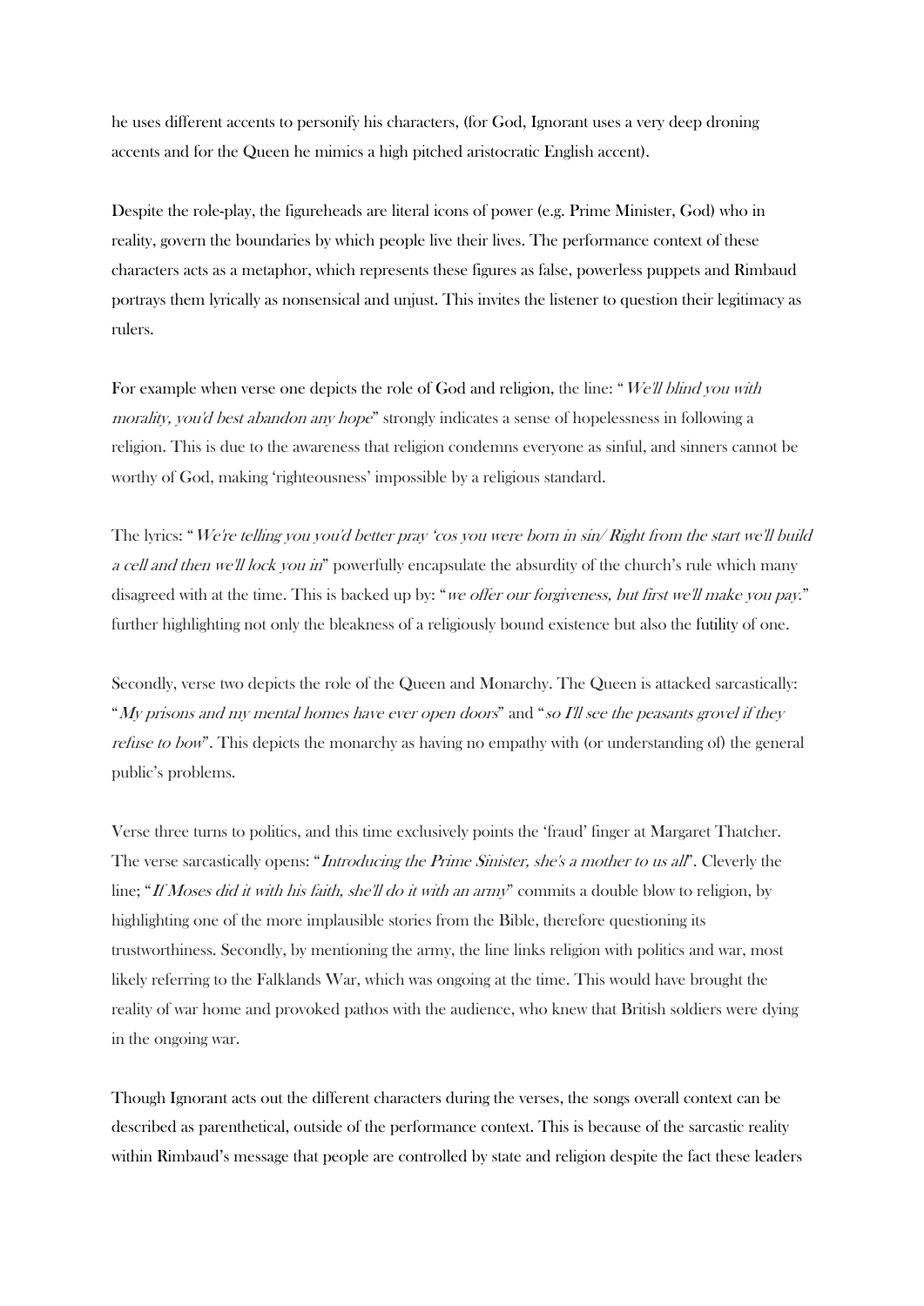he uses different accents to personify his characters, (for God, Ignorant uses a very deep droning accents and for the Queen he mimics a high pitched aristocratic English accent).

Despite the role-play, the figureheads are literal icons of power (e.g. Prime Minister, God) who in reality, govern the boundaries by which people live their lives. The performance context of these characters acts as a metaphor, which represents these figures as false, powerless puppets and Rimbaud portrays them lyrically as nonsensical and unjust. This invites the listener to question their legitimacy as rulers.

For example when verse one depicts the role of God and religion, the line: "*We'll blind you with morality, you'd best abandon any hope*" strongly indicates a sense of hopelessness in following a religion. This is due to the awareness that religion condemns everyone as sinful, and sinners cannot be worthy of God, making 'righteousness' impossible by a religious standard.

The lyrics: "*We're telling you you'd better pray 'cos you were born in sin/ Right from the start we'll build a cell and then we'll lock you in*" powerfully encapsulate the absurdity of the church's rule which many disagreed with at the time. This is backed up by: "*we offer our forgiveness, but first we'll make you pay.*" further highlighting not only the bleakness of a religiously bound existence but also the futility of one.

Secondly, verse two depicts the role of the Queen and Monarchy. The Queen is attacked sarcastically: "*My prisons and my mental homes have ever open doors*" and "*so I'll see the peasants grovel if they refuse to bow*". This depicts the monarchy as having no empathy with (or understanding of) the general public's problems.

Verse three turns to politics, and this time exclusively points the 'fraud' finger at Margaret Thatcher. The verse sarcastically opens: "*Introducing the Prime Sinister, she's a mother to us all*". Cleverly the line; "*If Moses did it with his faith, she'll do it with an army*" commits a double blow to religion, by highlighting one of the more implausible stories from the Bible, therefore questioning its trustworthiness. Secondly, by mentioning the army, the line links religion with politics and war, most likely referring to the Falklands War, which was ongoing at the time. This would have brought the reality of war home and provoked pathos with the audience, who knew that British soldiers were dying in the ongoing war.

Though Ignorant acts out the different characters during the verses, the songs overall context can be described as parenthetical, outside of the performance context. This is because of the sarcastic reality within Rimbaud's message that people are controlled by state and religion despite the fact these leaders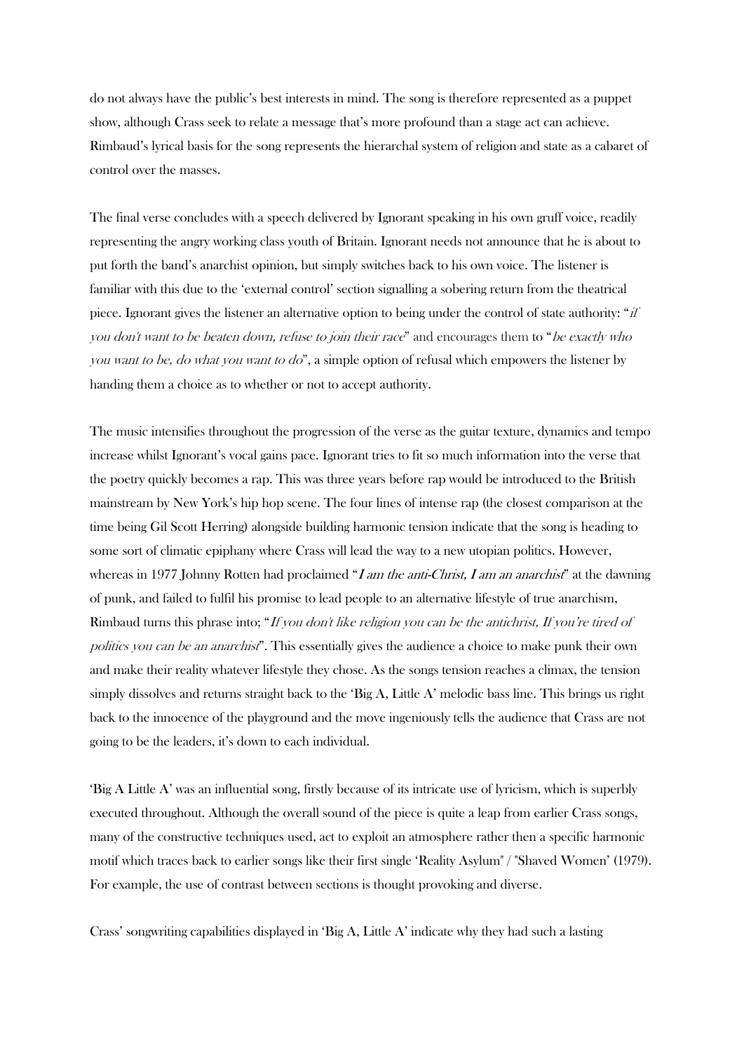do not always have the public's best interests in mind. The song is therefore represented as a puppet show, although Crass seek to relate a message that's more profound than a stage act can achieve. Rimbaud's lyrical basis for the song represents the hierarchal system of religion and state as a cabaret of control over the masses.

The final verse concludes with a speech delivered by Ignorant speaking in his own gruff voice, readily representing the angry working class youth of Britain. Ignorant needs not announce that he is about to put forth the band's anarchist opinion, but simply switches back to his own voice. The listener is familiar with this due to the 'external control' section signalling a sobering return from the theatrical piece. Ignorant gives the listener an alternative option to being under the control of state authority: "*if you don't want to be beaten down, refuse to join their race*" and encourages them to "*be exactly who you want to be, do what you want to do*", a simple option of refusal which empowers the listener by handing them a choice as to whether or not to accept authority.

The music intensifies throughout the progression of the verse as the guitar texture, dynamics and tempo increase whilst Ignorant's vocal gains pace. Ignorant tries to fit so much information into the verse that the poetry quickly becomes a rap. This was three years before rap would be introduced to the British mainstream by New York's hip hop scene. The four lines of intense rap (the closest comparison at the time being Gil Scott Herring) alongside building harmonic tension indicate that the song is heading to some sort of climatic epiphany where Crass will lead the way to a new utopian politics. However, whereas in 1977 Johnny Rotten had proclaimed "*I am the anti-Christ, I am an anarchist*" at the dawning of punk, and failed to fulfil his promise to lead people to an alternative lifestyle of true anarchism, Rimbaud turns this phrase into; "*If you don't like religion you can be the antichrist, If you're tired of politics you can be an anarchist*". This essentially gives the audience a choice to make punk their own and make their reality whatever lifestyle they chose. As the songs tension reaches a climax, the tension simply dissolves and returns straight back to the 'Big A, Little A' melodic bass line. This brings us right back to the innocence of the playground and the move ingeniously tells the audience that Crass are not going to be the leaders, it's down to each individual.

'Big A Little A' was an influential song, firstly because of its intricate use of lyricism, which is superbly executed throughout. Although the overall sound of the piece is quite a leap from earlier Crass songs, many of the constructive techniques used, act to exploit an atmosphere rather then a specific harmonic motif which traces back to earlier songs like their first single 'Reality Asylum" / "Shaved Women' (1979). For example, the use of contrast between sections is thought provoking and diverse.

Crass' songwriting capabilities displayed in 'Big A, Little A' indicate why they had such a lasting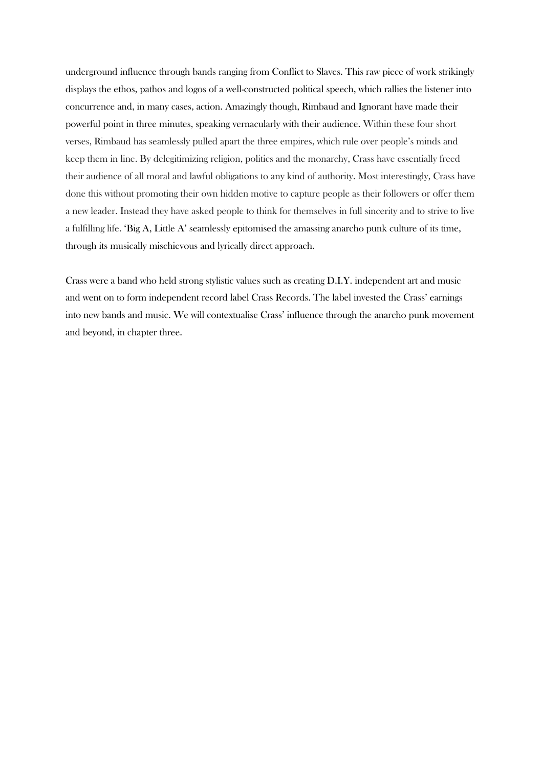underground influence through bands ranging from Conflict to Slaves. This raw piece of work strikingly displays the ethos, pathos and logos of a well-constructed political speech, which rallies the listener into concurrence and, in many cases, action. Amazingly though, Rimbaud and Ignorant have made their powerful point in three minutes, speaking vernacularly with their audience. Within these four short verses, Rimbaud has seamlessly pulled apart the three empires, which rule over people's minds and keep them in line. By delegitimizing religion, politics and the monarchy, Crass have essentially freed their audience of all moral and lawful obligations to any kind of authority. Most interestingly, Crass have done this without promoting their own hidden motive to capture people as their followers or offer them a new leader. Instead they have asked people to think for themselves in full sincerity and to strive to live a fulfilling life. 'Big A, Little A' seamlessly epitomised the amassing anarcho punk culture of its time, through its musically mischievous and lyrically direct approach.

Crass were a band who held strong stylistic values such as creating D.I.Y. independent art and music and went on to form independent record label Crass Records. The label invested the Crass' earnings into new bands and music. We will contextualise Crass' influence through the anarcho punk movement and beyond, in chapter three.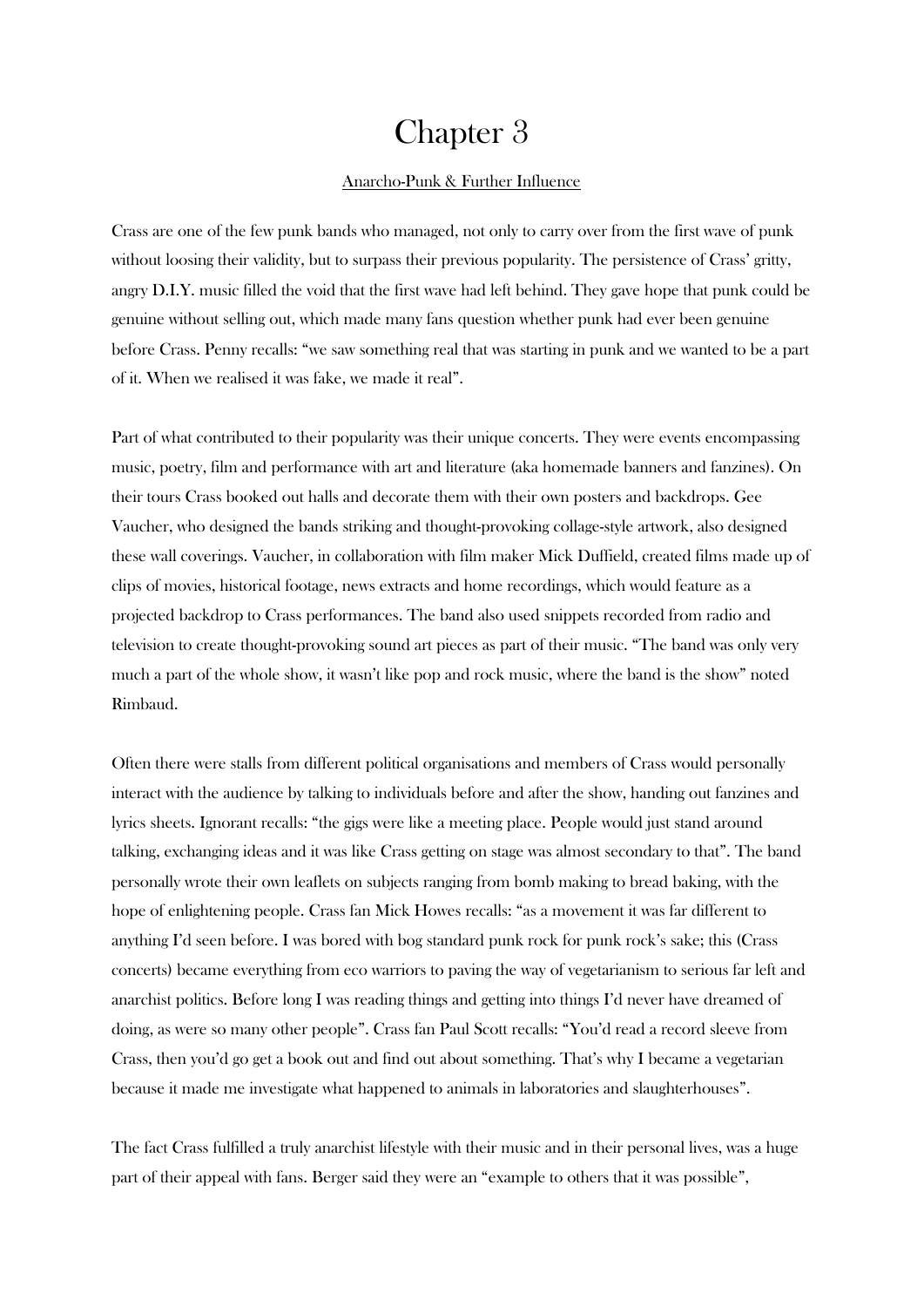# Chapter 3

Anarcho-Punk & Further Influence

Crass are one of the few punk bands who managed, not only to carry over from the first wave of punk without loosing their validity, but to surpass their previous popularity. The persistence of Crass' gritty, angry D.I.Y. music filled the void that the first wave had left behind. They gave hope that punk could be genuine without selling out, which made many fans question whether punk had ever been genuine before Crass. Penny recalls: "we saw something real that was starting in punk and we wanted to be a part of it. When we realised it was fake, we made it real".

Part of what contributed to their popularity was their unique concerts. They were events encompassing music, poetry, film and performance with art and literature (aka homemade banners and fanzines). On their tours Crass booked out halls and decorate them with their own posters and backdrops. Gee Vaucher, who designed the bands striking and thought-provoking collage-style artwork, also designed these wall coverings. Vaucher, in collaboration with film maker Mick Duffield, created films made up of clips of movies, historical footage, news extracts and home recordings, which would feature as a projected backdrop to Crass performances. The band also used snippets recorded from radio and television to create thought-provoking sound art pieces as part of their music. "The band was only very much a part of the whole show, it wasn't like pop and rock music, where the band is the show" noted Rimbaud.

Often there were stalls from different political organisations and members of Crass would personally interact with the audience by talking to individuals before and after the show, handing out fanzines and lyrics sheets. Ignorant recalls: "the gigs were like a meeting place. People would just stand around talking, exchanging ideas and it was like Crass getting on stage was almost secondary to that". The band personally wrote their own leaflets on subjects ranging from bomb making to bread baking, with the hope of enlightening people. Crass fan Mick Howes recalls: "as a movement it was far different to anything I'd seen before. I was bored with bog standard punk rock for punk rock's sake; this (Crass concerts) became everything from eco warriors to paving the way of vegetarianism to serious far left and anarchist politics. Before long I was reading things and getting into things I'd never have dreamed of doing, as were so many other people". Crass fan Paul Scott recalls: "You'd read a record sleeve from Crass, then you'd go get a book out and find out about something. That's why I became a vegetarian because it made me investigate what happened to animals in laboratories and slaughterhouses".

The fact Crass fulfilled a truly anarchist lifestyle with their music and in their personal lives, was a huge part of their appeal with fans. Berger said they were an "example to others that it was possible",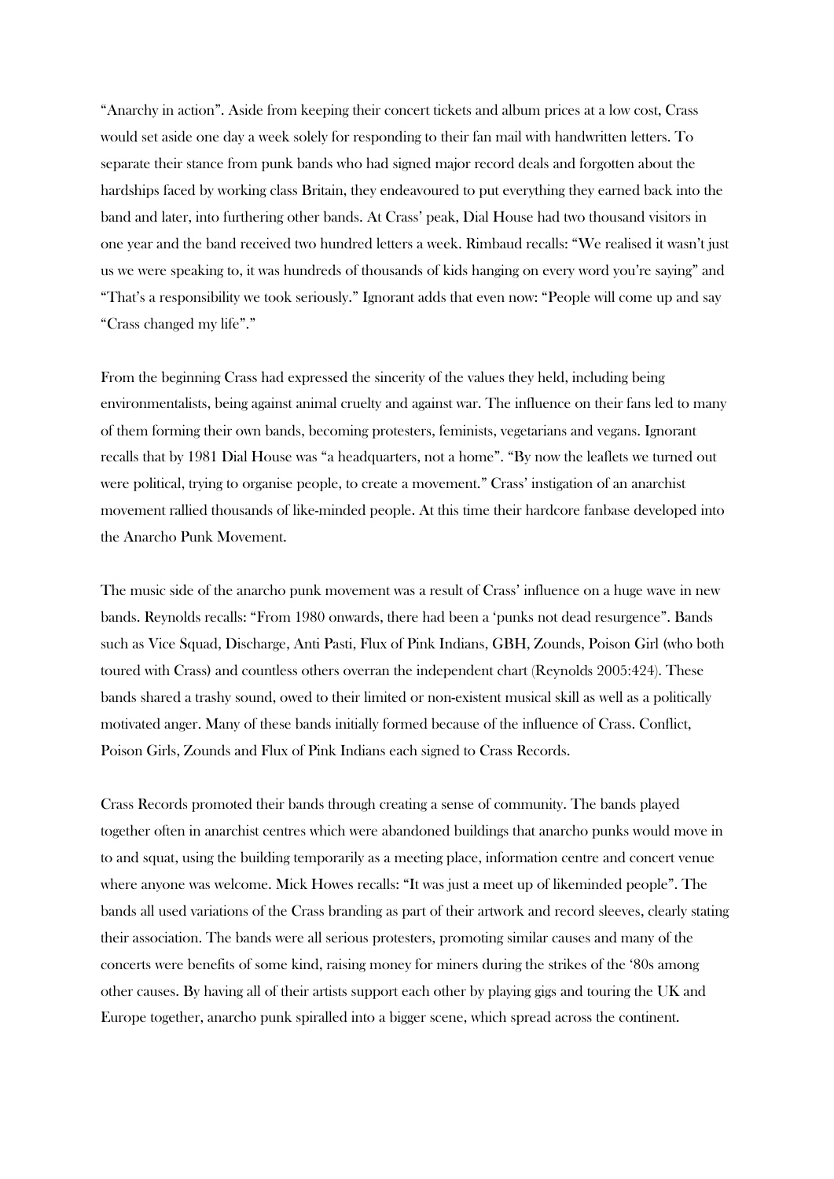“Anarchy in action”. Aside from keeping their concert tickets and album prices at a low cost, Crass would set aside one day a week solely for responding to their fan mail with handwritten letters. To separate their stance from punk bands who had signed major record deals and forgotten about the hardships faced by working class Britain, they endeavoured to put everything they earned back into the band and later, into furthering other bands. At Crass’ peak, Dial House had two thousand visitors in one year and the band received two hundred letters a week. Rimbaud recalls: “We realised it wasn’t just us we were speaking to, it was hundreds of thousands of kids hanging on every word you’re saying” and “That’s a responsibility we took seriously.” Ignorant adds that even now: “People will come up and say “Crass changed my life”.”

From the beginning Crass had expressed the sincerity of the values they held, including being environmentalists, being against animal cruelty and against war. The influence on their fans led to many of them forming their own bands, becoming protesters, feminists, vegetarians and vegans. Ignorant recalls that by 1981 Dial House was “a headquarters, not a home”. “By now the leaflets we turned out were political, trying to organise people, to create a movement.” Crass’ instigation of an anarchist movement rallied thousands of like-minded people. At this time their hardcore fanbase developed into the Anarcho Punk Movement.

The music side of the anarcho punk movement was a result of Crass’ influence on a huge wave in new bands. Reynolds recalls: “From 1980 onwards, there had been a ‘punks not dead resurgence”. Bands such as Vice Squad, Discharge, Anti Pasti, Flux of Pink Indians, GBH, Zounds, Poison Girl (who both toured with Crass) and countless others overran the independent chart (Reynolds 2005:424). These bands shared a trashy sound, owed to their limited or non-existent musical skill as well as a politically motivated anger. Many of these bands initially formed because of the influence of Crass. Conflict, Poison Girls, Zounds and Flux of Pink Indians each signed to Crass Records.

Crass Records promoted their bands through creating a sense of community. The bands played together often in anarchist centres which were abandoned buildings that anarcho punks would move in to and squat, using the building temporarily as a meeting place, information centre and concert venue where anyone was welcome. Mick Howes recalls: “It was just a meet up of likeminded people”. The bands all used variations of the Crass branding as part of their artwork and record sleeves, clearly stating their association. The bands were all serious protesters, promoting similar causes and many of the concerts were benefits of some kind, raising money for miners during the strikes of the ‘80s among other causes. By having all of their artists support each other by playing gigs and touring the UK and Europe together, anarcho punk spiralled into a bigger scene, which spread across the continent.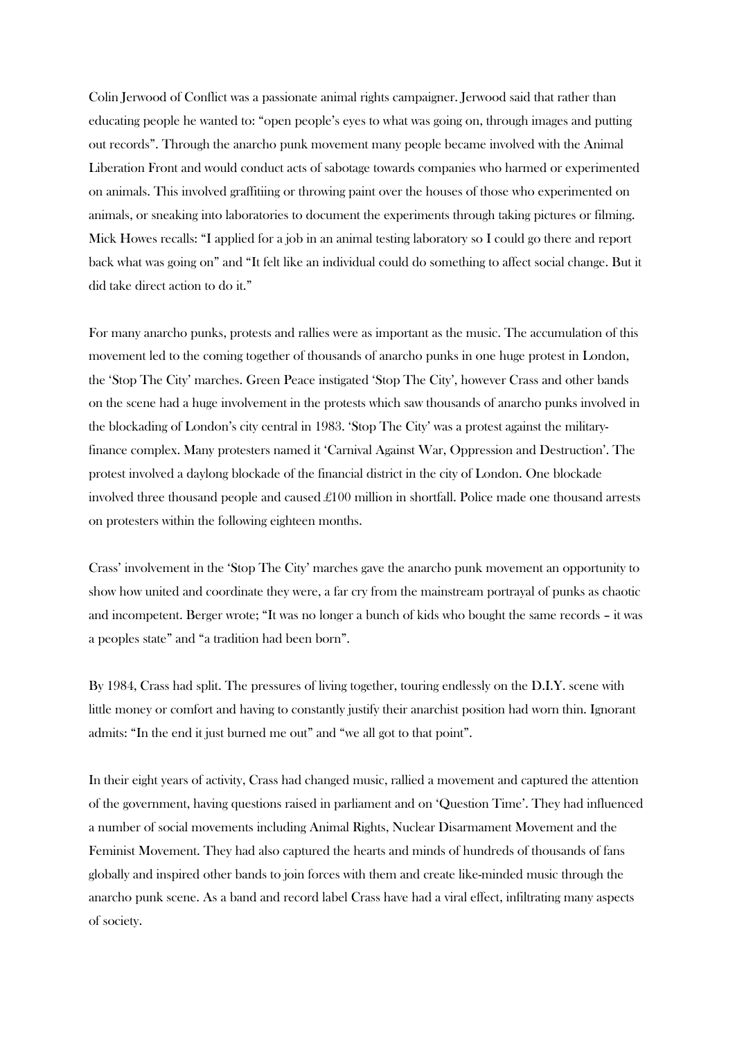Colin Jerwood of Conflict was a passionate animal rights campaigner. Jerwood said that rather than educating people he wanted to: "open people's eyes to what was going on, through images and putting out records". Through the anarcho punk movement many people became involved with the Animal Liberation Front and would conduct acts of sabotage towards companies who harmed or experimented on animals. This involved graffitiing or throwing paint over the houses of those who experimented on animals, or sneaking into laboratories to document the experiments through taking pictures or filming. Mick Howes recalls: "I applied for a job in an animal testing laboratory so I could go there and report back what was going on" and "It felt like an individual could do something to affect social change. But it did take direct action to do it."

For many anarcho punks, protests and rallies were as important as the music. The accumulation of this movement led to the coming together of thousands of anarcho punks in one huge protest in London, the 'Stop The City' marches. Green Peace instigated 'Stop The City', however Crass and other bands on the scene had a huge involvement in the protests which saw thousands of anarcho punks involved in the blockading of London's city central in 1983. 'Stop The City' was a protest against the military-finance complex. Many protesters named it 'Carnival Against War, Oppression and Destruction'. The protest involved a daylong blockade of the financial district in the city of London. One blockade involved three thousand people and caused £100 million in shortfall. Police made one thousand arrests on protesters within the following eighteen months.

Crass' involvement in the 'Stop The City' marches gave the anarcho punk movement an opportunity to show how united and coordinate they were, a far cry from the mainstream portrayal of punks as chaotic and incompetent. Berger wrote; "It was no longer a bunch of kids who bought the same records – it was a peoples state" and "a tradition had been born".

By 1984, Crass had split. The pressures of living together, touring endlessly on the D.I.Y. scene with little money or comfort and having to constantly justify their anarchist position had worn thin. Ignorant admits: "In the end it just burned me out" and "we all got to that point".

In their eight years of activity, Crass had changed music, rallied a movement and captured the attention of the government, having questions raised in parliament and on 'Question Time'. They had influenced a number of social movements including Animal Rights, Nuclear Disarmament Movement and the Feminist Movement. They had also captured the hearts and minds of hundreds of thousands of fans globally and inspired other bands to join forces with them and create like-minded music through the anarcho punk scene. As a band and record label Crass have had a viral effect, infiltrating many aspects of society.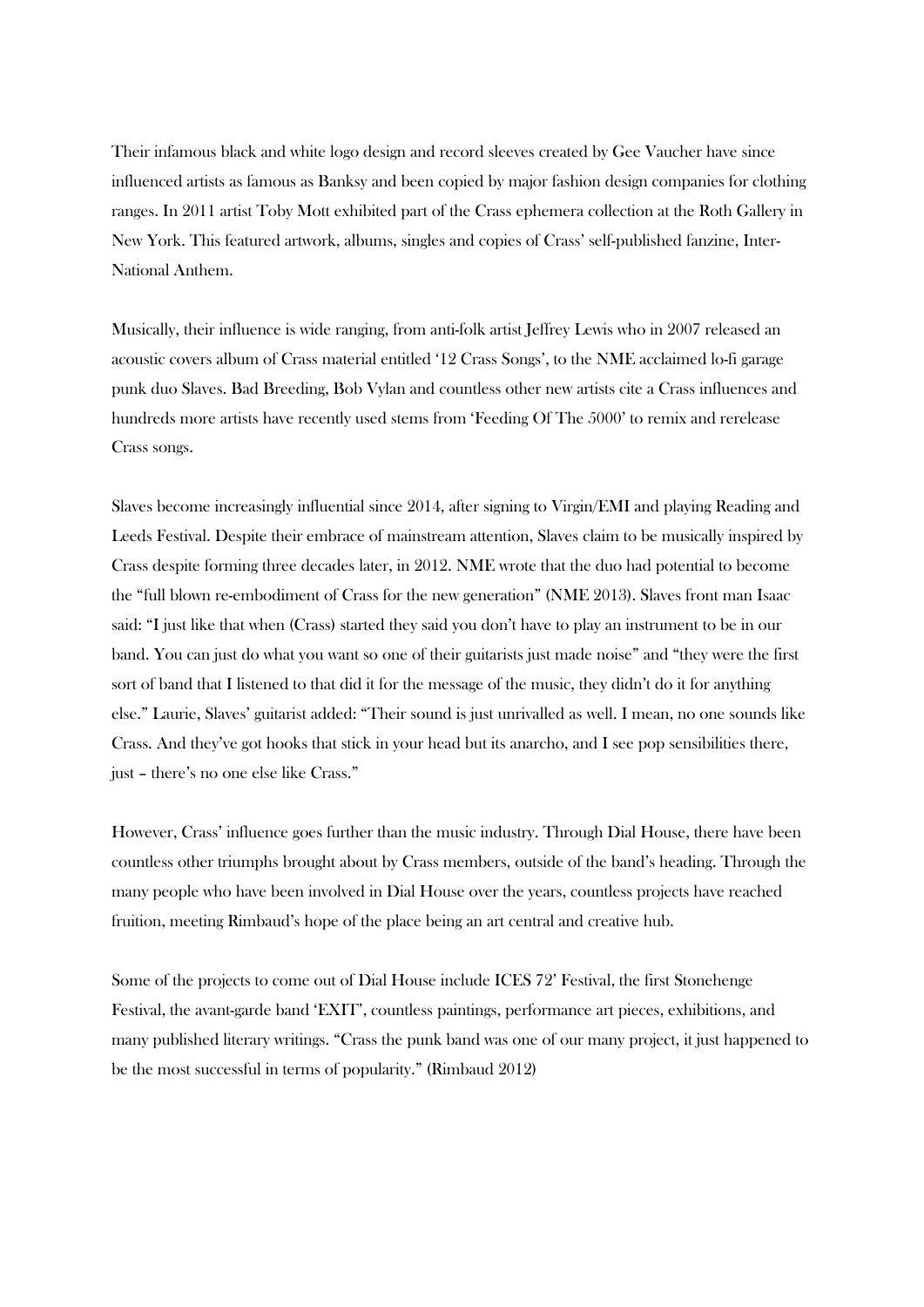Their infamous black and white logo design and record sleeves created by Gee Vaucher have since influenced artists as famous as Banksy and been copied by major fashion design companies for clothing ranges. In 2011 artist Toby Mott exhibited part of the Crass ephemera collection at the Roth Gallery in New York. This featured artwork, albums, singles and copies of Crass' self-published fanzine, Inter-National Anthem.

Musically, their influence is wide ranging, from anti-folk artist Jeffrey Lewis who in 2007 released an acoustic covers album of Crass material entitled '12 Crass Songs', to the NME acclaimed lo-fi garage punk duo Slaves. Bad Breeding, Bob Vylan and countless other new artists cite a Crass influences and hundreds more artists have recently used stems from 'Feeding Of The 5000' to remix and rerelease Crass songs.

Slaves become increasingly influential since 2014, after signing to Virgin/EMI and playing Reading and Leeds Festival. Despite their embrace of mainstream attention, Slaves claim to be musically inspired by Crass despite forming three decades later, in 2012. NME wrote that the duo had potential to become the "full blown re-embodiment of Crass for the new generation" (NME 2013). Slaves front man Isaac said: "I just like that when (Crass) started they said you don't have to play an instrument to be in our band. You can just do what you want so one of their guitarists just made noise" and "they were the first sort of band that I listened to that did it for the message of the music, they didn't do it for anything else." Laurie, Slaves' guitarist added: "Their sound is just unrivalled as well. I mean, no one sounds like Crass. And they've got hooks that stick in your head but its anarcho, and I see pop sensibilities there, just – there's no one else like Crass."

However, Crass' influence goes further than the music industry. Through Dial House, there have been countless other triumphs brought about by Crass members, outside of the band's heading. Through the many people who have been involved in Dial House over the years, countless projects have reached fruition, meeting Rimbaud's hope of the place being an art central and creative hub.

Some of the projects to come out of Dial House include ICES 72' Festival, the first Stonehenge Festival, the avant-garde band 'EXIT", countless paintings, performance art pieces, exhibitions, and many published literary writings. "Crass the punk band was one of our many project, it just happened to be the most successful in terms of popularity." (Rimbaud 2012)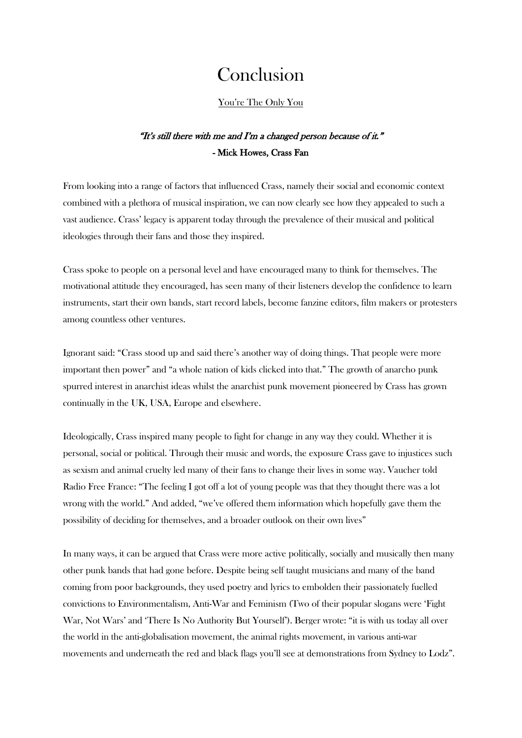# Conclusion

You're The Only You

***"It's still there with me and I'm a changed person because of it."***
**- Mick Howes, Crass Fan**

From looking into a range of factors that influenced Crass, namely their social and economic context combined with a plethora of musical inspiration, we can now clearly see how they appealed to such a vast audience. Crass' legacy is apparent today through the prevalence of their musical and political ideologies through their fans and those they inspired.

Crass spoke to people on a personal level and have encouraged many to think for themselves. The motivational attitude they encouraged, has seen many of their listeners develop the confidence to learn instruments, start their own bands, start record labels, become fanzine editors, film makers or protesters among countless other ventures.

Ignorant said: "Crass stood up and said there's another way of doing things. That people were more important then power" and "a whole nation of kids clicked into that." The growth of anarcho punk spurred interest in anarchist ideas whilst the anarchist punk movement pioneered by Crass has grown continually in the UK, USA, Europe and elsewhere.

Ideologically, Crass inspired many people to fight for change in any way they could. Whether it is personal, social or political. Through their music and words, the exposure Crass gave to injustices such as sexism and animal cruelty led many of their fans to change their lives in some way. Vaucher told Radio Free France: "The feeling I got off a lot of young people was that they thought there was a lot wrong with the world." And added, "we've offered them information which hopefully gave them the possibility of deciding for themselves, and a broader outlook on their own lives"

In many ways, it can be argued that Crass were more active politically, socially and musically then many other punk bands that had gone before. Despite being self taught musicians and many of the band coming from poor backgrounds, they used poetry and lyrics to embolden their passionately fuelled convictions to Environmentalism, Anti-War and Feminism (Two of their popular slogans were 'Fight War, Not Wars' and 'There Is No Authority But Yourself'). Berger wrote: "it is with us today all over the world in the anti-globalisation movement, the animal rights movement, in various anti-war movements and underneath the red and black flags you'll see at demonstrations from Sydney to Lodz".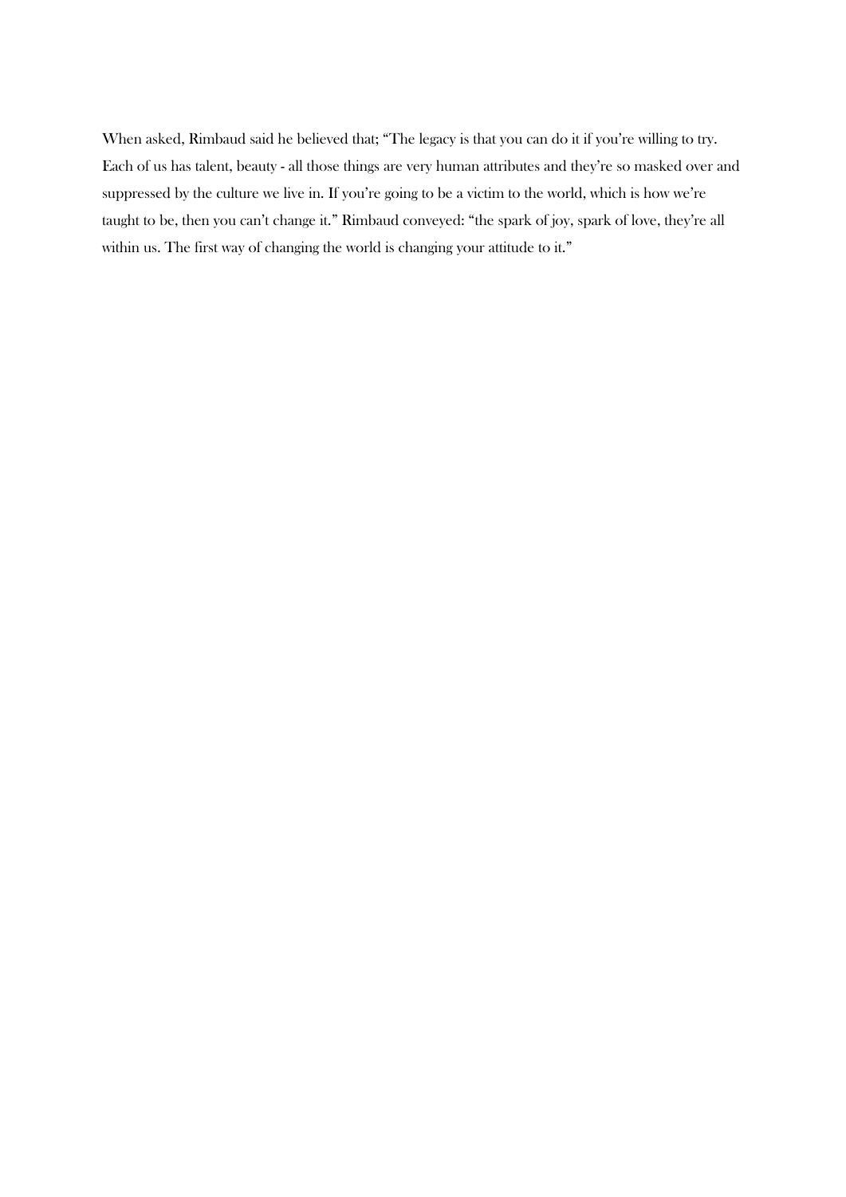When asked, Rimbaud said he believed that; "The legacy is that you can do it if you're willing to try. Each of us has talent, beauty - all those things are very human attributes and they're so masked over and suppressed by the culture we live in. If you're going to be a victim to the world, which is how we're taught to be, then you can't change it." Rimbaud conveyed: "the spark of joy, spark of love, they're all within us. The first way of changing the world is changing your attitude to it."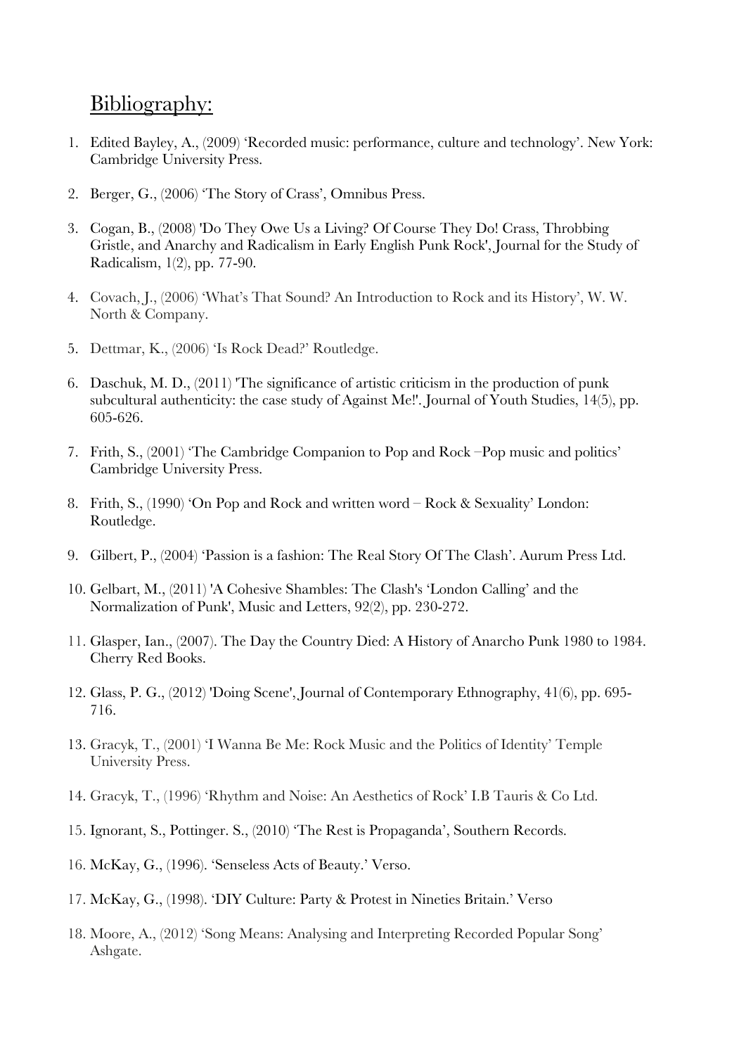## Bibliography:

1. Edited Bayley, A., (2009) 'Recorded music: performance, culture and technology'. New York: Cambridge University Press.

2. Berger, G., (2006) 'The Story of Crass', Omnibus Press.

3. Cogan, B., (2008) 'Do They Owe Us a Living? Of Course They Do! Crass, Throbbing Gristle, and Anarchy and Radicalism in Early English Punk Rock', Journal for the Study of Radicalism, 1(2), pp. 77-90.

4. Covach, J., (2006) 'What's That Sound? An Introduction to Rock and its History', W. W. North & Company.

5. Dettmar, K., (2006) 'Is Rock Dead?' Routledge.

6. Daschuk, M. D., (2011) 'The significance of artistic criticism in the production of punk subcultural authenticity: the case study of Against Me!'. Journal of Youth Studies, 14(5), pp. 605-626.

7. Frith, S., (2001) 'The Cambridge Companion to Pop and Rock –Pop music and politics' Cambridge University Press.

8. Frith, S., (1990) 'On Pop and Rock and written word – Rock & Sexuality' London: Routledge.

9. Gilbert, P., (2004) 'Passion is a fashion: The Real Story Of The Clash'. Aurum Press Ltd.

10. Gelbart, M., (2011) 'A Cohesive Shambles: The Clash's 'London Calling' and the Normalization of Punk', Music and Letters, 92(2), pp. 230-272.

11. Glasper, Ian., (2007). The Day the Country Died: A History of Anarcho Punk 1980 to 1984. Cherry Red Books.

12. Glass, P. G., (2012) 'Doing Scene', Journal of Contemporary Ethnography, 41(6), pp. 695-716.

13. Gracyk, T., (2001) 'I Wanna Be Me: Rock Music and the Politics of Identity' Temple University Press.

14. Gracyk, T., (1996) 'Rhythm and Noise: An Aesthetics of Rock' I.B Tauris & Co Ltd.

15. Ignorant, S., Pottinger. S., (2010) 'The Rest is Propaganda', Southern Records.

16. McKay, G., (1996). 'Senseless Acts of Beauty.' Verso.

17. McKay, G., (1998). 'DIY Culture: Party & Protest in Nineties Britain.' Verso

18. Moore, A., (2012) 'Song Means: Analysing and Interpreting Recorded Popular Song' Ashgate.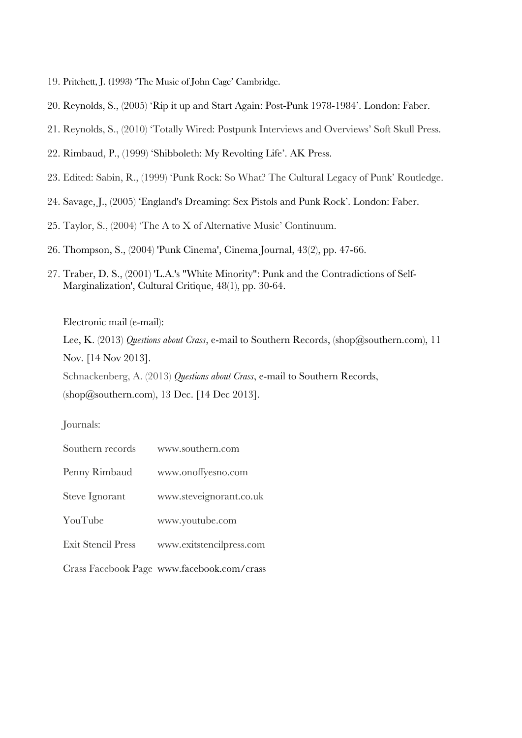19. Pritchett, J. (1993) 'The Music of John Cage' Cambridge.

20. Reynolds, S., (2005) 'Rip it up and Start Again: Post-Punk 1978-1984'. London: Faber.

21. Reynolds, S., (2010) 'Totally Wired: Postpunk Interviews and Overviews' Soft Skull Press.

22. Rimbaud, P., (1999) 'Shibboleth: My Revolting Life'. AK Press.

23. Edited: Sabin, R., (1999) 'Punk Rock: So What? The Cultural Legacy of Punk' Routledge.

24. Savage, J., (2005) 'England's Dreaming: Sex Pistols and Punk Rock'. London: Faber.

25. Taylor, S., (2004) 'The A to X of Alternative Music' Continuum.

26. Thompson, S., (2004) 'Punk Cinema', Cinema Journal, 43(2), pp. 47-66.

27. Traber, D. S., (2001) 'L.A.'s "White Minority": Punk and the Contradictions of Self-Marginalization', Cultural Critique, 48(1), pp. 30-64.

Electronic mail (e-mail):

Lee, K. (2013) *Questions about Crass*, e-mail to Southern Records, (shop@southern.com), 11 Nov. [14 Nov 2013].

Schnackenberg, A. (2013) *Questions about Crass*, e-mail to Southern Records, (shop@southern.com), 13 Dec. [14 Dec 2013].

Journals:

| | |
|---|---|
| Southern records | www.southern.com |
| Penny Rimbaud | www.onoffyesno.com |
| Steve Ignorant | www.steveignorant.co.uk |
| YouTube | www.youtube.com |
| Exit Stencil Press | www.exitstencilpress.com |
| Crass Facebook Page | www.facebook.com/crass |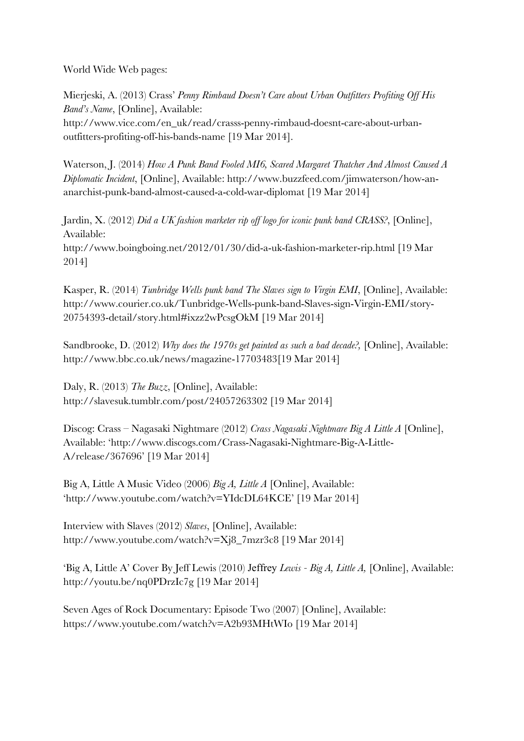World Wide Web pages:

Mierjeski, A. (2013) Crass' *Penny Rimbaud Doesn't Care about Urban Outfitters Profiting Off His Band's Name*, [Online], Available: http://www.vice.com/en_uk/read/crasss-penny-rimbaud-doesnt-care-about-urban-outfitters-profiting-off-his-bands-name [19 Mar 2014].

Waterson, J. (2014) *How A Punk Band Fooled MI6, Scared Margaret Thatcher And Almost Caused A Diplomatic Incident*, [Online], Available: http://www.buzzfeed.com/jimwaterson/how-an-anarchist-punk-band-almost-caused-a-cold-war-diplomat [19 Mar 2014]

Jardin, X. (2012) *Did a UK fashion marketer rip off logo for iconic punk band CRASS?*, [Online], Available: http://www.boingboing.net/2012/01/30/did-a-uk-fashion-marketer-rip.html [19 Mar 2014]

Kasper, R. (2014) *Tunbridge Wells punk band The Slaves sign to Virgin EMI*, [Online], Available: http://www.courier.co.uk/Tunbridge-Wells-punk-band-Slaves-sign-Virgin-EMI/story-20754393-detail/story.html#ixzz2wPcsgOkM [19 Mar 2014]

Sandbrooke, D. (2012) *Why does the 1970s get painted as such a bad decade?,* [Online], Available: http://www.bbc.co.uk/news/magazine-17703483[19 Mar 2014]

Daly, R. (2013) *The Buzz*, [Online], Available: http://slavesuk.tumblr.com/post/24057263302 [19 Mar 2014]

Discog: Crass – Nagasaki Nightmare (2012) *Crass Nagasaki Nightmare Big A Little A* [Online], Available: 'http://www.discogs.com/Crass-Nagasaki-Nightmare-Big-A-Little-A/release/367696' [19 Mar 2014]

Big A, Little A Music Video (2006) *Big A, Little A* [Online], Available: 'http://www.youtube.com/watch?v=YIdcDL64KCE' [19 Mar 2014]

Interview with Slaves (2012) *Slaves*, [Online], Available: http://www.youtube.com/watch?v=Xj8_7mzr3c8 [19 Mar 2014]

'Big A, Little A' Cover By Jeff Lewis (2010) Jeffrey *Lewis - Big A, Little A,* [Online], Available: http://youtu.be/nq0PDrzIc7g [19 Mar 2014]

Seven Ages of Rock Documentary: Episode Two (2007) [Online], Available: https://www.youtube.com/watch?v=A2b93MHtWIo [19 Mar 2014]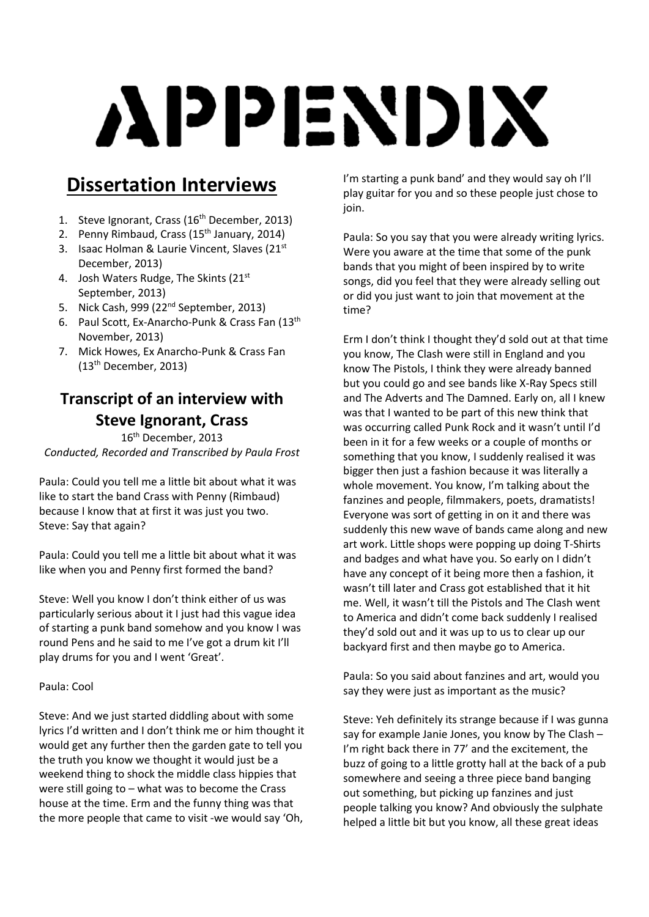# APPENDIX

## Dissertation Interviews

1. Steve Ignorant, Crass (16th December, 2013)
2. Penny Rimbaud, Crass (15th January, 2014)
3. Isaac Holman & Laurie Vincent, Slaves (21st December, 2013)
4. Josh Waters Rudge, The Skints (21st September, 2013)
5. Nick Cash, 999 (22nd September, 2013)
6. Paul Scott, Ex-Anarcho-Punk & Crass Fan (13th November, 2013)
7. Mick Howes, Ex Anarcho-Punk & Crass Fan (13th December, 2013)

### Transcript of an interview with Steve Ignorant, Crass

16th December, 2013
*Conducted, Recorded and Transcribed by Paula Frost*

Paula: Could you tell me a little bit about what it was like to start the band Crass with Penny (Rimbaud) because I know that at first it was just you two.
Steve: Say that again?

Paula: Could you tell me a little bit about what it was like when you and Penny first formed the band?

Steve: Well you know I don't think either of us was particularly serious about it I just had this vague idea of starting a punk band somehow and you know I was round Pens and he said to me I've got a drum kit I'll play drums for you and I went 'Great'.

Paula: Cool

Steve: And we just started diddling about with some lyrics I'd written and I don't think me or him thought it would get any further then the garden gate to tell you the truth you know we thought it would just be a weekend thing to shock the middle class hippies that were still going to – what was to become the Crass house at the time. Erm and the funny thing was that the more people that came to visit -we would say 'Oh, I'm starting a punk band' and they would say oh I'll play guitar for you and so these people just chose to join.

Paula: So you say that you were already writing lyrics. Were you aware at the time that some of the punk bands that you might of been inspired by to write songs, did you feel that they were already selling out or did you just want to join that movement at the time?

Erm I don't think I thought they'd sold out at that time you know, The Clash were still in England and you know The Pistols, I think they were already banned but you could go and see bands like X-Ray Specs still and The Adverts and The Damned. Early on, all I knew was that I wanted to be part of this new think that was occurring called Punk Rock and it wasn't until I'd been in it for a few weeks or a couple of months or something that you know, I suddenly realised it was bigger then just a fashion because it was literally a whole movement. You know, I'm talking about the fanzines and people, filmmakers, poets, dramatists! Everyone was sort of getting in on it and there was suddenly this new wave of bands came along and new art work. Little shops were popping up doing T-Shirts and badges and what have you. So early on I didn't have any concept of it being more then a fashion, it wasn't till later and Crass got established that it hit me. Well, it wasn't till the Pistols and The Clash went to America and didn't come back suddenly I realised they'd sold out and it was up to us to clear up our backyard first and then maybe go to America.

Paula: So you said about fanzines and art, would you say they were just as important as the music?

Steve: Yeh definitely its strange because if I was gunna say for example Janie Jones, you know by The Clash – I'm right back there in 77' and the excitement, the buzz of going to a little grotty hall at the back of a pub somewhere and seeing a three piece band banging out something, but picking up fanzines and just people talking you know? And obviously the sulphate helped a little bit but you know, all these great ideas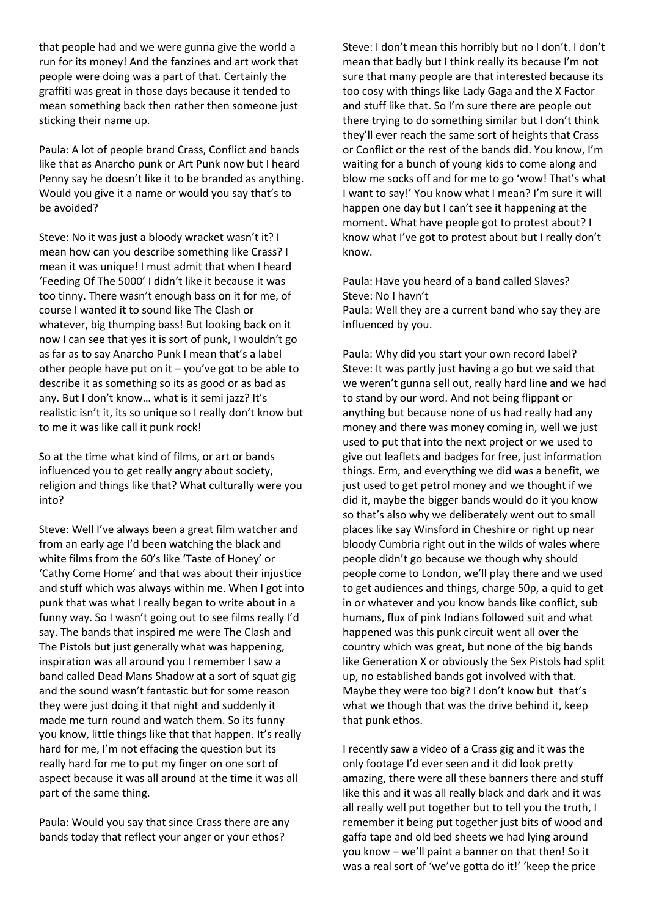that people had and we were gunna give the world a run for its money! And the fanzines and art work that people were doing was a part of that. Certainly the graffiti was great in those days because it tended to mean something back then rather then someone just sticking their name up.

Paula: A lot of people brand Crass, Conflict and bands like that as Anarcho punk or Art Punk now but I heard Penny say he doesn't like it to be branded as anything. Would you give it a name or would you say that's to be avoided?

Steve: No it was just a bloody wracket wasn't it? I mean how can you describe something like Crass? I mean it was unique! I must admit that when I heard 'Feeding Of The 5000' I didn't like it because it was too tinny. There wasn't enough bass on it for me, of course I wanted it to sound like The Clash or whatever, big thumping bass! But looking back on it now I can see that yes it is sort of punk, I wouldn't go as far as to say Anarcho Punk I mean that's a label other people have put on it – you've got to be able to describe it as something so its as good or as bad as any. But I don't know… what is it semi jazz? It's realistic isn't it, its so unique so I really don't know but to me it was like call it punk rock!

So at the time what kind of films, or art or bands influenced you to get really angry about society, religion and things like that? What culturally were you into?

Steve: Well I've always been a great film watcher and from an early age I'd been watching the black and white films from the 60's like 'Taste of Honey' or 'Cathy Come Home' and that was about their injustice and stuff which was always within me. When I got into punk that was what I really began to write about in a funny way. So I wasn't going out to see films really I'd say. The bands that inspired me were The Clash and The Pistols but just generally what was happening, inspiration was all around you I remember I saw a band called Dead Mans Shadow at a sort of squat gig and the sound wasn't fantastic but for some reason they were just doing it that night and suddenly it made me turn round and watch them. So its funny you know, little things like that that happen. It's really hard for me, I'm not effacing the question but its really hard for me to put my finger on one sort of aspect because it was all around at the time it was all part of the same thing.

Paula: Would you say that since Crass there are any bands today that reflect your anger or your ethos?

Steve: I don't mean this horribly but no I don't. I don't mean that badly but I think really its because I'm not sure that many people are that interested because its too cosy with things like Lady Gaga and the X Factor and stuff like that. So I'm sure there are people out there trying to do something similar but I don't think they'll ever reach the same sort of heights that Crass or Conflict or the rest of the bands did. You know, I'm waiting for a bunch of young kids to come along and blow me socks off and for me to go 'wow! That's what I want to say!' You know what I mean? I'm sure it will happen one day but I can't see it happening at the moment. What have people got to protest about? I know what I've got to protest about but I really don't know.

Paula: Have you heard of a band called Slaves?
Steve: No I havn't
Paula: Well they are a current band who say they are influenced by you.

Paula: Why did you start your own record label?
Steve: It was partly just having a go but we said that we weren't gunna sell out, really hard line and we had to stand by our word. And not being flippant or anything but because none of us had really had any money and there was money coming in, well we just used to put that into the next project or we used to give out leaflets and badges for free, just information things. Erm, and everything we did was a benefit, we just used to get petrol money and we thought if we did it, maybe the bigger bands would do it you know so that's also why we deliberately went out to small places like say Winsford in Cheshire or right up near bloody Cumbria right out in the wilds of wales where people didn't go because we though why should people come to London, we'll play there and we used to get audiences and things, charge 50p, a quid to get in or whatever and you know bands like conflict, sub humans, flux of pink Indians followed suit and what happened was this punk circuit went all over the country which was great, but none of the big bands like Generation X or obviously the Sex Pistols had split up, no established bands got involved with that. Maybe they were too big? I don't know but that's what we though that was the drive behind it, keep that punk ethos.

I recently saw a video of a Crass gig and it was the only footage I'd ever seen and it did look pretty amazing, there were all these banners there and stuff like this and it was all really black and dark and it was all really well put together but to tell you the truth, I remember it being put together just bits of wood and gaffa tape and old bed sheets we had lying around you know – we'll paint a banner on that then! So it was a real sort of 'we've gotta do it!' 'keep the price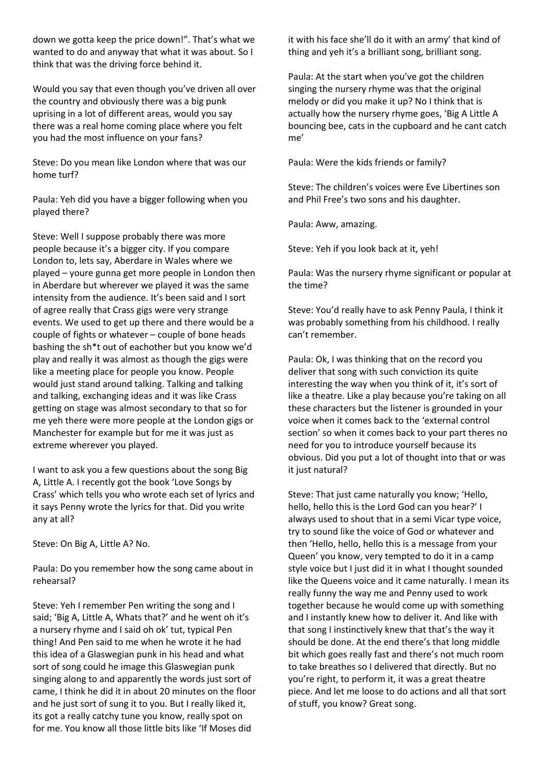down we gotta keep the price down!". That's what we wanted to do and anyway that what it was about. So I think that was the driving force behind it.

Would you say that even though you've driven all over the country and obviously there was a big punk uprising in a lot of different areas, would you say there was a real home coming place where you felt you had the most influence on your fans?

Steve: Do you mean like London where that was our home turf?

Paula: Yeh did you have a bigger following when you played there?

Steve: Well I suppose probably there was more people because it's a bigger city. If you compare London to, lets say, Aberdare in Wales where we played – youre gunna get more people in London then in Aberdare but wherever we played it was the same intensity from the audience. It's been said and I sort of agree really that Crass gigs were very strange events. We used to get up there and there would be a couple of fights or whatever – couple of bone heads bashing the sh*t out of eachother but you know we'd play and really it was almost as though the gigs were like a meeting place for people you know. People would just stand around talking. Talking and talking and talking, exchanging ideas and it was like Crass getting on stage was almost secondary to that so for me yeh there were more people at the London gigs or Manchester for example but for me it was just as extreme wherever you played.

I want to ask you a few questions about the song Big A, Little A. I recently got the book 'Love Songs by Crass' which tells you who wrote each set of lyrics and it says Penny wrote the lyrics for that. Did you write any at all?

Steve: On Big A, Little A? No.

Paula: Do you remember how the song came about in rehearsal?

Steve: Yeh I remember Pen writing the song and I said; 'Big A, Little A, Whats that?' and he went oh it's a nursery rhyme and I said oh ok' tut, typical Pen thing! And Pen said to me when he wrote it he had this idea of a Glaswegian punk in his head and what sort of song could he image this Glaswegian punk singing along to and apparently the words just sort of came, I think he did it in about 20 minutes on the floor and he just sort of sung it to you. But I really liked it, its got a really catchy tune you know, really spot on for me. You know all those little bits like 'If Moses did it with his face she'll do it with an army' that kind of thing and yeh it's a brilliant song, brilliant song.

Paula: At the start when you've got the children singing the nursery rhyme was that the original melody or did you make it up? No I think that is actually how the nursery rhyme goes, 'Big A Little A bouncing bee, cats in the cupboard and he cant catch me'

Paula: Were the kids friends or family?

Steve: The children's voices were Eve Libertines son and Phil Free's two sons and his daughter.

Paula: Aww, amazing.

Steve: Yeh if you look back at it, yeh!

Paula: Was the nursery rhyme significant or popular at the time?

Steve: You'd really have to ask Penny Paula, I think it was probably something from his childhood. I really can't remember.

Paula: Ok, I was thinking that on the record you deliver that song with such conviction its quite interesting the way when you think of it, it's sort of like a theatre. Like a play because you're taking on all these characters but the listener is grounded in your voice when it comes back to the 'external control section' so when it comes back to your part theres no need for you to introduce yourself because its obvious. Did you put a lot of thought into that or was it just natural?

Steve: That just came naturally you know; 'Hello, hello, hello this is the Lord God can you hear?' I always used to shout that in a semi Vicar type voice, try to sound like the voice of God or whatever and then 'Hello, hello, hello this is a message from your Queen' you know, very tempted to do it in a camp style voice but I just did it in what I thought sounded like the Queens voice and it came naturally. I mean its really funny the way me and Penny used to work together because he would come up with something and I instantly knew how to deliver it. And like with that song I instinctively knew that that's the way it should be done. At the end there's that long middle bit which goes really fast and there's not much room to take breathes so I delivered that directly. But no you're right, to perform it, it was a great theatre piece. And let me loose to do actions and all that sort of stuff, you know? Great song.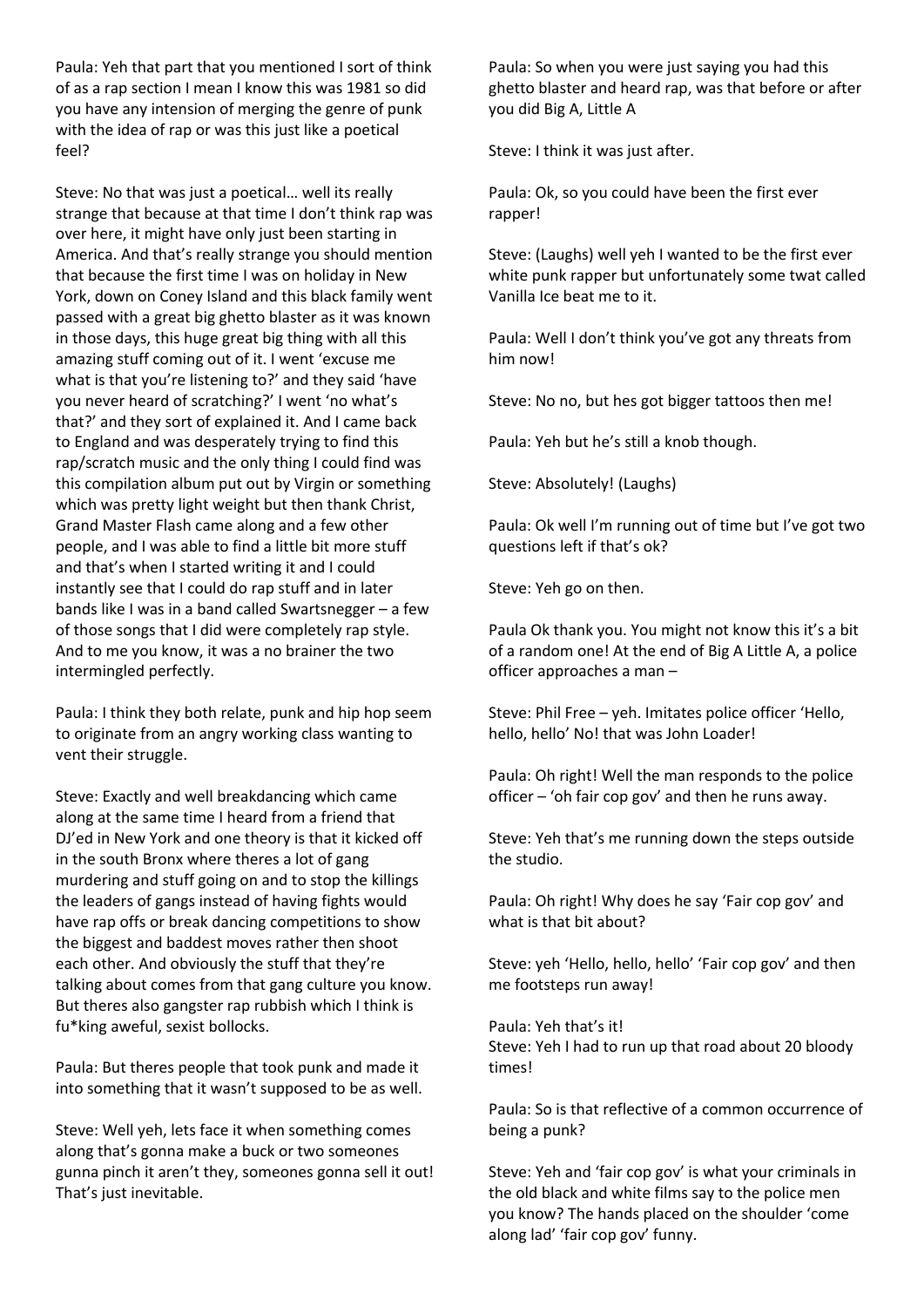Paula: Yeh that part that you mentioned I sort of think of as a rap section I mean I know this was 1981 so did you have any intension of merging the genre of punk with the idea of rap or was this just like a poetical feel?

Steve: No that was just a poetical… well its really strange that because at that time I don't think rap was over here, it might have only just been starting in America. And that's really strange you should mention that because the first time I was on holiday in New York, down on Coney Island and this black family went passed with a great big ghetto blaster as it was known in those days, this huge great big thing with all this amazing stuff coming out of it. I went 'excuse me what is that you're listening to?' and they said 'have you never heard of scratching?' I went 'no what's that?' and they sort of explained it. And I came back to England and was desperately trying to find this rap/scratch music and the only thing I could find was this compilation album put out by Virgin or something which was pretty light weight but then thank Christ, Grand Master Flash came along and a few other people, and I was able to find a little bit more stuff and that's when I started writing it and I could instantly see that I could do rap stuff and in later bands like I was in a band called Swartsnegger – a few of those songs that I did were completely rap style. And to me you know, it was a no brainer the two intermingled perfectly.

Paula: I think they both relate, punk and hip hop seem to originate from an angry working class wanting to vent their struggle.

Steve: Exactly and well breakdancing which came along at the same time I heard from a friend that DJ'ed in New York and one theory is that it kicked off in the south Bronx where theres a lot of gang murdering and stuff going on and to stop the killings the leaders of gangs instead of having fights would have rap offs or break dancing competitions to show the biggest and baddest moves rather then shoot each other. And obviously the stuff that they're talking about comes from that gang culture you know. But theres also gangster rap rubbish which I think is fu*king aweful, sexist bollocks.

Paula: But theres people that took punk and made it into something that it wasn't supposed to be as well.

Steve: Well yeh, lets face it when something comes along that's gonna make a buck or two someones gunna pinch it aren't they, someones gonna sell it out! That's just inevitable.

Paula: So when you were just saying you had this ghetto blaster and heard rap, was that before or after you did Big A, Little A

Steve: I think it was just after.

Paula: Ok, so you could have been the first ever rapper!

Steve: (Laughs) well yeh I wanted to be the first ever white punk rapper but unfortunately some twat called Vanilla Ice beat me to it.

Paula: Well I don't think you've got any threats from him now!

Steve: No no, but hes got bigger tattoos then me!

Paula: Yeh but he's still a knob though.

Steve: Absolutely! (Laughs)

Paula: Ok well I'm running out of time but I've got two questions left if that's ok?

Steve: Yeh go on then.

Paula Ok thank you. You might not know this it's a bit of a random one! At the end of Big A Little A, a police officer approaches a man –

Steve: Phil Free – yeh. Imitates police officer 'Hello, hello, hello' No! that was John Loader!

Paula: Oh right! Well the man responds to the police officer – 'oh fair cop gov' and then he runs away.

Steve: Yeh that's me running down the steps outside the studio.

Paula: Oh right! Why does he say 'Fair cop gov' and what is that bit about?

Steve: yeh 'Hello, hello, hello' 'Fair cop gov' and then me footsteps run away!

Paula: Yeh that's it!
Steve: Yeh I had to run up that road about 20 bloody times!

Paula: So is that reflective of a common occurrence of being a punk?

Steve: Yeh and 'fair cop gov' is what your criminals in the old black and white films say to the police men you know? The hands placed on the shoulder 'come along lad' 'fair cop gov' funny.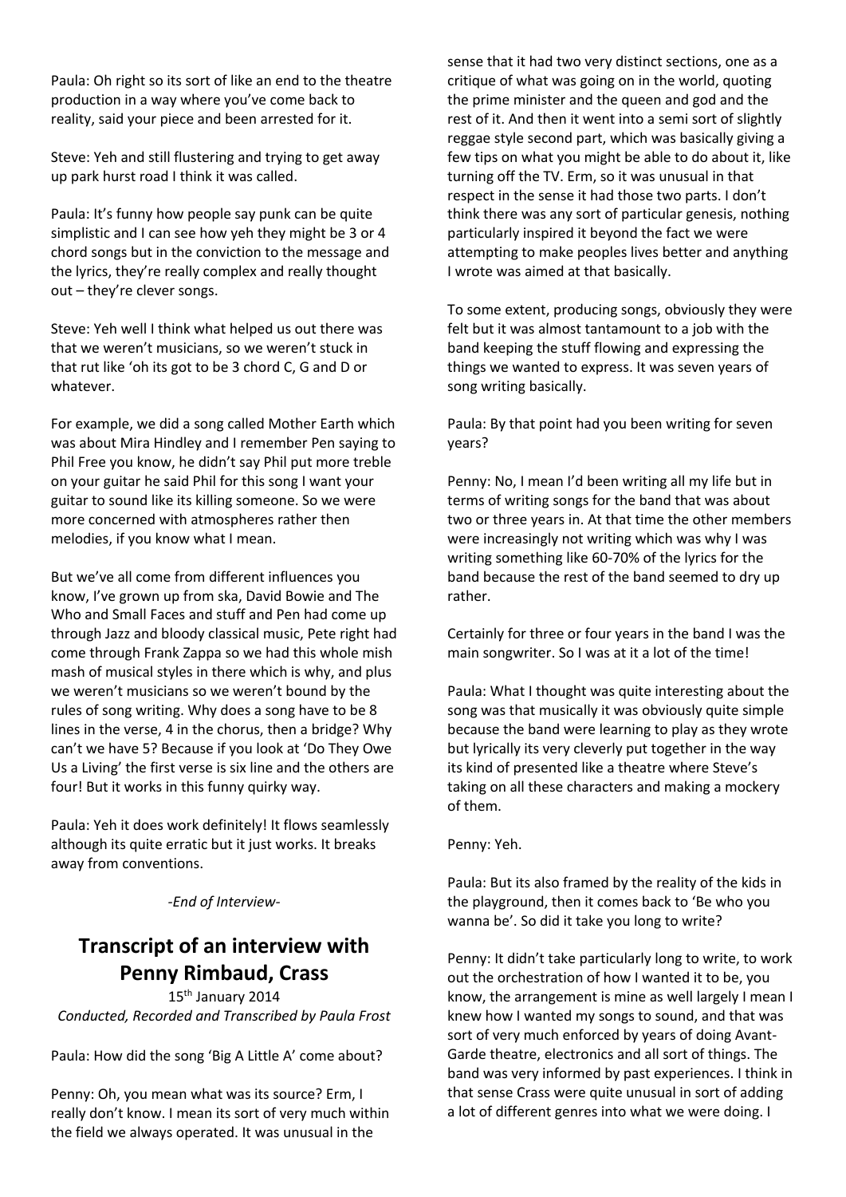Paula: Oh right so its sort of like an end to the theatre production in a way where you've come back to reality, said your piece and been arrested for it.

Steve: Yeh and still flustering and trying to get away up park hurst road I think it was called.

Paula: It's funny how people say punk can be quite simplistic and I can see how yeh they might be 3 or 4 chord songs but in the conviction to the message and the lyrics, they're really complex and really thought out – they're clever songs.

Steve: Yeh well I think what helped us out there was that we weren't musicians, so we weren't stuck in that rut like 'oh its got to be 3 chord C, G and D or whatever.

For example, we did a song called Mother Earth which was about Mira Hindley and I remember Pen saying to Phil Free you know, he didn't say Phil put more treble on your guitar he said Phil for this song I want your guitar to sound like its killing someone. So we were more concerned with atmospheres rather then melodies, if you know what I mean.

But we've all come from different influences you know, I've grown up from ska, David Bowie and The Who and Small Faces and stuff and Pen had come up through Jazz and bloody classical music, Pete right had come through Frank Zappa so we had this whole mish mash of musical styles in there which is why, and plus we weren't musicians so we weren't bound by the rules of song writing. Why does a song have to be 8 lines in the verse, 4 in the chorus, then a bridge? Why can't we have 5? Because if you look at 'Do They Owe Us a Living' the first verse is six line and the others are four! But it works in this funny quirky way.

Paula: Yeh it does work definitely! It flows seamlessly although its quite erratic but it just works. It breaks away from conventions.

*-End of Interview-*

## Transcript of an interview with Penny Rimbaud, Crass

15th January 2014

*Conducted, Recorded and Transcribed by Paula Frost*

Paula: How did the song 'Big A Little A' come about?

Penny: Oh, you mean what was its source? Erm, I really don't know. I mean its sort of very much within the field we always operated. It was unusual in the sense that it had two very distinct sections, one as a critique of what was going on in the world, quoting the prime minister and the queen and god and the rest of it. And then it went into a semi sort of slightly reggae style second part, which was basically giving a few tips on what you might be able to do about it, like turning off the TV. Erm, so it was unusual in that respect in the sense it had those two parts. I don't think there was any sort of particular genesis, nothing particularly inspired it beyond the fact we were attempting to make peoples lives better and anything I wrote was aimed at that basically.

To some extent, producing songs, obviously they were felt but it was almost tantamount to a job with the band keeping the stuff flowing and expressing the things we wanted to express. It was seven years of song writing basically.

Paula: By that point had you been writing for seven years?

Penny: No, I mean I'd been writing all my life but in terms of writing songs for the band that was about two or three years in. At that time the other members were increasingly not writing which was why I was writing something like 60-70% of the lyrics for the band because the rest of the band seemed to dry up rather.

Certainly for three or four years in the band I was the main songwriter. So I was at it a lot of the time!

Paula: What I thought was quite interesting about the song was that musically it was obviously quite simple because the band were learning to play as they wrote but lyrically its very cleverly put together in the way its kind of presented like a theatre where Steve's taking on all these characters and making a mockery of them.

Penny: Yeh.

Paula: But its also framed by the reality of the kids in the playground, then it comes back to 'Be who you wanna be'. So did it take you long to write?

Penny: It didn't take particularly long to write, to work out the orchestration of how I wanted it to be, you know, the arrangement is mine as well largely I mean I knew how I wanted my songs to sound, and that was sort of very much enforced by years of doing Avant-Garde theatre, electronics and all sort of things. The band was very informed by past experiences. I think in that sense Crass were quite unusual in sort of adding a lot of different genres into what we were doing. I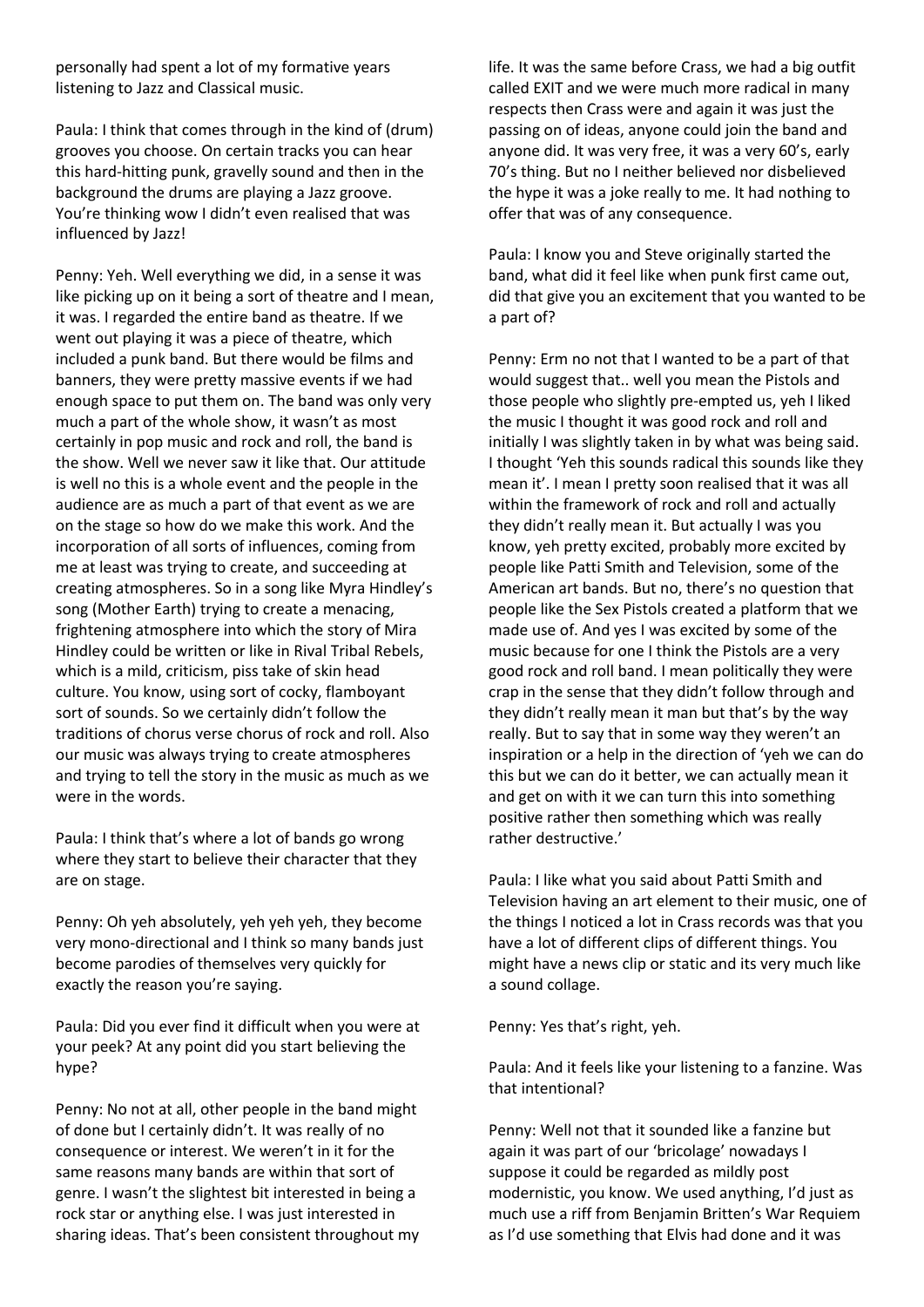personally had spent a lot of my formative years listening to Jazz and Classical music.

Paula: I think that comes through in the kind of (drum) grooves you choose. On certain tracks you can hear this hard-hitting punk, gravelly sound and then in the background the drums are playing a Jazz groove. You're thinking wow I didn't even realised that was influenced by Jazz!

Penny: Yeh. Well everything we did, in a sense it was like picking up on it being a sort of theatre and I mean, it was. I regarded the entire band as theatre. If we went out playing it was a piece of theatre, which included a punk band. But there would be films and banners, they were pretty massive events if we had enough space to put them on. The band was only very much a part of the whole show, it wasn't as most certainly in pop music and rock and roll, the band is the show. Well we never saw it like that. Our attitude is well no this is a whole event and the people in the audience are as much a part of that event as we are on the stage so how do we make this work. And the incorporation of all sorts of influences, coming from me at least was trying to create, and succeeding at creating atmospheres. So in a song like Myra Hindley's song (Mother Earth) trying to create a menacing, frightening atmosphere into which the story of Mira Hindley could be written or like in Rival Tribal Rebels, which is a mild, criticism, piss take of skin head culture. You know, using sort of cocky, flamboyant sort of sounds. So we certainly didn't follow the traditions of chorus verse chorus of rock and roll. Also our music was always trying to create atmospheres and trying to tell the story in the music as much as we were in the words.

Paula: I think that's where a lot of bands go wrong where they start to believe their character that they are on stage.

Penny: Oh yeh absolutely, yeh yeh yeh, they become very mono-directional and I think so many bands just become parodies of themselves very quickly for exactly the reason you're saying.

Paula: Did you ever find it difficult when you were at your peek? At any point did you start believing the hype?

Penny: No not at all, other people in the band might of done but I certainly didn't. It was really of no consequence or interest. We weren't in it for the same reasons many bands are within that sort of genre. I wasn't the slightest bit interested in being a rock star or anything else. I was just interested in sharing ideas. That's been consistent throughout my life. It was the same before Crass, we had a big outfit called EXIT and we were much more radical in many respects then Crass were and again it was just the passing on of ideas, anyone could join the band and anyone did. It was very free, it was a very 60's, early 70's thing. But no I neither believed nor disbelieved the hype it was a joke really to me. It had nothing to offer that was of any consequence.

Paula: I know you and Steve originally started the band, what did it feel like when punk first came out, did that give you an excitement that you wanted to be a part of?

Penny: Erm no not that I wanted to be a part of that would suggest that.. well you mean the Pistols and those people who slightly pre-empted us, yeh I liked the music I thought it was good rock and roll and initially I was slightly taken in by what was being said. I thought 'Yeh this sounds radical this sounds like they mean it'. I mean I pretty soon realised that it was all within the framework of rock and roll and actually they didn't really mean it. But actually I was you know, yeh pretty excited, probably more excited by people like Patti Smith and Television, some of the American art bands. But no, there's no question that people like the Sex Pistols created a platform that we made use of. And yes I was excited by some of the music because for one I think the Pistols are a very good rock and roll band. I mean politically they were crap in the sense that they didn't follow through and they didn't really mean it man but that's by the way really. But to say that in some way they weren't an inspiration or a help in the direction of 'yeh we can do this but we can do it better, we can actually mean it and get on with it we can turn this into something positive rather then something which was really rather destructive.'

Paula: I like what you said about Patti Smith and Television having an art element to their music, one of the things I noticed a lot in Crass records was that you have a lot of different clips of different things. You might have a news clip or static and its very much like a sound collage.

Penny: Yes that's right, yeh.

Paula: And it feels like your listening to a fanzine. Was that intentional?

Penny: Well not that it sounded like a fanzine but again it was part of our 'bricolage' nowadays I suppose it could be regarded as mildly post modernistic, you know. We used anything, I'd just as much use a riff from Benjamin Britten's War Requiem as I'd use something that Elvis had done and it was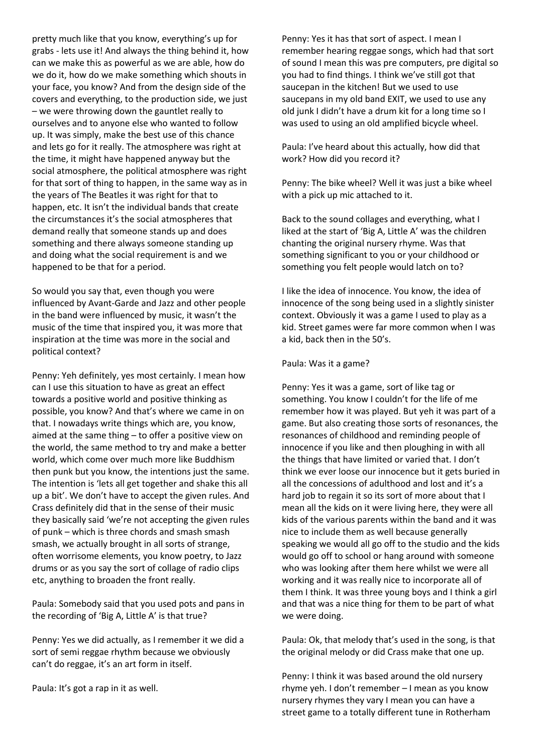pretty much like that you know, everything's up for grabs - lets use it! And always the thing behind it, how can we make this as powerful as we are able, how do we do it, how do we make something which shouts in your face, you know? And from the design side of the covers and everything, to the production side, we just – we were throwing down the gauntlet really to ourselves and to anyone else who wanted to follow up. It was simply, make the best use of this chance and lets go for it really. The atmosphere was right at the time, it might have happened anyway but the social atmosphere, the political atmosphere was right for that sort of thing to happen, in the same way as in the years of The Beatles it was right for that to happen, etc. It isn't the individual bands that create the circumstances it's the social atmospheres that demand really that someone stands up and does something and there always someone standing up and doing what the social requirement is and we happened to be that for a period.

So would you say that, even though you were influenced by Avant-Garde and Jazz and other people in the band were influenced by music, it wasn't the music of the time that inspired you, it was more that inspiration at the time was more in the social and political context?

Penny: Yeh definitely, yes most certainly. I mean how can I use this situation to have as great an effect towards a positive world and positive thinking as possible, you know? And that's where we came in on that. I nowadays write things which are, you know, aimed at the same thing – to offer a positive view on the world, the same method to try and make a better world, which come over much more like Buddhism then punk but you know, the intentions just the same. The intention is 'lets all get together and shake this all up a bit'. We don't have to accept the given rules. And Crass definitely did that in the sense of their music they basically said 'we're not accepting the given rules of punk – which is three chords and smash smash smash, we actually brought in all sorts of strange, often worrisome elements, you know poetry, to Jazz drums or as you say the sort of collage of radio clips etc, anything to broaden the front really.

Paula: Somebody said that you used pots and pans in the recording of 'Big A, Little A' is that true?

Penny: Yes we did actually, as I remember it we did a sort of semi reggae rhythm because we obviously can't do reggae, it's an art form in itself.

Paula: It's got a rap in it as well.

Penny: Yes it has that sort of aspect. I mean I remember hearing reggae songs, which had that sort of sound I mean this was pre computers, pre digital so you had to find things. I think we've still got that saucepan in the kitchen! But we used to use saucepans in my old band EXIT, we used to use any old junk I didn't have a drum kit for a long time so I was used to using an old amplified bicycle wheel.

Paula: I've heard about this actually, how did that work? How did you record it?

Penny: The bike wheel? Well it was just a bike wheel with a pick up mic attached to it.

Back to the sound collages and everything, what I liked at the start of 'Big A, Little A' was the children chanting the original nursery rhyme. Was that something significant to you or your childhood or something you felt people would latch on to?

I like the idea of innocence. You know, the idea of innocence of the song being used in a slightly sinister context. Obviously it was a game I used to play as a kid. Street games were far more common when I was a kid, back then in the 50's.

Paula: Was it a game?

Penny: Yes it was a game, sort of like tag or something. You know I couldn't for the life of me remember how it was played. But yeh it was part of a game. But also creating those sorts of resonances, the resonances of childhood and reminding people of innocence if you like and then ploughing in with all the things that have limited or varied that. I don't think we ever loose our innocence but it gets buried in all the concessions of adulthood and lost and it's a hard job to regain it so its sort of more about that I mean all the kids on it were living here, they were all kids of the various parents within the band and it was nice to include them as well because generally speaking we would all go off to the studio and the kids would go off to school or hang around with someone who was looking after them here whilst we were all working and it was really nice to incorporate all of them I think. It was three young boys and I think a girl and that was a nice thing for them to be part of what we were doing.

Paula: Ok, that melody that's used in the song, is that the original melody or did Crass make that one up.

Penny: I think it was based around the old nursery rhyme yeh. I don't remember – I mean as you know nursery rhymes they vary I mean you can have a street game to a totally different tune in Rotherham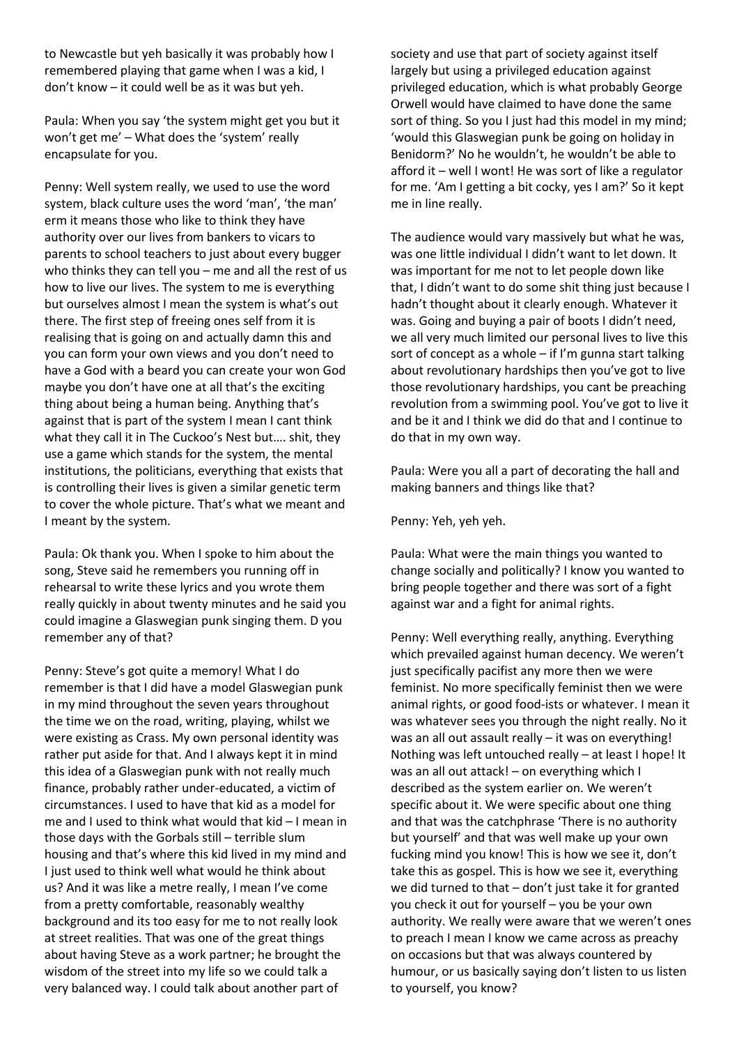to Newcastle but yeh basically it was probably how I remembered playing that game when I was a kid, I don't know – it could well be as it was but yeh.

Paula: When you say 'the system might get you but it won't get me' – What does the 'system' really encapsulate for you.

Penny: Well system really, we used to use the word system, black culture uses the word 'man', 'the man' erm it means those who like to think they have authority over our lives from bankers to vicars to parents to school teachers to just about every bugger who thinks they can tell you – me and all the rest of us how to live our lives. The system to me is everything but ourselves almost I mean the system is what's out there. The first step of freeing ones self from it is realising that is going on and actually damn this and you can form your own views and you don't need to have a God with a beard you can create your won God maybe you don't have one at all that's the exciting thing about being a human being. Anything that's against that is part of the system I mean I cant think what they call it in The Cuckoo's Nest but…. shit, they use a game which stands for the system, the mental institutions, the politicians, everything that exists that is controlling their lives is given a similar genetic term to cover the whole picture. That's what we meant and I meant by the system.

Paula: Ok thank you. When I spoke to him about the song, Steve said he remembers you running off in rehearsal to write these lyrics and you wrote them really quickly in about twenty minutes and he said you could imagine a Glaswegian punk singing them. D you remember any of that?

Penny: Steve's got quite a memory! What I do remember is that I did have a model Glaswegian punk in my mind throughout the seven years throughout the time we on the road, writing, playing, whilst we were existing as Crass. My own personal identity was rather put aside for that. And I always kept it in mind this idea of a Glaswegian punk with not really much finance, probably rather under-educated, a victim of circumstances. I used to have that kid as a model for me and I used to think what would that kid – I mean in those days with the Gorbals still – terrible slum housing and that's where this kid lived in my mind and I just used to think well what would he think about us? And it was like a metre really, I mean I've come from a pretty comfortable, reasonably wealthy background and its too easy for me to not really look at street realities. That was one of the great things about having Steve as a work partner; he brought the wisdom of the street into my life so we could talk a very balanced way. I could talk about another part of society and use that part of society against itself largely but using a privileged education against privileged education, which is what probably George Orwell would have claimed to have done the same sort of thing. So you I just had this model in my mind; 'would this Glaswegian punk be going on holiday in Benidorm?' No he wouldn't, he wouldn't be able to afford it – well I wont! He was sort of like a regulator for me. 'Am I getting a bit cocky, yes I am?' So it kept me in line really.

The audience would vary massively but what he was, was one little individual I didn't want to let down. It was important for me not to let people down like that, I didn't want to do some shit thing just because I hadn't thought about it clearly enough. Whatever it was. Going and buying a pair of boots I didn't need, we all very much limited our personal lives to live this sort of concept as a whole – if I'm gunna start talking about revolutionary hardships then you've got to live those revolutionary hardships, you cant be preaching revolution from a swimming pool. You've got to live it and be it and I think we did do that and I continue to do that in my own way.

Paula: Were you all a part of decorating the hall and making banners and things like that?

Penny: Yeh, yeh yeh.

Paula: What were the main things you wanted to change socially and politically? I know you wanted to bring people together and there was sort of a fight against war and a fight for animal rights.

Penny: Well everything really, anything. Everything which prevailed against human decency. We weren't just specifically pacifist any more then we were feminist. No more specifically feminist then we were animal rights, or good food-ists or whatever. I mean it was whatever sees you through the night really. No it was an all out assault really – it was on everything! Nothing was left untouched really – at least I hope! It was an all out attack! – on everything which I described as the system earlier on. We weren't specific about it. We were specific about one thing and that was the catchphrase 'There is no authority but yourself' and that was well make up your own fucking mind you know! This is how we see it, don't take this as gospel. This is how we see it, everything we did turned to that – don't just take it for granted you check it out for yourself – you be your own authority. We really were aware that we weren't ones to preach I mean I know we came across as preachy on occasions but that was always countered by humour, or us basically saying don't listen to us listen to yourself, you know?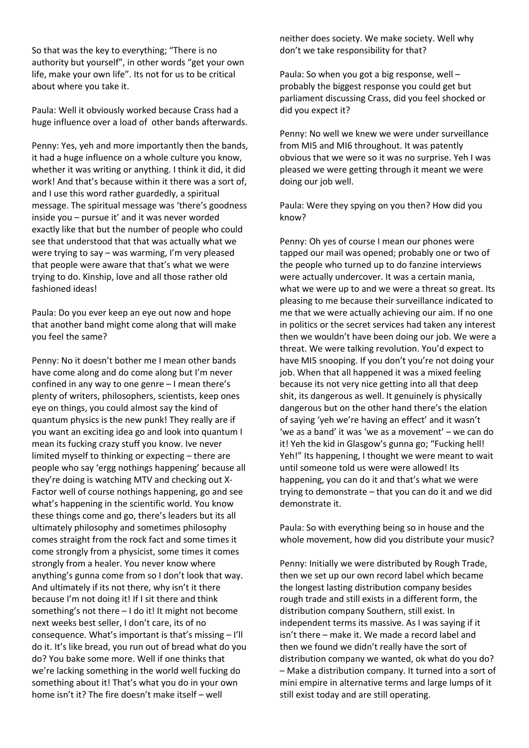So that was the key to everything; "There is no authority but yourself", in other words "get your own life, make your own life". Its not for us to be critical about where you take it.

Paula: Well it obviously worked because Crass had a huge influence over a load of other bands afterwards.

Penny: Yes, yeh and more importantly then the bands, it had a huge influence on a whole culture you know, whether it was writing or anything. I think it did, it did work! And that's because within it there was a sort of, and I use this word rather guardedly, a spiritual message. The spiritual message was 'there's goodness inside you – pursue it' and it was never worded exactly like that but the number of people who could see that understood that that was actually what we were trying to say – was warming, I'm very pleased that people were aware that that's what we were trying to do. Kinship, love and all those rather old fashioned ideas!

Paula: Do you ever keep an eye out now and hope that another band might come along that will make you feel the same?

Penny: No it doesn't bother me I mean other bands have come along and do come along but I'm never confined in any way to one genre – I mean there's plenty of writers, philosophers, scientists, keep ones eye on things, you could almost say the kind of quantum physics is the new punk! They really are if you want an exciting idea go and look into quantum I mean its fucking crazy stuff you know. Ive never limited myself to thinking or expecting – there are people who say 'ergg nothings happening' because all they're doing is watching MTV and checking out X-Factor well of course nothings happening, go and see what's happening in the scientific world. You know these things come and go, there's leaders but its all ultimately philosophy and sometimes philosophy comes straight from the rock fact and some times it come strongly from a physicist, some times it comes strongly from a healer. You never know where anything's gunna come from so I don't look that way. And ultimately if its not there, why isn't it there because I'm not doing it! If I sit there and think something's not there – I do it! It might not become next weeks best seller, I don't care, its of no consequence. What's important is that's missing – I'll do it. It's like bread, you run out of bread what do you do? You bake some more. Well if one thinks that we're lacking something in the world well fucking do something about it! That's what you do in your own home isn't it? The fire doesn't make itself – well neither does society. We make society. Well why don't we take responsibility for that?

Paula: So when you got a big response, well – probably the biggest response you could get but parliament discussing Crass, did you feel shocked or did you expect it?

Penny: No well we knew we were under surveillance from MI5 and MI6 throughout. It was patently obvious that we were so it was no surprise. Yeh I was pleased we were getting through it meant we were doing our job well.

Paula: Were they spying on you then? How did you know?

Penny: Oh yes of course I mean our phones were tapped our mail was opened; probably one or two of the people who turned up to do fanzine interviews were actually undercover. It was a certain mania, what we were up to and we were a threat so great. Its pleasing to me because their surveillance indicated to me that we were actually achieving our aim. If no one in politics or the secret services had taken any interest then we wouldn't have been doing our job. We were a threat. We were talking revolution. You'd expect to have MI5 snooping. If you don't you're not doing your job. When that all happened it was a mixed feeling because its not very nice getting into all that deep shit, its dangerous as well. It genuinely is physically dangerous but on the other hand there's the elation of saying 'yeh we're having an effect' and it wasn't 'we as a band' it was 'we as a movement' – we can do it! Yeh the kid in Glasgow's gunna go; "Fucking hell! Yeh!" Its happening, I thought we were meant to wait until someone told us were were allowed! Its happening, you can do it and that's what we were trying to demonstrate – that you can do it and we did demonstrate it.

Paula: So with everything being so in house and the whole movement, how did you distribute your music?

Penny: Initially we were distributed by Rough Trade, then we set up our own record label which became the longest lasting distribution company besides rough trade and still exists in a different form, the distribution company Southern, still exist. In independent terms its massive. As I was saying if it isn't there – make it. We made a record label and then we found we didn't really have the sort of distribution company we wanted, ok what do you do? – Make a distribution company. It turned into a sort of mini empire in alternative terms and large lumps of it still exist today and are still operating.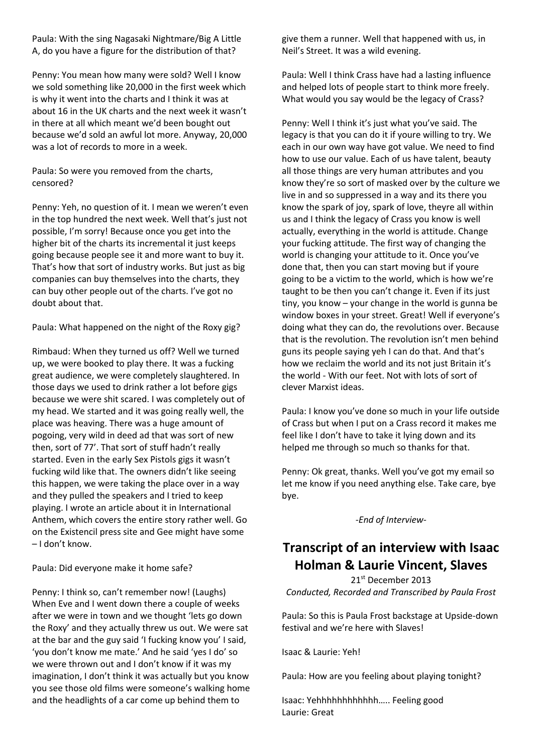Paula: With the sing Nagasaki Nightmare/Big A Little A, do you have a figure for the distribution of that?

Penny: You mean how many were sold? Well I know we sold something like 20,000 in the first week which is why it went into the charts and I think it was at about 16 in the UK charts and the next week it wasn't in there at all which meant we'd been bought out because we'd sold an awful lot more. Anyway, 20,000 was a lot of records to more in a week.

Paula: So were you removed from the charts, censored?

Penny: Yeh, no question of it. I mean we weren't even in the top hundred the next week. Well that's just not possible, I'm sorry! Because once you get into the higher bit of the charts its incremental it just keeps going because people see it and more want to buy it. That's how that sort of industry works. But just as big companies can buy themselves into the charts, they can buy other people out of the charts. I've got no doubt about that.

Paula: What happened on the night of the Roxy gig?

Rimbaud: When they turned us off? Well we turned up, we were booked to play there. It was a fucking great audience, we were completely slaughtered. In those days we used to drink rather a lot before gigs because we were shit scared. I was completely out of my head. We started and it was going really well, the place was heaving. There was a huge amount of pogoing, very wild in deed ad that was sort of new then, sort of 77'. That sort of stuff hadn't really started. Even in the early Sex Pistols gigs it wasn't fucking wild like that. The owners didn't like seeing this happen, we were taking the place over in a way and they pulled the speakers and I tried to keep playing. I wrote an article about it in International Anthem, which covers the entire story rather well. Go on the Existencil press site and Gee might have some – I don't know.

Paula: Did everyone make it home safe?

Penny: I think so, can't remember now! (Laughs) When Eve and I went down there a couple of weeks after we were in town and we thought 'lets go down the Roxy' and they actually threw us out. We were sat at the bar and the guy said 'I fucking know you' I said, 'you don't know me mate.' And he said 'yes I do' so we were thrown out and I don't know if it was my imagination, I don't think it was actually but you know you see those old films were someone's walking home and the headlights of a car come up behind them to give them a runner. Well that happened with us, in Neil's Street. It was a wild evening.

Paula: Well I think Crass have had a lasting influence and helped lots of people start to think more freely. What would you say would be the legacy of Crass?

Penny: Well I think it's just what you've said. The legacy is that you can do it if youre willing to try. We each in our own way have got value. We need to find how to use our value. Each of us have talent, beauty all those things are very human attributes and you know they're so sort of masked over by the culture we live in and so suppressed in a way and its there you know the spark of joy, spark of love, theyre all within us and I think the legacy of Crass you know is well actually, everything in the world is attitude. Change your fucking attitude. The first way of changing the world is changing your attitude to it. Once you've done that, then you can start moving but if youre going to be a victim to the world, which is how we're taught to be then you can't change it. Even if its just tiny, you know – your change in the world is gunna be window boxes in your street. Great! Well if everyone's doing what they can do, the revolutions over. Because that is the revolution. The revolution isn't men behind guns its people saying yeh I can do that. And that's how we reclaim the world and its not just Britain it's the world - With our feet. Not with lots of sort of clever Marxist ideas.

Paula: I know you've done so much in your life outside of Crass but when I put on a Crass record it makes me feel like I don't have to take it lying down and its helped me through so much so thanks for that.

Penny: Ok great, thanks. Well you've got my email so let me know if you need anything else. Take care, bye bye.

*-End of Interview-*

## Transcript of an interview with Isaac Holman & Laurie Vincent, Slaves

21st December 2013

*Conducted, Recorded and Transcribed by Paula Frost*

Paula: So this is Paula Frost backstage at Upside-down festival and we're here with Slaves!

Isaac & Laurie: Yeh!

Paula: How are you feeling about playing tonight?

Isaac: Yehhhhhhhhhhhh….. Feeling good
Laurie: Great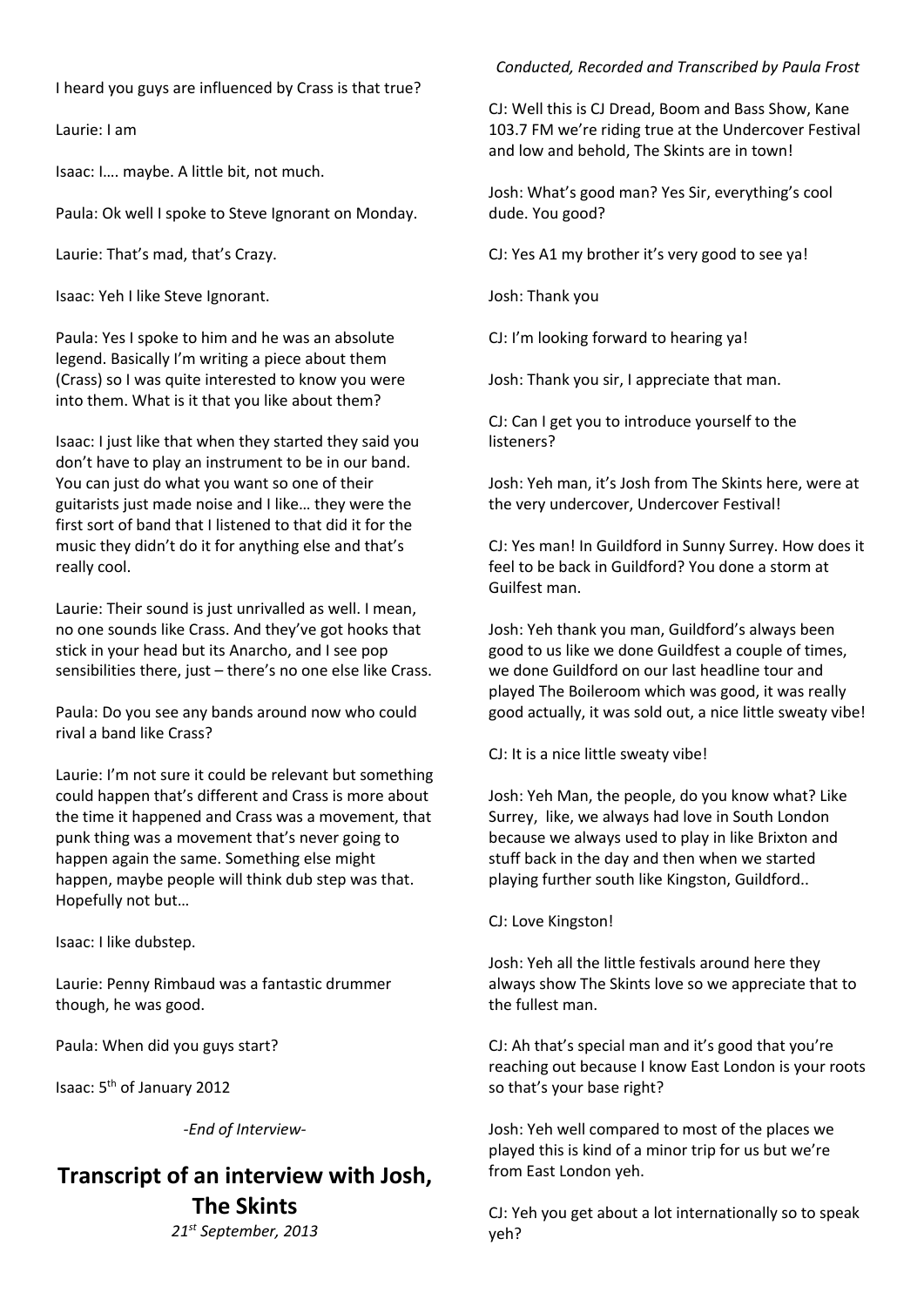I heard you guys are influenced by Crass is that true?

Laurie: I am

Isaac: I…. maybe. A little bit, not much.

Paula: Ok well I spoke to Steve Ignorant on Monday.

Laurie: That's mad, that's Crazy.

Isaac: Yeh I like Steve Ignorant.

Paula: Yes I spoke to him and he was an absolute legend. Basically I'm writing a piece about them (Crass) so I was quite interested to know you were into them. What is it that you like about them?

Isaac: I just like that when they started they said you don't have to play an instrument to be in our band. You can just do what you want so one of their guitarists just made noise and I like… they were the first sort of band that I listened to that did it for the music they didn't do it for anything else and that's really cool.

Laurie: Their sound is just unrivalled as well. I mean, no one sounds like Crass. And they've got hooks that stick in your head but its Anarcho, and I see pop sensibilities there, just – there's no one else like Crass.

Paula: Do you see any bands around now who could rival a band like Crass?

Laurie: I'm not sure it could be relevant but something could happen that's different and Crass is more about the time it happened and Crass was a movement, that punk thing was a movement that's never going to happen again the same. Something else might happen, maybe people will think dub step was that. Hopefully not but…

Isaac: I like dubstep.

Laurie: Penny Rimbaud was a fantastic drummer though, he was good.

Paula: When did you guys start?

Isaac: 5th of January 2012

*-End of Interview-*

## Transcript of an interview with Josh, The Skints

*21st September, 2013*

*Conducted, Recorded and Transcribed by Paula Frost*

CJ: Well this is CJ Dread, Boom and Bass Show, Kane 103.7 FM we're riding true at the Undercover Festival and low and behold, The Skints are in town!

Josh: What's good man? Yes Sir, everything's cool dude. You good?

CJ: Yes A1 my brother it's very good to see ya!

Josh: Thank you

CJ: I'm looking forward to hearing ya!

Josh: Thank you sir, I appreciate that man.

CJ: Can I get you to introduce yourself to the listeners?

Josh: Yeh man, it's Josh from The Skints here, were at the very undercover, Undercover Festival!

CJ: Yes man! In Guildford in Sunny Surrey. How does it feel to be back in Guildford? You done a storm at Guilfest man.

Josh: Yeh thank you man, Guildford's always been good to us like we done Guildfest a couple of times, we done Guildford on our last headline tour and played The Boileroom which was good, it was really good actually, it was sold out, a nice little sweaty vibe!

CJ: It is a nice little sweaty vibe!

Josh: Yeh Man, the people, do you know what? Like Surrey, like, we always had love in South London because we always used to play in like Brixton and stuff back in the day and then when we started playing further south like Kingston, Guildford..

CJ: Love Kingston!

Josh: Yeh all the little festivals around here they always show The Skints love so we appreciate that to the fullest man.

CJ: Ah that's special man and it's good that you're reaching out because I know East London is your roots so that's your base right?

Josh: Yeh well compared to most of the places we played this is kind of a minor trip for us but we're from East London yeh.

CJ: Yeh you get about a lot internationally so to speak yeh?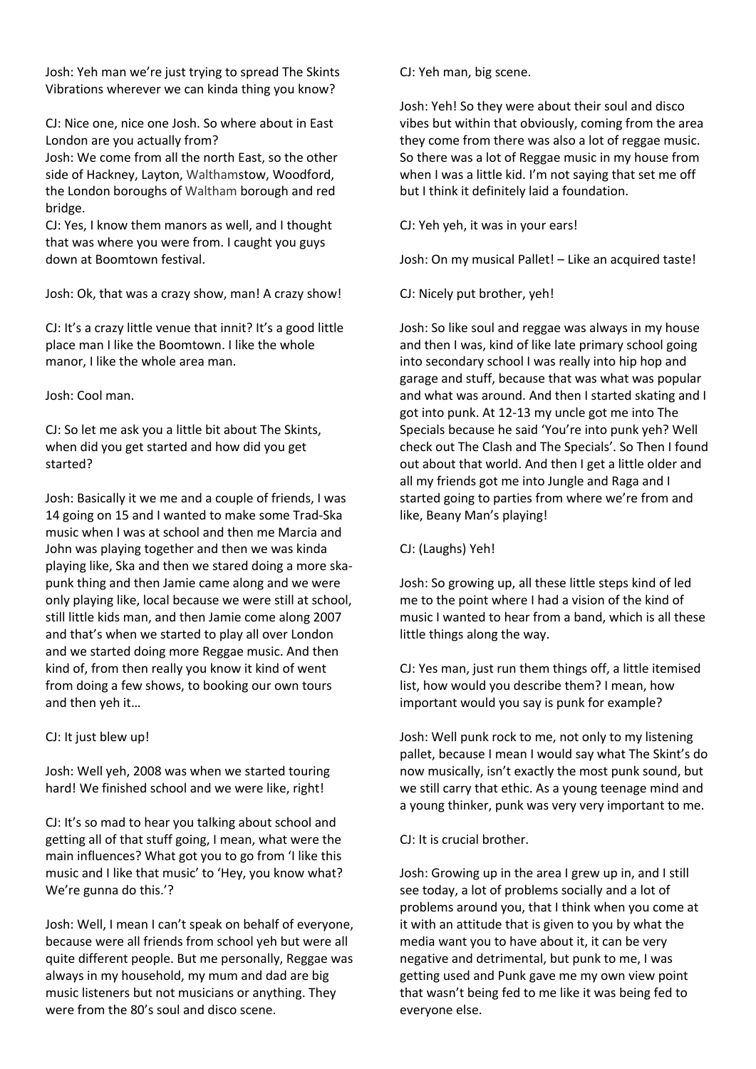Josh: Yeh man we're just trying to spread The Skints Vibrations wherever we can kinda thing you know?

CJ: Nice one, nice one Josh. So where about in East London are you actually from?
Josh: We come from all the north East, so the other side of Hackney, Layton, Walthamstow, Woodford, the London boroughs of Waltham borough and red bridge.
CJ: Yes, I know them manors as well, and I thought that was where you were from. I caught you guys down at Boomtown festival.

Josh: Ok, that was a crazy show, man! A crazy show!

CJ: It's a crazy little venue that innit? It's a good little place man I like the Boomtown. I like the whole manor, I like the whole area man.

Josh: Cool man.

CJ: So let me ask you a little bit about The Skints, when did you get started and how did you get started?

Josh: Basically it we me and a couple of friends, I was 14 going on 15 and I wanted to make some Trad-Ska music when I was at school and then me Marcia and John was playing together and then we was kinda playing like, Ska and then we stared doing a more ska-punk thing and then Jamie came along and we were only playing like, local because we were still at school, still little kids man, and then Jamie come along 2007 and that's when we started to play all over London and we started doing more Reggae music. And then kind of, from then really you know it kind of went from doing a few shows, to booking our own tours and then yeh it…

CJ: It just blew up!

Josh: Well yeh, 2008 was when we started touring hard! We finished school and we were like, right!

CJ: It's so mad to hear you talking about school and getting all of that stuff going, I mean, what were the main influences? What got you to go from 'I like this music and I like that music' to 'Hey, you know what? We're gunna do this.'?

Josh: Well, I mean I can't speak on behalf of everyone, because were all friends from school yeh but were all quite different people. But me personally, Reggae was always in my household, my mum and dad are big music listeners but not musicians or anything. They were from the 80's soul and disco scene.

CJ: Yeh man, big scene.

Josh: Yeh! So they were about their soul and disco vibes but within that obviously, coming from the area they come from there was also a lot of reggae music. So there was a lot of Reggae music in my house from when I was a little kid. I'm not saying that set me off but I think it definitely laid a foundation.

CJ: Yeh yeh, it was in your ears!

Josh: On my musical Pallet! – Like an acquired taste!

CJ: Nicely put brother, yeh!

Josh: So like soul and reggae was always in my house and then I was, kind of like late primary school going into secondary school I was really into hip hop and garage and stuff, because that was what was popular and what was around. And then I started skating and I got into punk. At 12-13 my uncle got me into The Specials because he said 'You're into punk yeh? Well check out The Clash and The Specials'. So Then I found out about that world. And then I get a little older and all my friends got me into Jungle and Raga and I started going to parties from where we're from and like, Beany Man's playing!

CJ: (Laughs) Yeh!

Josh: So growing up, all these little steps kind of led me to the point where I had a vision of the kind of music I wanted to hear from a band, which is all these little things along the way.

CJ: Yes man, just run them things off, a little itemised list, how would you describe them? I mean, how important would you say is punk for example?

Josh: Well punk rock to me, not only to my listening pallet, because I mean I would say what The Skint's do now musically, isn't exactly the most punk sound, but we still carry that ethic. As a young teenage mind and a young thinker, punk was very very important to me.

CJ: It is crucial brother.

Josh: Growing up in the area I grew up in, and I still see today, a lot of problems socially and a lot of problems around you, that I think when you come at it with an attitude that is given to you by what the media want you to have about it, it can be very negative and detrimental, but punk to me, I was getting used and Punk gave me my own view point that wasn't being fed to me like it was being fed to everyone else.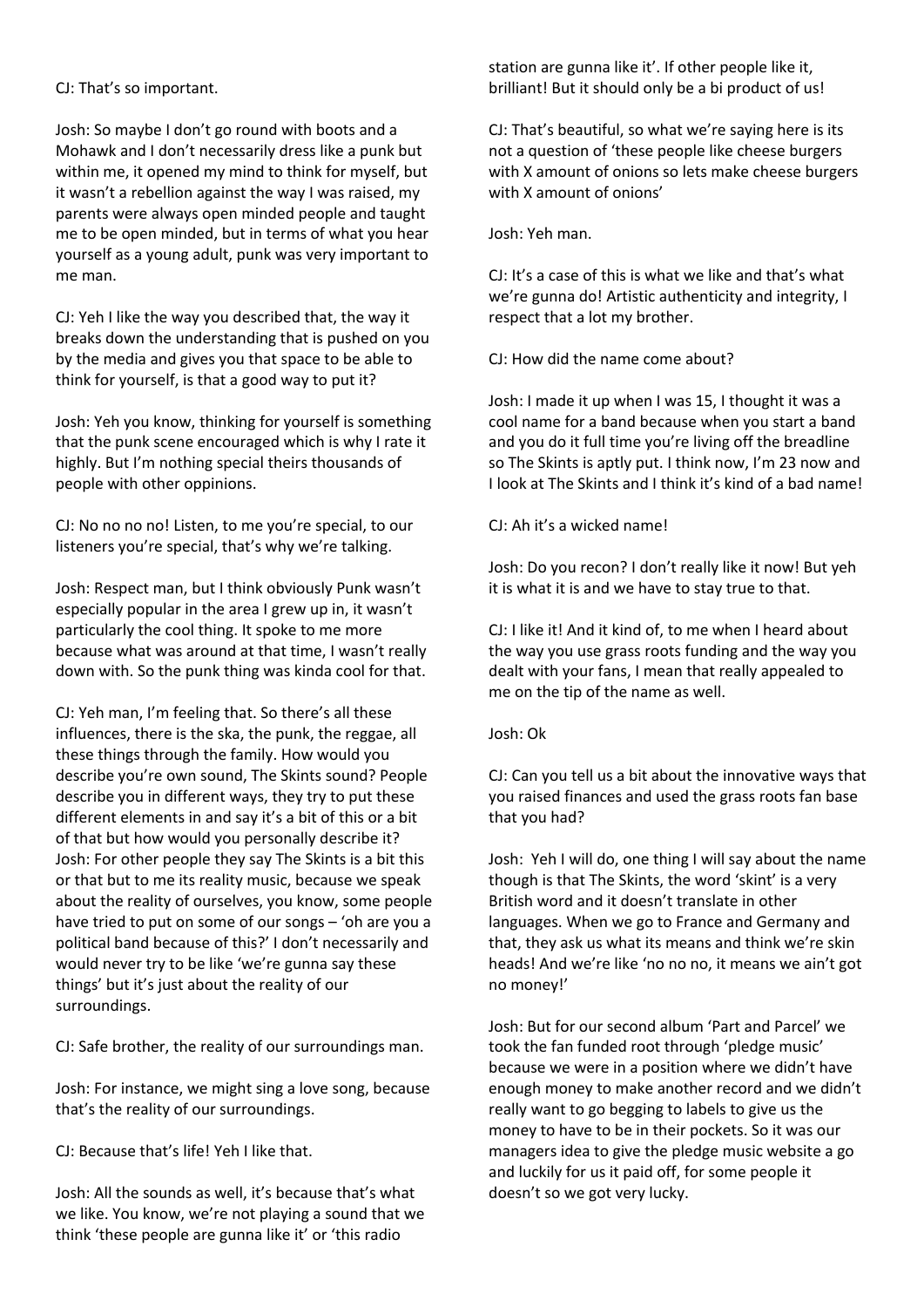CJ: That's so important.

Josh: So maybe I don't go round with boots and a Mohawk and I don't necessarily dress like a punk but within me, it opened my mind to think for myself, but it wasn't a rebellion against the way I was raised, my parents were always open minded people and taught me to be open minded, but in terms of what you hear yourself as a young adult, punk was very important to me man.

CJ: Yeh I like the way you described that, the way it breaks down the understanding that is pushed on you by the media and gives you that space to be able to think for yourself, is that a good way to put it?

Josh: Yeh you know, thinking for yourself is something that the punk scene encouraged which is why I rate it highly. But I'm nothing special theirs thousands of people with other oppinions.

CJ: No no no no! Listen, to me you're special, to our listeners you're special, that's why we're talking.

Josh: Respect man, but I think obviously Punk wasn't especially popular in the area I grew up in, it wasn't particularly the cool thing. It spoke to me more because what was around at that time, I wasn't really down with. So the punk thing was kinda cool for that.

CJ: Yeh man, I'm feeling that. So there's all these influences, there is the ska, the punk, the reggae, all these things through the family. How would you describe you're own sound, The Skints sound? People describe you in different ways, they try to put these different elements in and say it's a bit of this or a bit of that but how would you personally describe it?

Josh: For other people they say The Skints is a bit this or that but to me its reality music, because we speak about the reality of ourselves, you know, some people have tried to put on some of our songs – 'oh are you a political band because of this?' I don't necessarily and would never try to be like 'we're gunna say these things' but it's just about the reality of our surroundings.

CJ: Safe brother, the reality of our surroundings man.

Josh: For instance, we might sing a love song, because that's the reality of our surroundings.

CJ: Because that's life! Yeh I like that.

Josh: All the sounds as well, it's because that's what we like. You know, we're not playing a sound that we think 'these people are gunna like it' or 'this radio station are gunna like it'. If other people like it, brilliant! But it should only be a bi product of us!

CJ: That's beautiful, so what we're saying here is its not a question of 'these people like cheese burgers with X amount of onions so lets make cheese burgers with X amount of onions'

Josh: Yeh man.

CJ: It's a case of this is what we like and that's what we're gunna do! Artistic authenticity and integrity, I respect that a lot my brother.

CJ: How did the name come about?

Josh: I made it up when I was 15, I thought it was a cool name for a band because when you start a band and you do it full time you're living off the breadline so The Skints is aptly put. I think now, I'm 23 now and I look at The Skints and I think it's kind of a bad name!

CJ: Ah it's a wicked name!

Josh: Do you recon? I don't really like it now! But yeh it is what it is and we have to stay true to that.

CJ: I like it! And it kind of, to me when I heard about the way you use grass roots funding and the way you dealt with your fans, I mean that really appealed to me on the tip of the name as well.

Josh: Ok

CJ: Can you tell us a bit about the innovative ways that you raised finances and used the grass roots fan base that you had?

Josh: Yeh I will do, one thing I will say about the name though is that The Skints, the word 'skint' is a very British word and it doesn't translate in other languages. When we go to France and Germany and that, they ask us what its means and think we're skin heads! And we're like 'no no no, it means we ain't got no money!'

Josh: But for our second album 'Part and Parcel' we took the fan funded root through 'pledge music' because we were in a position where we didn't have enough money to make another record and we didn't really want to go begging to labels to give us the money to have to be in their pockets. So it was our managers idea to give the pledge music website a go and luckily for us it paid off, for some people it doesn't so we got very lucky.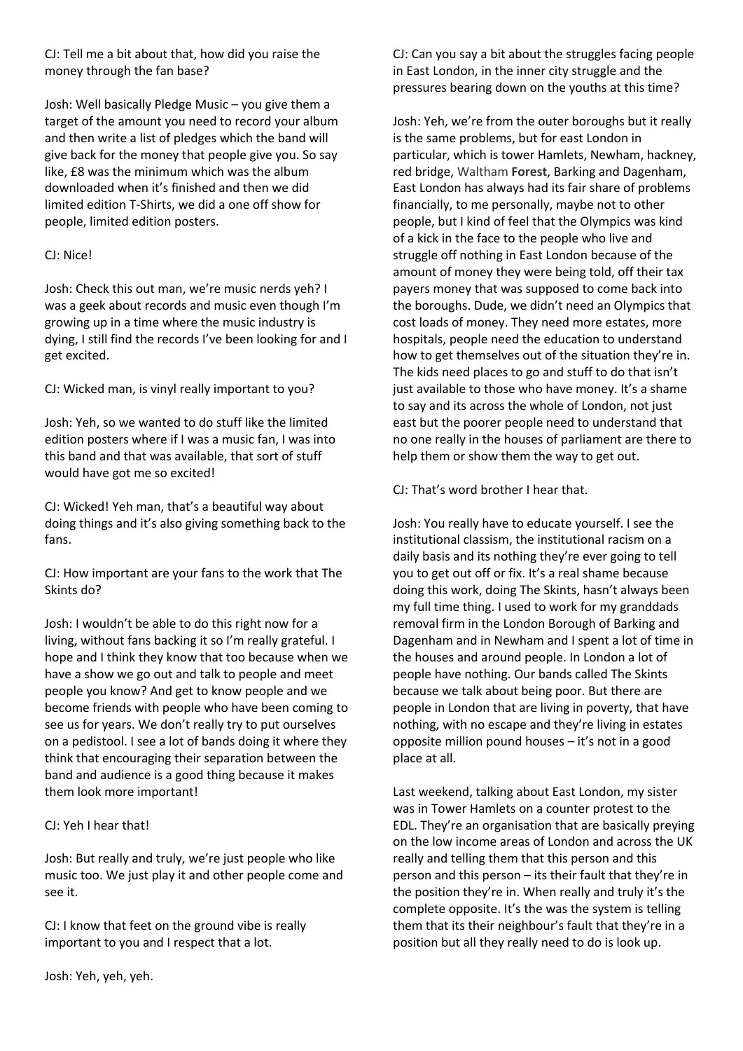CJ: Tell me a bit about that, how did you raise the money through the fan base?

Josh: Well basically Pledge Music – you give them a target of the amount you need to record your album and then write a list of pledges which the band will give back for the money that people give you. So say like, £8 was the minimum which was the album downloaded when it's finished and then we did limited edition T-Shirts, we did a one off show for people, limited edition posters.

CJ: Nice!

Josh: Check this out man, we're music nerds yeh? I was a geek about records and music even though I'm growing up in a time where the music industry is dying, I still find the records I've been looking for and I get excited.

CJ: Wicked man, is vinyl really important to you?

Josh: Yeh, so we wanted to do stuff like the limited edition posters where if I was a music fan, I was into this band and that was available, that sort of stuff would have got me so excited!

CJ: Wicked! Yeh man, that's a beautiful way about doing things and it's also giving something back to the fans.

CJ: How important are your fans to the work that The Skints do?

Josh: I wouldn't be able to do this right now for a living, without fans backing it so I'm really grateful. I hope and I think they know that too because when we have a show we go out and talk to people and meet people you know? And get to know people and we become friends with people who have been coming to see us for years. We don't really try to put ourselves on a pedistool. I see a lot of bands doing it where they think that encouraging their separation between the band and audience is a good thing because it makes them look more important!

CJ: Yeh I hear that!

Josh: But really and truly, we're just people who like music too. We just play it and other people come and see it.

CJ: I know that feet on the ground vibe is really important to you and I respect that a lot.

Josh: Yeh, yeh, yeh.

CJ: Can you say a bit about the struggles facing people in East London, in the inner city struggle and the pressures bearing down on the youths at this time?

Josh: Yeh, we're from the outer boroughs but it really is the same problems, but for east London in particular, which is tower Hamlets, Newham, hackney, red bridge, Waltham **Forest**, Barking and Dagenham, East London has always had its fair share of problems financially, to me personally, maybe not to other people, but I kind of feel that the Olympics was kind of a kick in the face to the people who live and struggle off nothing in East London because of the amount of money they were being told, off their tax payers money that was supposed to come back into the boroughs. Dude, we didn't need an Olympics that cost loads of money. They need more estates, more hospitals, people need the education to understand how to get themselves out of the situation they're in. The kids need places to go and stuff to do that isn't just available to those who have money. It's a shame to say and its across the whole of London, not just east but the poorer people need to understand that no one really in the houses of parliament are there to help them or show them the way to get out.

CJ: That's word brother I hear that.

Josh: You really have to educate yourself. I see the institutional classism, the institutional racism on a daily basis and its nothing they're ever going to tell you to get out off or fix. It's a real shame because doing this work, doing The Skints, hasn't always been my full time thing. I used to work for my granddads removal firm in the London Borough of Barking and Dagenham and in Newham and I spent a lot of time in the houses and around people. In London a lot of people have nothing. Our bands called The Skints because we talk about being poor. But there are people in London that are living in poverty, that have nothing, with no escape and they're living in estates opposite million pound houses – it's not in a good place at all.

Last weekend, talking about East London, my sister was in Tower Hamlets on a counter protest to the EDL. They're an organisation that are basically preying on the low income areas of London and across the UK really and telling them that this person and this person and this person – its their fault that they're in the position they're in. When really and truly it's the complete opposite. It's the was the system is telling them that its their neighbour's fault that they're in a position but all they really need to do is look up.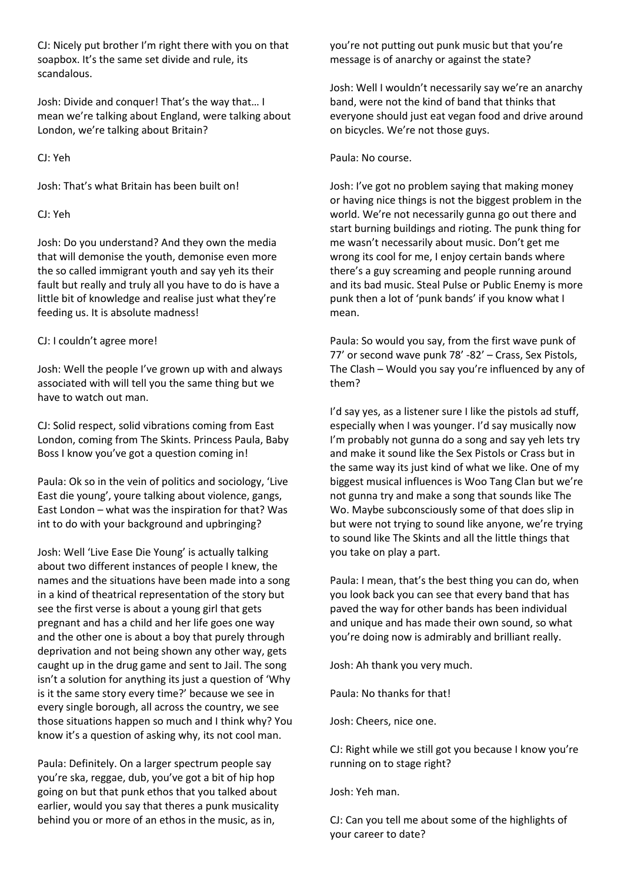CJ: Nicely put brother I'm right there with you on that soapbox. It's the same set divide and rule, its scandalous.

Josh: Divide and conquer! That's the way that… I mean we're talking about England, were talking about London, we're talking about Britain?

CJ: Yeh

Josh: That's what Britain has been built on!

CJ: Yeh

Josh: Do you understand? And they own the media that will demonise the youth, demonise even more the so called immigrant youth and say yeh its their fault but really and truly all you have to do is have a little bit of knowledge and realise just what they're feeding us. It is absolute madness!

CJ: I couldn't agree more!

Josh: Well the people I've grown up with and always associated with will tell you the same thing but we have to watch out man.

CJ: Solid respect, solid vibrations coming from East London, coming from The Skints. Princess Paula, Baby Boss I know you've got a question coming in!

Paula: Ok so in the vein of politics and sociology, 'Live East die young', youre talking about violence, gangs, East London – what was the inspiration for that? Was int to do with your background and upbringing?

Josh: Well 'Live Ease Die Young' is actually talking about two different instances of people I knew, the names and the situations have been made into a song in a kind of theatrical representation of the story but see the first verse is about a young girl that gets pregnant and has a child and her life goes one way and the other one is about a boy that purely through deprivation and not being shown any other way, gets caught up in the drug game and sent to Jail. The song isn't a solution for anything its just a question of 'Why is it the same story every time?' because we see in every single borough, all across the country, we see those situations happen so much and I think why? You know it's a question of asking why, its not cool man.

Paula: Definitely. On a larger spectrum people say you're ska, reggae, dub, you've got a bit of hip hop going on but that punk ethos that you talked about earlier, would you say that theres a punk musicality behind you or more of an ethos in the music, as in, you're not putting out punk music but that you're message is of anarchy or against the state?

Josh: Well I wouldn't necessarily say we're an anarchy band, were not the kind of band that thinks that everyone should just eat vegan food and drive around on bicycles. We're not those guys.

Paula: No course.

Josh: I've got no problem saying that making money or having nice things is not the biggest problem in the world. We're not necessarily gunna go out there and start burning buildings and rioting. The punk thing for me wasn't necessarily about music. Don't get me wrong its cool for me, I enjoy certain bands where there's a guy screaming and people running around and its bad music. Steal Pulse or Public Enemy is more punk then a lot of 'punk bands' if you know what I mean.

Paula: So would you say, from the first wave punk of 77' or second wave punk 78' -82' – Crass, Sex Pistols, The Clash – Would you say you're influenced by any of them?

I'd say yes, as a listener sure I like the pistols ad stuff, especially when I was younger. I'd say musically now I'm probably not gunna do a song and say yeh lets try and make it sound like the Sex Pistols or Crass but in the same way its just kind of what we like. One of my biggest musical influences is Woo Tang Clan but we're not gunna try and make a song that sounds like The Wo. Maybe subconsciously some of that does slip in but were not trying to sound like anyone, we're trying to sound like The Skints and all the little things that you take on play a part.

Paula: I mean, that's the best thing you can do, when you look back you can see that every band that has paved the way for other bands has been individual and unique and has made their own sound, so what you're doing now is admirably and brilliant really.

Josh: Ah thank you very much.

Paula: No thanks for that!

Josh: Cheers, nice one.

CJ: Right while we still got you because I know you're running on to stage right?

Josh: Yeh man.

CJ: Can you tell me about some of the highlights of your career to date?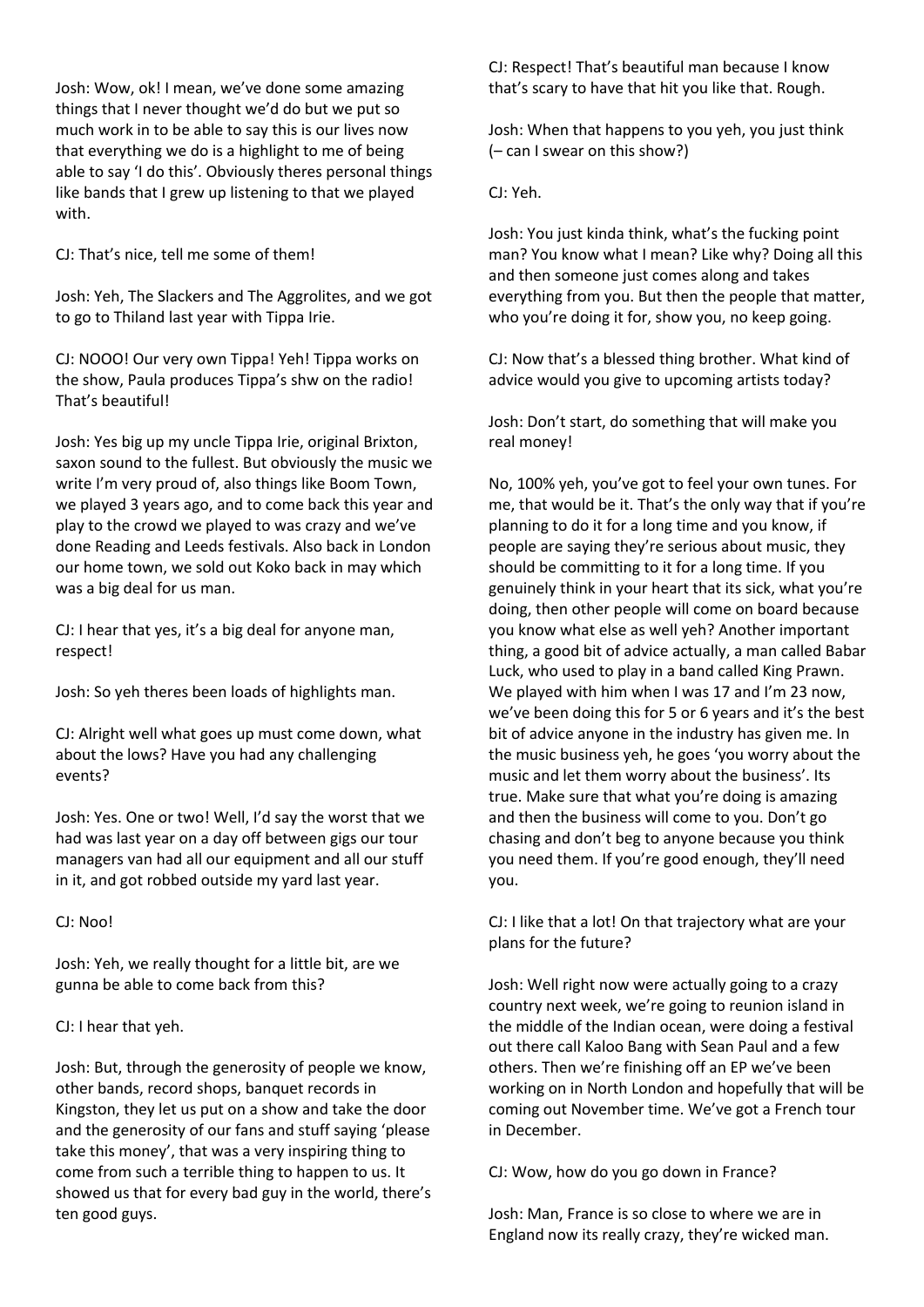Josh: Wow, ok! I mean, we've done some amazing things that I never thought we'd do but we put so much work in to be able to say this is our lives now that everything we do is a highlight to me of being able to say 'I do this'. Obviously theres personal things like bands that I grew up listening to that we played with.

CJ: That's nice, tell me some of them!

Josh: Yeh, The Slackers and The Aggrolites, and we got to go to Thiland last year with Tippa Irie.

CJ: NOOO! Our very own Tippa! Yeh! Tippa works on the show, Paula produces Tippa's shw on the radio! That's beautiful!

Josh: Yes big up my uncle Tippa Irie, original Brixton, saxon sound to the fullest. But obviously the music we write I'm very proud of, also things like Boom Town, we played 3 years ago, and to come back this year and play to the crowd we played to was crazy and we've done Reading and Leeds festivals. Also back in London our home town, we sold out Koko back in may which was a big deal for us man.

CJ: I hear that yes, it's a big deal for anyone man, respect!

Josh: So yeh theres been loads of highlights man.

CJ: Alright well what goes up must come down, what about the lows? Have you had any challenging events?

Josh: Yes. One or two! Well, I'd say the worst that we had was last year on a day off between gigs our tour managers van had all our equipment and all our stuff in it, and got robbed outside my yard last year.

CJ: Noo!

Josh: Yeh, we really thought for a little bit, are we gunna be able to come back from this?

CJ: I hear that yeh.

Josh: But, through the generosity of people we know, other bands, record shops, banquet records in Kingston, they let us put on a show and take the door and the generosity of our fans and stuff saying 'please take this money', that was a very inspiring thing to come from such a terrible thing to happen to us. It showed us that for every bad guy in the world, there's ten good guys.

CJ: Respect! That's beautiful man because I know that's scary to have that hit you like that. Rough.

Josh: When that happens to you yeh, you just think (– can I swear on this show?)

CJ: Yeh.

Josh: You just kinda think, what's the fucking point man? You know what I mean? Like why? Doing all this and then someone just comes along and takes everything from you. But then the people that matter, who you're doing it for, show you, no keep going.

CJ: Now that's a blessed thing brother. What kind of advice would you give to upcoming artists today?

Josh: Don't start, do something that will make you real money!

No, 100% yeh, you've got to feel your own tunes. For me, that would be it. That's the only way that if you're planning to do it for a long time and you know, if people are saying they're serious about music, they should be committing to it for a long time. If you genuinely think in your heart that its sick, what you're doing, then other people will come on board because you know what else as well yeh? Another important thing, a good bit of advice actually, a man called Babar Luck, who used to play in a band called King Prawn. We played with him when I was 17 and I'm 23 now, we've been doing this for 5 or 6 years and it's the best bit of advice anyone in the industry has given me. In the music business yeh, he goes 'you worry about the music and let them worry about the business'. Its true. Make sure that what you're doing is amazing and then the business will come to you. Don't go chasing and don't beg to anyone because you think you need them. If you're good enough, they'll need you.

CJ: I like that a lot! On that trajectory what are your plans for the future?

Josh: Well right now were actually going to a crazy country next week, we're going to reunion island in the middle of the Indian ocean, were doing a festival out there call Kaloo Bang with Sean Paul and a few others. Then we're finishing off an EP we've been working on in North London and hopefully that will be coming out November time. We've got a French tour in December.

CJ: Wow, how do you go down in France?

Josh: Man, France is so close to where we are in England now its really crazy, they're wicked man.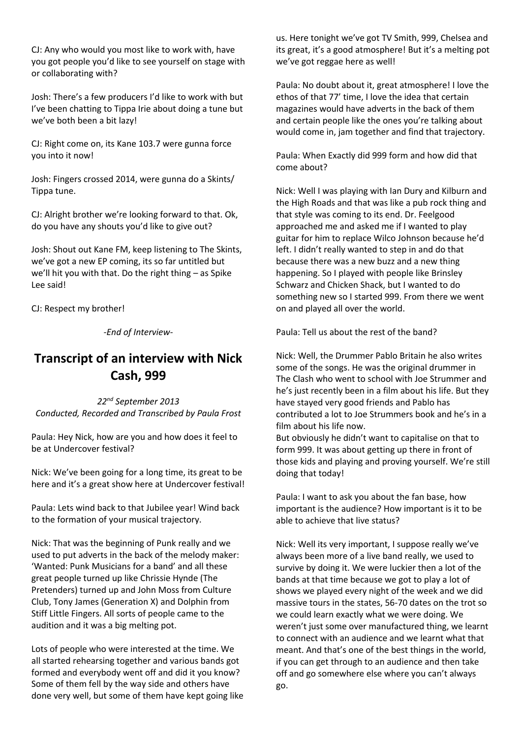CJ: Any who would you most like to work with, have you got people you'd like to see yourself on stage with or collaborating with?

Josh: There's a few producers I'd like to work with but I've been chatting to Tippa Irie about doing a tune but we've both been a bit lazy!

CJ: Right come on, its Kane 103.7 were gunna force you into it now!

Josh: Fingers crossed 2014, were gunna do a Skints/ Tippa tune.

CJ: Alright brother we're looking forward to that. Ok, do you have any shouts you'd like to give out?

Josh: Shout out Kane FM, keep listening to The Skints, we've got a new EP coming, its so far untitled but we'll hit you with that. Do the right thing – as Spike Lee said!

CJ: Respect my brother!

*-End of Interview-*

## Transcript of an interview with Nick Cash, 999

*22nd September 2013*
*Conducted, Recorded and Transcribed by Paula Frost*

Paula: Hey Nick, how are you and how does it feel to be at Undercover festival?

Nick: We've been going for a long time, its great to be here and it's a great show here at Undercover festival!

Paula: Lets wind back to that Jubilee year! Wind back to the formation of your musical trajectory.

Nick: That was the beginning of Punk really and we used to put adverts in the back of the melody maker: 'Wanted: Punk Musicians for a band' and all these great people turned up like Chrissie Hynde (The Pretenders) turned up and John Moss from Culture Club, Tony James (Generation X) and Dolphin from Stiff Little Fingers. All sorts of people came to the audition and it was a big melting pot.

Lots of people who were interested at the time. We all started rehearsing together and various bands got formed and everybody went off and did it you know? Some of them fell by the way side and others have done very well, but some of them have kept going like us. Here tonight we've got TV Smith, 999, Chelsea and its great, it's a good atmosphere! But it's a melting pot we've got reggae here as well!

Paula: No doubt about it, great atmosphere! I love the ethos of that 77' time, I love the idea that certain magazines would have adverts in the back of them and certain people like the ones you're talking about would come in, jam together and find that trajectory.

Paula: When Exactly did 999 form and how did that come about?

Nick: Well I was playing with Ian Dury and Kilburn and the High Roads and that was like a pub rock thing and that style was coming to its end. Dr. Feelgood approached me and asked me if I wanted to play guitar for him to replace Wilco Johnson because he'd left. I didn't really wanted to step in and do that because there was a new buzz and a new thing happening. So I played with people like Brinsley Schwarz and Chicken Shack, but I wanted to do something new so I started 999. From there we went on and played all over the world.

Paula: Tell us about the rest of the band?

Nick: Well, the Drummer Pablo Britain he also writes some of the songs. He was the original drummer in The Clash who went to school with Joe Strummer and he's just recently been in a film about his life. But they have stayed very good friends and Pablo has contributed a lot to Joe Strummers book and he's in a film about his life now.
But obviously he didn't want to capitalise on that to form 999. It was about getting up there in front of those kids and playing and proving yourself. We're still doing that today!

Paula: I want to ask you about the fan base, how important is the audience? How important is it to be able to achieve that live status?

Nick: Well its very important, I suppose really we've always been more of a live band really, we used to survive by doing it. We were luckier then a lot of the bands at that time because we got to play a lot of shows we played every night of the week and we did massive tours in the states, 56-70 dates on the trot so we could learn exactly what we were doing. We weren't just some over manufactured thing, we learnt to connect with an audience and we learnt what that meant. And that's one of the best things in the world, if you can get through to an audience and then take off and go somewhere else where you can't always go.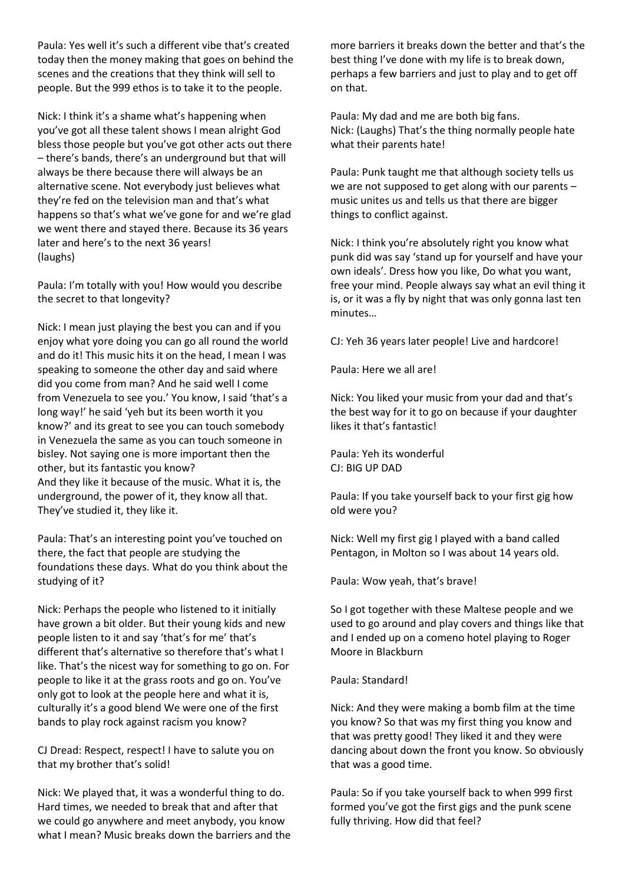Paula: Yes well it's such a different vibe that's created today then the money making that goes on behind the scenes and the creations that they think will sell to people. But the 999 ethos is to take it to the people.

Nick: I think it's a shame what's happening when you've got all these talent shows I mean alright God bless those people but you've got other acts out there – there's bands, there's an underground but that will always be there because there will always be an alternative scene. Not everybody just believes what they're fed on the television man and that's what happens so that's what we've gone for and we're glad we went there and stayed there. Because its 36 years later and here's to the next 36 years!
(laughs)

Paula: I'm totally with you! How would you describe the secret to that longevity?

Nick: I mean just playing the best you can and if you enjoy what yore doing you can go all round the world and do it! This music hits it on the head, I mean I was speaking to someone the other day and said where did you come from man? And he said well I come from Venezuela to see you.' You know, I said 'that's a long way!' he said 'yeh but its been worth it you know?' and its great to see you can touch somebody in Venezuela the same as you can touch someone in bisley. Not saying one is more important then the other, but its fantastic you know?
And they like it because of the music. What it is, the underground, the power of it, they know all that. They've studied it, they like it.

Paula: That's an interesting point you've touched on there, the fact that people are studying the foundations these days. What do you think about the studying of it?

Nick: Perhaps the people who listened to it initially have grown a bit older. But their young kids and new people listen to it and say 'that's for me' that's different that's alternative so therefore that's what I like. That's the nicest way for something to go on. For people to like it at the grass roots and go on. You've only got to look at the people here and what it is, culturally it's a good blend We were one of the first bands to play rock against racism you know?

CJ Dread: Respect, respect! I have to salute you on that my brother that's solid!

Nick: We played that, it was a wonderful thing to do. Hard times, we needed to break that and after that we could go anywhere and meet anybody, you know what I mean? Music breaks down the barriers and the more barriers it breaks down the better and that's the best thing I've done with my life is to break down, perhaps a few barriers and just to play and to get off on that.

Paula: My dad and me are both big fans.
Nick: (Laughs) That's the thing normally people hate what their parents hate!

Paula: Punk taught me that although society tells us we are not supposed to get along with our parents – music unites us and tells us that there are bigger things to conflict against.

Nick: I think you're absolutely right you know what punk did was say 'stand up for yourself and have your own ideals'. Dress how you like, Do what you want, free your mind. People always say what an evil thing it is, or it was a fly by night that was only gonna last ten minutes…

CJ: Yeh 36 years later people! Live and hardcore!

Paula: Here we all are!

Nick: You liked your music from your dad and that's the best way for it to go on because if your daughter likes it that's fantastic!

Paula: Yeh its wonderful
CJ: BIG UP DAD

Paula: If you take yourself back to your first gig how old were you?

Nick: Well my first gig I played with a band called Pentagon, in Molton so I was about 14 years old.

Paula: Wow yeah, that's brave!

So I got together with these Maltese people and we used to go around and play covers and things like that and I ended up on a comeno hotel playing to Roger Moore in Blackburn

Paula: Standard!

Nick: And they were making a bomb film at the time you know? So that was my first thing you know and that was pretty good! They liked it and they were dancing about down the front you know. So obviously that was a good time.

Paula: So if you take yourself back to when 999 first formed you've got the first gigs and the punk scene fully thriving. How did that feel?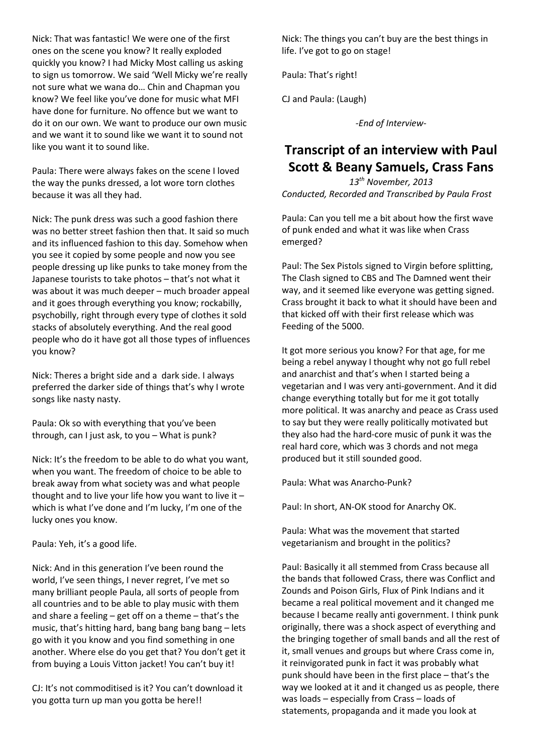Nick: That was fantastic! We were one of the first ones on the scene you know? It really exploded quickly you know? I had Micky Most calling us asking to sign us tomorrow. We said 'Well Micky we're really not sure what we wana do… Chin and Chapman you know? We feel like you've done for music what MFI have done for furniture. No offence but we want to do it on our own. We want to produce our own music and we want it to sound like we want it to sound not like you want it to sound like.

Paula: There were always fakes on the scene I loved the way the punks dressed, a lot wore torn clothes because it was all they had.

Nick: The punk dress was such a good fashion there was no better street fashion then that. It said so much and its influenced fashion to this day. Somehow when you see it copied by some people and now you see people dressing up like punks to take money from the Japanese tourists to take photos – that's not what it was about it was much deeper – much broader appeal and it goes through everything you know; rockabilly, psychobilly, right through every type of clothes it sold stacks of absolutely everything. And the real good people who do it have got all those types of influences you know?

Nick: Theres a bright side and a dark side. I always preferred the darker side of things that's why I wrote songs like nasty nasty.

Paula: Ok so with everything that you've been through, can I just ask, to you – What is punk?

Nick: It's the freedom to be able to do what you want, when you want. The freedom of choice to be able to break away from what society was and what people thought and to live your life how you want to live it – which is what I've done and I'm lucky, I'm one of the lucky ones you know.

Paula: Yeh, it's a good life.

Nick: And in this generation I've been round the world, I've seen things, I never regret, I've met so many brilliant people Paula, all sorts of people from all countries and to be able to play music with them and share a feeling – get off on a theme – that's the music, that's hitting hard, bang bang bang bang – lets go with it you know and you find something in one another. Where else do you get that? You don't get it from buying a Louis Vitton jacket! You can't buy it!

CJ: It's not commoditised is it? You can't download it you gotta turn up man you gotta be here!!

Nick: The things you can't buy are the best things in life. I've got to go on stage!

Paula: That's right!

CJ and Paula: (Laugh)

*-End of Interview-*

## Transcript of an interview with Paul Scott & Beany Samuels, Crass Fans

*13th November, 2013*
*Conducted, Recorded and Transcribed by Paula Frost*

Paula: Can you tell me a bit about how the first wave of punk ended and what it was like when Crass emerged?

Paul: The Sex Pistols signed to Virgin before splitting, The Clash signed to CBS and The Damned went their way, and it seemed like everyone was getting signed. Crass brought it back to what it should have been and that kicked off with their first release which was Feeding of the 5000.

It got more serious you know? For that age, for me being a rebel anyway I thought why not go full rebel and anarchist and that's when I started being a vegetarian and I was very anti-government. And it did change everything totally but for me it got totally more political. It was anarchy and peace as Crass used to say but they were really politically motivated but they also had the hard-core music of punk it was the real hard core, which was 3 chords and not mega produced but it still sounded good.

Paula: What was Anarcho-Punk?

Paul: In short, AN-OK stood for Anarchy OK.

Paula: What was the movement that started vegetarianism and brought in the politics?

Paul: Basically it all stemmed from Crass because all the bands that followed Crass, there was Conflict and Zounds and Poison Girls, Flux of Pink Indians and it became a real political movement and it changed me because I became really anti government. I think punk originally, there was a shock aspect of everything and the bringing together of small bands and all the rest of it, small venues and groups but where Crass come in, it reinvigorated punk in fact it was probably what punk should have been in the first place – that's the way we looked at it and it changed us as people, there was loads – especially from Crass – loads of statements, propaganda and it made you look at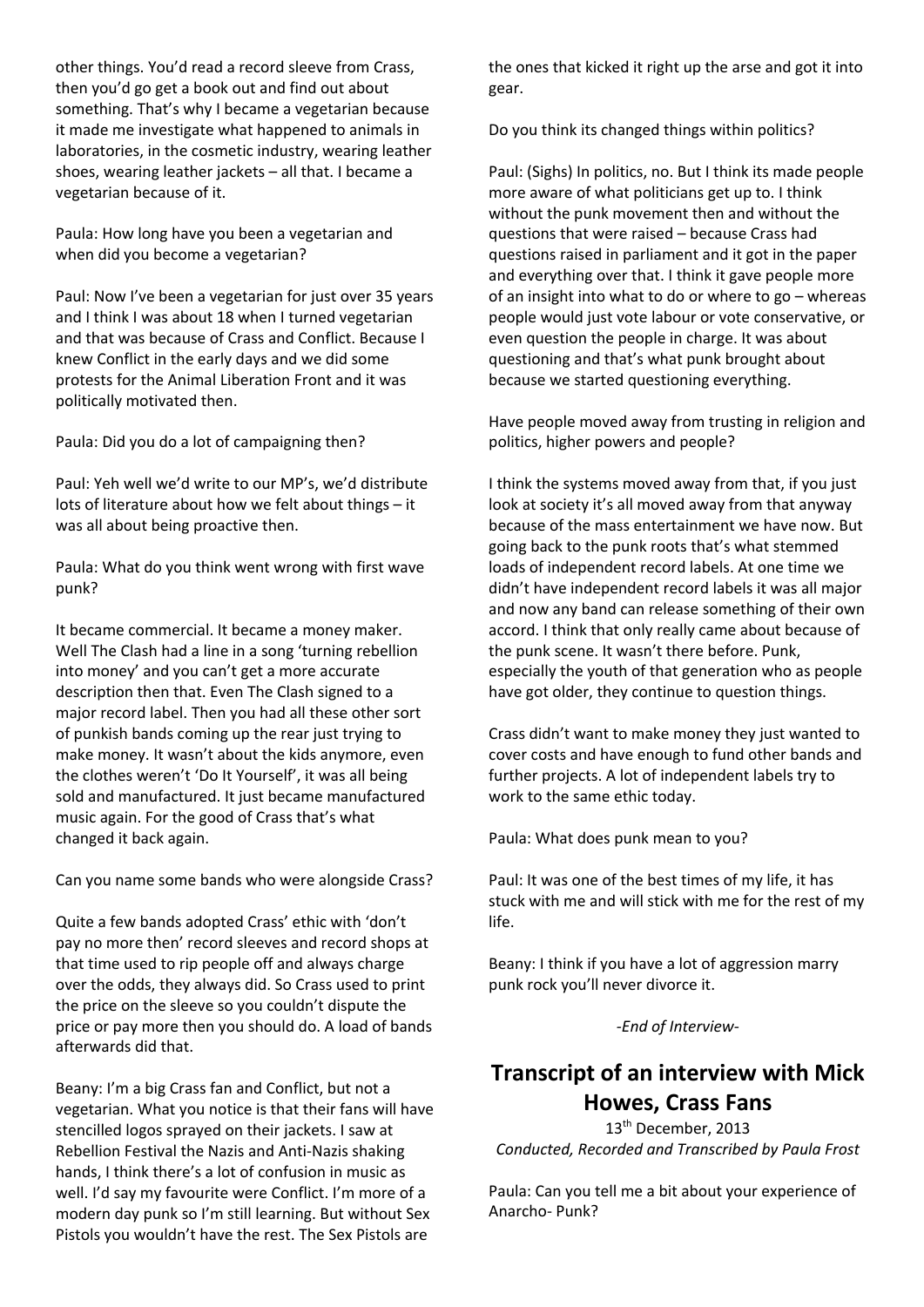other things. You'd read a record sleeve from Crass, then you'd go get a book out and find out about something. That's why I became a vegetarian because it made me investigate what happened to animals in laboratories, in the cosmetic industry, wearing leather shoes, wearing leather jackets – all that. I became a vegetarian because of it.

Paula: How long have you been a vegetarian and when did you become a vegetarian?

Paul: Now I've been a vegetarian for just over 35 years and I think I was about 18 when I turned vegetarian and that was because of Crass and Conflict. Because I knew Conflict in the early days and we did some protests for the Animal Liberation Front and it was politically motivated then.

Paula: Did you do a lot of campaigning then?

Paul: Yeh well we'd write to our MP's, we'd distribute lots of literature about how we felt about things – it was all about being proactive then.

Paula: What do you think went wrong with first wave punk?

It became commercial. It became a money maker. Well The Clash had a line in a song 'turning rebellion into money' and you can't get a more accurate description then that. Even The Clash signed to a major record label. Then you had all these other sort of punkish bands coming up the rear just trying to make money. It wasn't about the kids anymore, even the clothes weren't 'Do It Yourself', it was all being sold and manufactured. It just became manufactured music again. For the good of Crass that's what changed it back again.

Can you name some bands who were alongside Crass?

Quite a few bands adopted Crass' ethic with 'don't pay no more then' record sleeves and record shops at that time used to rip people off and always charge over the odds, they always did. So Crass used to print the price on the sleeve so you couldn't dispute the price or pay more then you should do. A load of bands afterwards did that.

Beany: I'm a big Crass fan and Conflict, but not a vegetarian. What you notice is that their fans will have stencilled logos sprayed on their jackets. I saw at Rebellion Festival the Nazis and Anti-Nazis shaking hands, I think there's a lot of confusion in music as well. I'd say my favourite were Conflict. I'm more of a modern day punk so I'm still learning. But without Sex Pistols you wouldn't have the rest. The Sex Pistols are the ones that kicked it right up the arse and got it into gear.

Do you think its changed things within politics?

Paul: (Sighs) In politics, no. But I think its made people more aware of what politicians get up to. I think without the punk movement then and without the questions that were raised – because Crass had questions raised in parliament and it got in the paper and everything over that. I think it gave people more of an insight into what to do or where to go – whereas people would just vote labour or vote conservative, or even question the people in charge. It was about questioning and that's what punk brought about because we started questioning everything.

Have people moved away from trusting in religion and politics, higher powers and people?

I think the systems moved away from that, if you just look at society it's all moved away from that anyway because of the mass entertainment we have now. But going back to the punk roots that's what stemmed loads of independent record labels. At one time we didn't have independent record labels it was all major and now any band can release something of their own accord. I think that only really came about because of the punk scene. It wasn't there before. Punk, especially the youth of that generation who as people have got older, they continue to question things.

Crass didn't want to make money they just wanted to cover costs and have enough to fund other bands and further projects. A lot of independent labels try to work to the same ethic today.

Paula: What does punk mean to you?

Paul: It was one of the best times of my life, it has stuck with me and will stick with me for the rest of my life.

Beany: I think if you have a lot of aggression marry punk rock you'll never divorce it.

*-End of Interview-*

## Transcript of an interview with Mick Howes, Crass Fans

13th December, 2013
*Conducted, Recorded and Transcribed by Paula Frost*

Paula: Can you tell me a bit about your experience of Anarcho- Punk?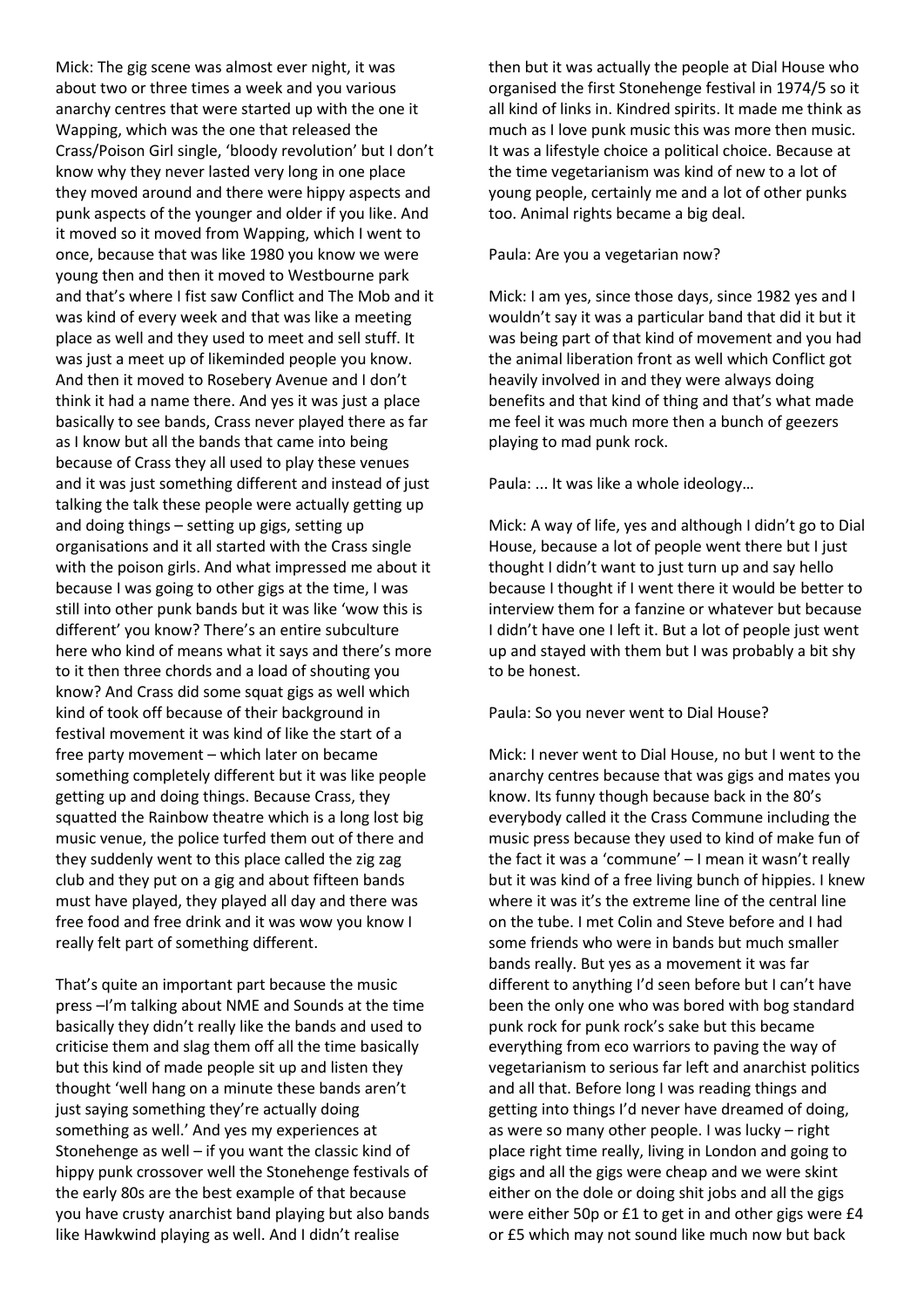Mick: The gig scene was almost ever night, it was about two or three times a week and you various anarchy centres that were started up with the one it Wapping, which was the one that released the Crass/Poison Girl single, 'bloody revolution' but I don't know why they never lasted very long in one place they moved around and there were hippy aspects and punk aspects of the younger and older if you like. And it moved so it moved from Wapping, which I went to once, because that was like 1980 you know we were young then and then it moved to Westbourne park and that's where I fist saw Conflict and The Mob and it was kind of every week and that was like a meeting place as well and they used to meet and sell stuff. It was just a meet up of likeminded people you know. And then it moved to Rosebery Avenue and I don't think it had a name there. And yes it was just a place basically to see bands, Crass never played there as far as I know but all the bands that came into being because of Crass they all used to play these venues and it was just something different and instead of just talking the talk these people were actually getting up and doing things – setting up gigs, setting up organisations and it all started with the Crass single with the poison girls. And what impressed me about it because I was going to other gigs at the time, I was still into other punk bands but it was like 'wow this is different' you know? There's an entire subculture here who kind of means what it says and there's more to it then three chords and a load of shouting you know? And Crass did some squat gigs as well which kind of took off because of their background in festival movement it was kind of like the start of a free party movement – which later on became something completely different but it was like people getting up and doing things. Because Crass, they squatted the Rainbow theatre which is a long lost big music venue, the police turfed them out of there and they suddenly went to this place called the zig zag club and they put on a gig and about fifteen bands must have played, they played all day and there was free food and free drink and it was wow you know I really felt part of something different.

That's quite an important part because the music press –I'm talking about NME and Sounds at the time basically they didn't really like the bands and used to criticise them and slag them off all the time basically but this kind of made people sit up and listen they thought 'well hang on a minute these bands aren't just saying something they're actually doing something as well.' And yes my experiences at Stonehenge as well – if you want the classic kind of hippy punk crossover well the Stonehenge festivals of the early 80s are the best example of that because you have crusty anarchist band playing but also bands like Hawkwind playing as well. And I didn't realise then but it was actually the people at Dial House who organised the first Stonehenge festival in 1974/5 so it all kind of links in. Kindred spirits. It made me think as much as I love punk music this was more then music. It was a lifestyle choice a political choice. Because at the time vegetarianism was kind of new to a lot of young people, certainly me and a lot of other punks too. Animal rights became a big deal.

Paula: Are you a vegetarian now?

Mick: I am yes, since those days, since 1982 yes and I wouldn't say it was a particular band that did it but it was being part of that kind of movement and you had the animal liberation front as well which Conflict got heavily involved in and they were always doing benefits and that kind of thing and that's what made me feel it was much more then a bunch of geezers playing to mad punk rock.

Paula: ... It was like a whole ideology…

Mick: A way of life, yes and although I didn't go to Dial House, because a lot of people went there but I just thought I didn't want to just turn up and say hello because I thought if I went there it would be better to interview them for a fanzine or whatever but because I didn't have one I left it. But a lot of people just went up and stayed with them but I was probably a bit shy to be honest.

Paula: So you never went to Dial House?

Mick: I never went to Dial House, no but I went to the anarchy centres because that was gigs and mates you know. Its funny though because back in the 80's everybody called it the Crass Commune including the music press because they used to kind of make fun of the fact it was a 'commune' – I mean it wasn't really but it was kind of a free living bunch of hippies. I knew where it was it's the extreme line of the central line on the tube. I met Colin and Steve before and I had some friends who were in bands but much smaller bands really. But yes as a movement it was far different to anything I'd seen before but I can't have been the only one who was bored with bog standard punk rock for punk rock's sake but this became everything from eco warriors to paving the way of vegetarianism to serious far left and anarchist politics and all that. Before long I was reading things and getting into things I'd never have dreamed of doing, as were so many other people. I was lucky – right place right time really, living in London and going to gigs and all the gigs were cheap and we were skint either on the dole or doing shit jobs and all the gigs were either 50p or £1 to get in and other gigs were £4 or £5 which may not sound like much now but back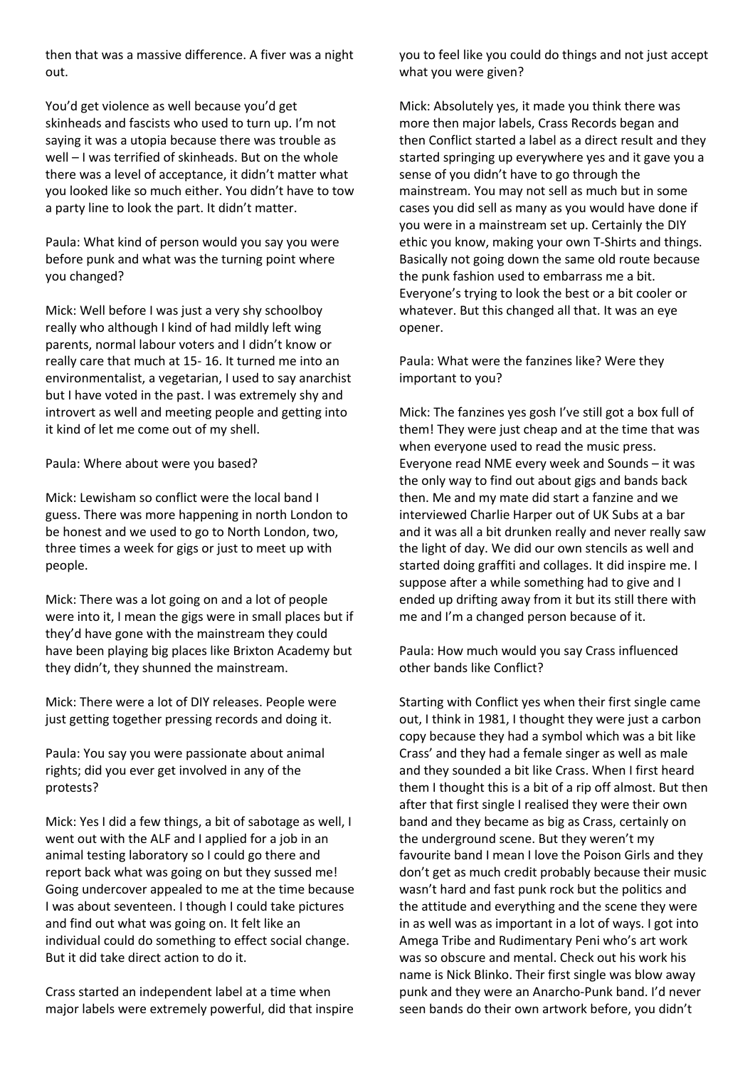then that was a massive difference. A fiver was a night out.

You'd get violence as well because you'd get skinheads and fascists who used to turn up. I'm not saying it was a utopia because there was trouble as well – I was terrified of skinheads. But on the whole there was a level of acceptance, it didn't matter what you looked like so much either. You didn't have to tow a party line to look the part. It didn't matter.

Paula: What kind of person would you say you were before punk and what was the turning point where you changed?

Mick: Well before I was just a very shy schoolboy really who although I kind of had mildly left wing parents, normal labour voters and I didn't know or really care that much at 15- 16. It turned me into an environmentalist, a vegetarian, I used to say anarchist but I have voted in the past. I was extremely shy and introvert as well and meeting people and getting into it kind of let me come out of my shell.

Paula: Where about were you based?

Mick: Lewisham so conflict were the local band I guess. There was more happening in north London to be honest and we used to go to North London, two, three times a week for gigs or just to meet up with people.

Mick: There was a lot going on and a lot of people were into it, I mean the gigs were in small places but if they'd have gone with the mainstream they could have been playing big places like Brixton Academy but they didn't, they shunned the mainstream.

Mick: There were a lot of DIY releases. People were just getting together pressing records and doing it.

Paula: You say you were passionate about animal rights; did you ever get involved in any of the protests?

Mick: Yes I did a few things, a bit of sabotage as well, I went out with the ALF and I applied for a job in an animal testing laboratory so I could go there and report back what was going on but they sussed me! Going undercover appealed to me at the time because I was about seventeen. I though I could take pictures and find out what was going on. It felt like an individual could do something to effect social change. But it did take direct action to do it.

Crass started an independent label at a time when major labels were extremely powerful, did that inspire you to feel like you could do things and not just accept what you were given?

Mick: Absolutely yes, it made you think there was more then major labels, Crass Records began and then Conflict started a label as a direct result and they started springing up everywhere yes and it gave you a sense of you didn't have to go through the mainstream. You may not sell as much but in some cases you did sell as many as you would have done if you were in a mainstream set up. Certainly the DIY ethic you know, making your own T-Shirts and things. Basically not going down the same old route because the punk fashion used to embarrass me a bit. Everyone's trying to look the best or a bit cooler or whatever. But this changed all that. It was an eye opener.

Paula: What were the fanzines like? Were they important to you?

Mick: The fanzines yes gosh I've still got a box full of them! They were just cheap and at the time that was when everyone used to read the music press. Everyone read NME every week and Sounds – it was the only way to find out about gigs and bands back then. Me and my mate did start a fanzine and we interviewed Charlie Harper out of UK Subs at a bar and it was all a bit drunken really and never really saw the light of day. We did our own stencils as well and started doing graffiti and collages. It did inspire me. I suppose after a while something had to give and I ended up drifting away from it but its still there with me and I'm a changed person because of it.

Paula: How much would you say Crass influenced other bands like Conflict?

Starting with Conflict yes when their first single came out, I think in 1981, I thought they were just a carbon copy because they had a symbol which was a bit like Crass' and they had a female singer as well as male and they sounded a bit like Crass. When I first heard them I thought this is a bit of a rip off almost. But then after that first single I realised they were their own band and they became as big as Crass, certainly on the underground scene. But they weren't my favourite band I mean I love the Poison Girls and they don't get as much credit probably because their music wasn't hard and fast punk rock but the politics and the attitude and everything and the scene they were in as well was as important in a lot of ways. I got into Amega Tribe and Rudimentary Peni who's art work was so obscure and mental. Check out his work his name is Nick Blinko. Their first single was blow away punk and they were an Anarcho-Punk band. I'd never seen bands do their own artwork before, you didn't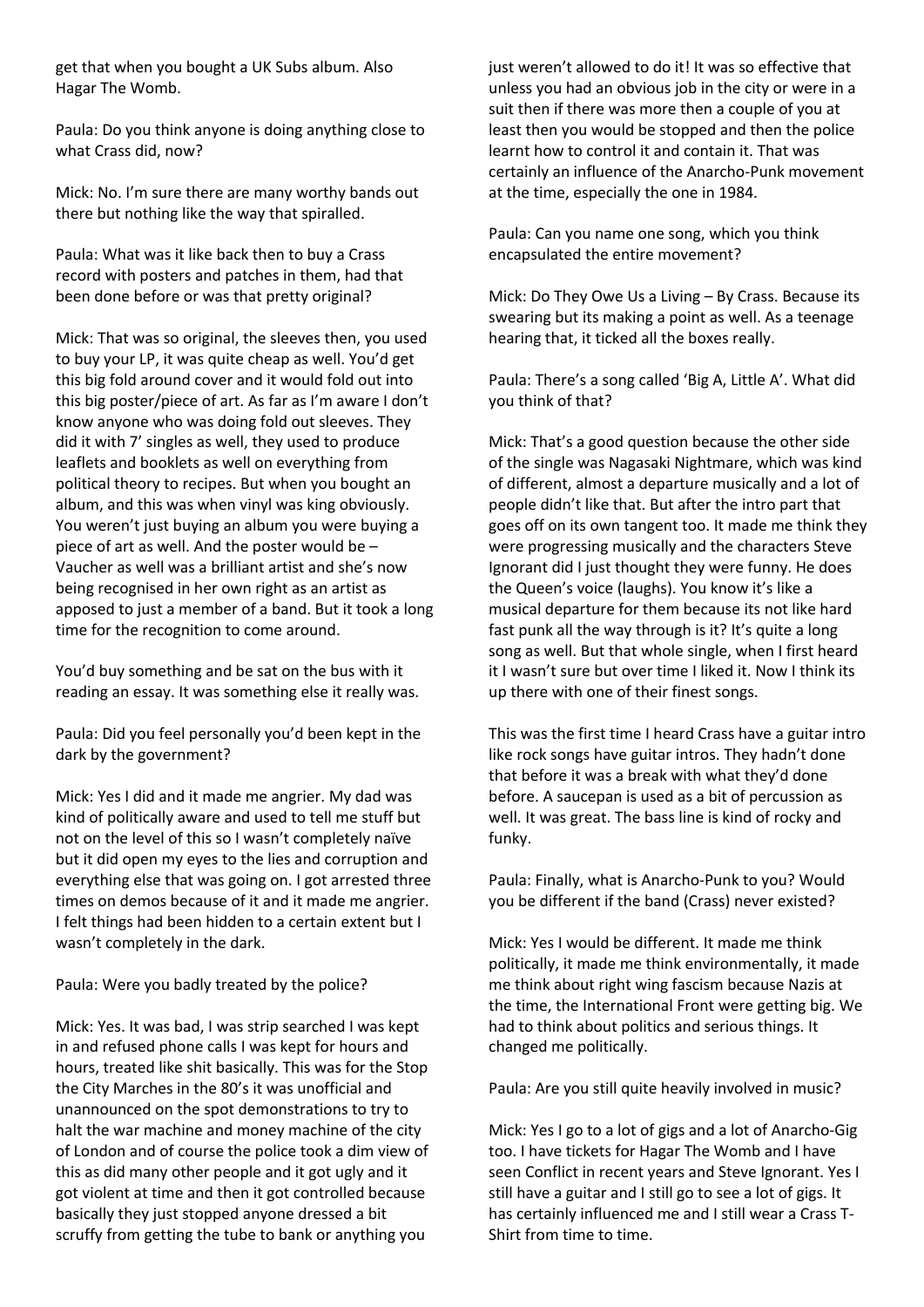get that when you bought a UK Subs album. Also Hagar The Womb.

Paula: Do you think anyone is doing anything close to what Crass did, now?

Mick: No. I'm sure there are many worthy bands out there but nothing like the way that spiralled.

Paula: What was it like back then to buy a Crass record with posters and patches in them, had that been done before or was that pretty original?

Mick: That was so original, the sleeves then, you used to buy your LP, it was quite cheap as well. You'd get this big fold around cover and it would fold out into this big poster/piece of art. As far as I'm aware I don't know anyone who was doing fold out sleeves. They did it with 7' singles as well, they used to produce leaflets and booklets as well on everything from political theory to recipes. But when you bought an album, and this was when vinyl was king obviously. You weren't just buying an album you were buying a piece of art as well. And the poster would be – Vaucher as well was a brilliant artist and she's now being recognised in her own right as an artist as apposed to just a member of a band. But it took a long time for the recognition to come around.

You'd buy something and be sat on the bus with it reading an essay. It was something else it really was.

Paula: Did you feel personally you'd been kept in the dark by the government?

Mick: Yes I did and it made me angrier. My dad was kind of politically aware and used to tell me stuff but not on the level of this so I wasn't completely naïve but it did open my eyes to the lies and corruption and everything else that was going on. I got arrested three times on demos because of it and it made me angrier. I felt things had been hidden to a certain extent but I wasn't completely in the dark.

Paula: Were you badly treated by the police?

Mick: Yes. It was bad, I was strip searched I was kept in and refused phone calls I was kept for hours and hours, treated like shit basically. This was for the Stop the City Marches in the 80's it was unofficial and unannounced on the spot demonstrations to try to halt the war machine and money machine of the city of London and of course the police took a dim view of this as did many other people and it got ugly and it got violent at time and then it got controlled because basically they just stopped anyone dressed a bit scruffy from getting the tube to bank or anything you just weren't allowed to do it! It was so effective that unless you had an obvious job in the city or were in a suit then if there was more then a couple of you at least then you would be stopped and then the police learnt how to control it and contain it. That was certainly an influence of the Anarcho-Punk movement at the time, especially the one in 1984.

Paula: Can you name one song, which you think encapsulated the entire movement?

Mick: Do They Owe Us a Living – By Crass. Because its swearing but its making a point as well. As a teenage hearing that, it ticked all the boxes really.

Paula: There's a song called 'Big A, Little A'. What did you think of that?

Mick: That's a good question because the other side of the single was Nagasaki Nightmare, which was kind of different, almost a departure musically and a lot of people didn't like that. But after the intro part that goes off on its own tangent too. It made me think they were progressing musically and the characters Steve Ignorant did I just thought they were funny. He does the Queen's voice (laughs). You know it's like a musical departure for them because its not like hard fast punk all the way through is it? It's quite a long song as well. But that whole single, when I first heard it I wasn't sure but over time I liked it. Now I think its up there with one of their finest songs.

This was the first time I heard Crass have a guitar intro like rock songs have guitar intros. They hadn't done that before it was a break with what they'd done before. A saucepan is used as a bit of percussion as well. It was great. The bass line is kind of rocky and funky.

Paula: Finally, what is Anarcho-Punk to you? Would you be different if the band (Crass) never existed?

Mick: Yes I would be different. It made me think politically, it made me think environmentally, it made me think about right wing fascism because Nazis at the time, the International Front were getting big. We had to think about politics and serious things. It changed me politically.

Paula: Are you still quite heavily involved in music?

Mick: Yes I go to a lot of gigs and a lot of Anarcho-Gig too. I have tickets for Hagar The Womb and I have seen Conflict in recent years and Steve Ignorant. Yes I still have a guitar and I still go to see a lot of gigs. It has certainly influenced me and I still wear a Crass T-Shirt from time to time.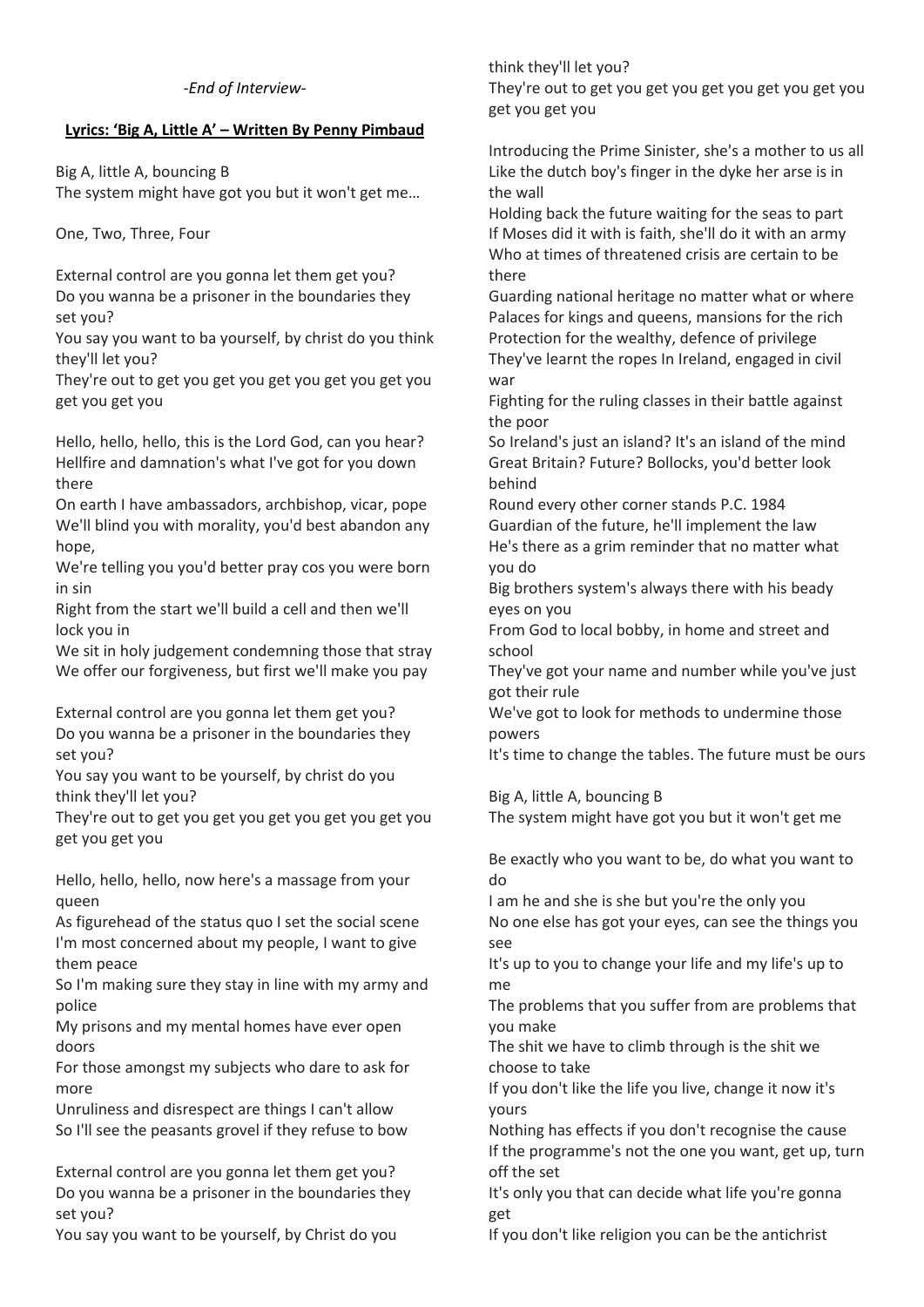*-End of Interview-*

**Lyrics: 'Big A, Little A' – Written By Penny Pimbaud**

Big A, little A, bouncing B
The system might have got you but it won't get me…

One, Two, Three, Four

External control are you gonna let them get you?
Do you wanna be a prisoner in the boundaries they set you?
You say you want to ba yourself, by christ do you think they'll let you?
They're out to get you get you get you get you get you get you get you

Hello, hello, hello, this is the Lord God, can you hear?
Hellfire and damnation's what I've got for you down there
On earth I have ambassadors, archbishop, vicar, pope
We'll blind you with morality, you'd best abandon any hope,
We're telling you you'd better pray cos you were born in sin
Right from the start we'll build a cell and then we'll lock you in
We sit in holy judgement condemning those that stray
We offer our forgiveness, but first we'll make you pay

External control are you gonna let them get you?
Do you wanna be a prisoner in the boundaries they set you?
You say you want to be yourself, by christ do you think they'll let you?
They're out to get you get you get you get you get you get you get you

Hello, hello, hello, now here's a massage from your queen
As figurehead of the status quo I set the social scene
I'm most concerned about my people, I want to give them peace
So I'm making sure they stay in line with my army and police
My prisons and my mental homes have ever open doors
For those amongst my subjects who dare to ask for more
Unruliness and disrespect are things I can't allow
So I'll see the peasants grovel if they refuse to bow

External control are you gonna let them get you?
Do you wanna be a prisoner in the boundaries they set you?
You say you want to be yourself, by Christ do you think they'll let you?
They're out to get you get you get you get you get you get you get you

Introducing the Prime Sinister, she's a mother to us all
Like the dutch boy's finger in the dyke her arse is in the wall
Holding back the future waiting for the seas to part
If Moses did it with is faith, she'll do it with an army
Who at times of threatened crisis are certain to be there
Guarding national heritage no matter what or where
Palaces for kings and queens, mansions for the rich
Protection for the wealthy, defence of privilege
They've learnt the ropes In Ireland, engaged in civil war
Fighting for the ruling classes in their battle against the poor
So Ireland's just an island? It's an island of the mind
Great Britain? Future? Bollocks, you'd better look behind
Round every other corner stands P.C. 1984
Guardian of the future, he'll implement the law
He's there as a grim reminder that no matter what you do
Big brothers system's always there with his beady eyes on you
From God to local bobby, in home and street and school
They've got your name and number while you've just got their rule
We've got to look for methods to undermine those powers
It's time to change the tables. The future must be ours

Big A, little A, bouncing B
The system might have got you but it won't get me

Be exactly who you want to be, do what you want to do
I am he and she is she but you're the only you
No one else has got your eyes, can see the things you see
It's up to you to change your life and my life's up to me
The problems that you suffer from are problems that you make
The shit we have to climb through is the shit we choose to take
If you don't like the life you live, change it now it's yours
Nothing has effects if you don't recognise the cause
If the programme's not the one you want, get up, turn off the set
It's only you that can decide what life you're gonna get
If you don't like religion you can be the antichrist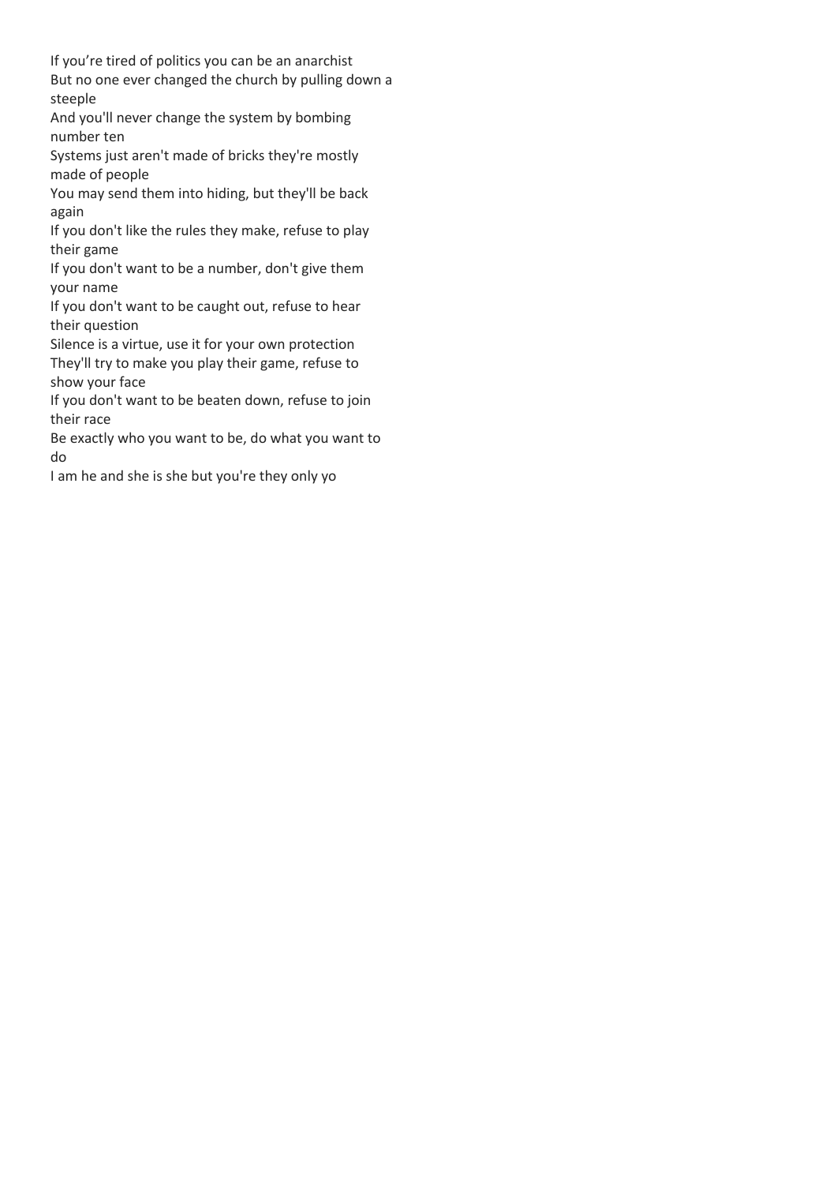If you’re tired of politics you can be an anarchist
But no one ever changed the church by pulling down a steeple
And you'll never change the system by bombing number ten
Systems just aren't made of bricks they're mostly made of people
You may send them into hiding, but they'll be back again
If you don't like the rules they make, refuse to play their game
If you don't want to be a number, don't give them your name
If you don't want to be caught out, refuse to hear their question
Silence is a virtue, use it for your own protection
They'll try to make you play their game, refuse to show your face
If you don't want to be beaten down, refuse to join their race
Be exactly who you want to be, do what you want to do
I am he and she is she but you're they only yo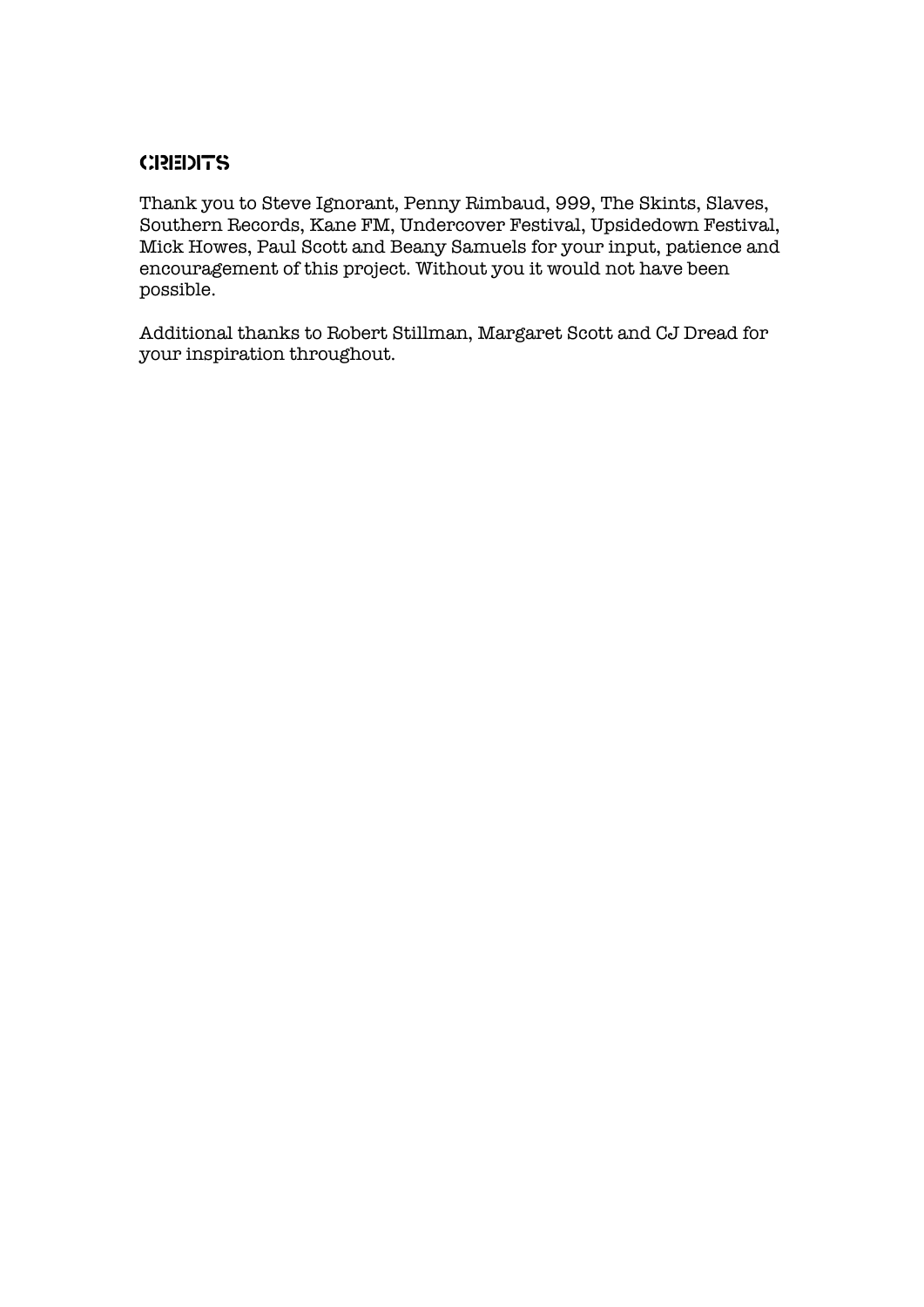# CREDITS

Thank you to Steve Ignorant, Penny Rimbaud, 999, The Skints, Slaves, Southern Records, Kane FM, Undercover Festival, Upsidedown Festival, Mick Howes, Paul Scott and Beany Samuels for your input, patience and encouragement of this project. Without you it would not have been possible.

Additional thanks to Robert Stillman, Margaret Scott and CJ Dread for your inspiration throughout.